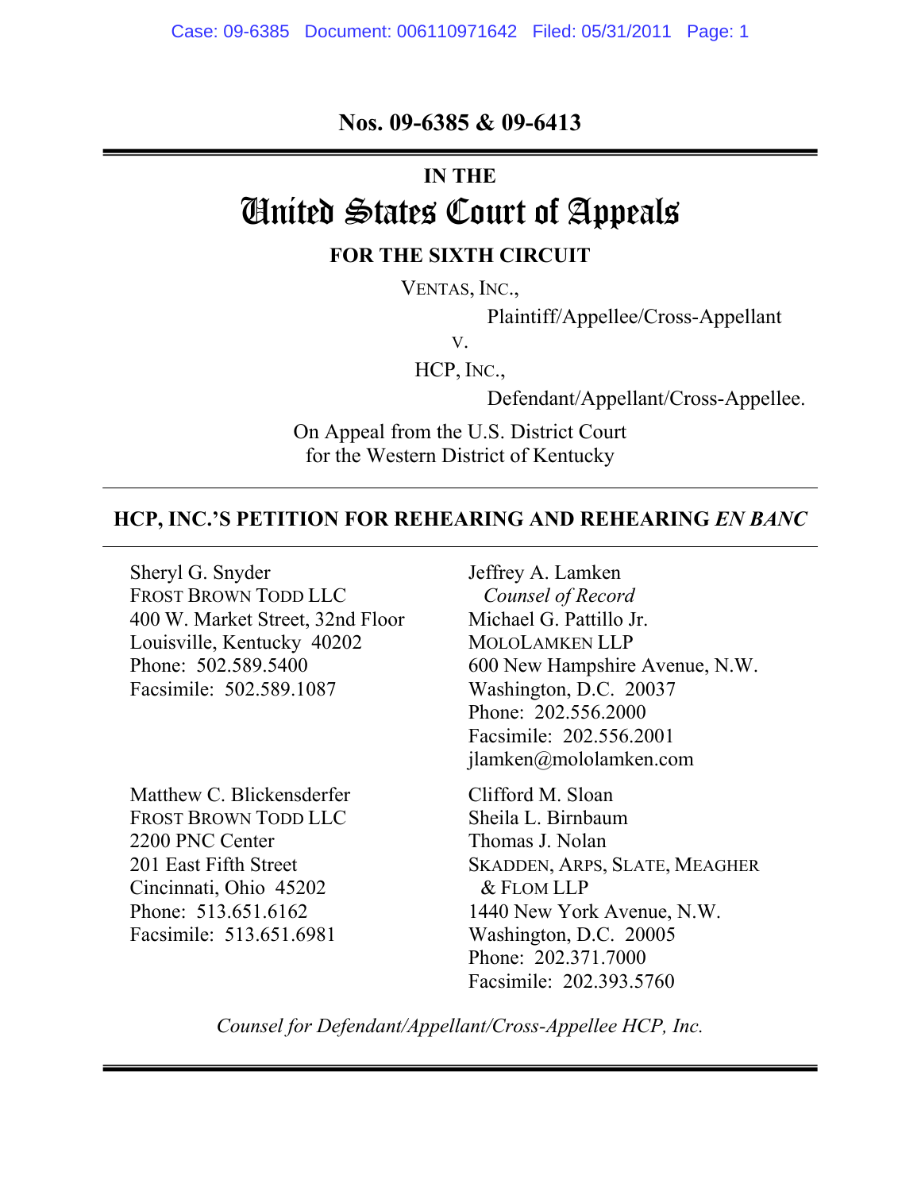**Nos. 09-6385 & 09-6413**

IN THE

# United States Court of Appeals

**FOR THE SIXTH CIRCUIT**

VENTAS, INC.,

Plaintiff/Appellee/Cross-Appellant

v.

HCP, INC.,

Defendant/Appellant/Cross-Appellee.

On Appeal from the U.S. District Court
for the Western District of Kentucky

---

**HCP, INC.'S PETITION FOR REHEARING AND REHEARING *EN BANC***

---

Jeffrey A. Lamken
*Counsel of Record*
Michael G. Pattillo Jr.
MOLOLAMKEN LLP
600 New Hampshire Avenue, N.W.
Washington, D.C. 20037
Phone: 202.556.2000
Facsimile: 202.556.2001
jlamken@mololamken.com

Sheryl G. Snyder
FROST BROWN TODD LLC
400 W. Market Street, 32nd Floor
Louisville, Kentucky 40202
Phone: 502.589.5400
Facsimile: 502.589.1087

Clifford M. Sloan
Sheila L. Birnbaum
Thomas J. Nolan
SKADDEN, ARPS, SLATE, MEAGHER & FLOM LLP
1440 New York Avenue, N.W.
Washington, D.C. 20005
Phone: 202.371.7000
Facsimile: 202.393.5760

Matthew C. Blickensderfer
FROST BROWN TODD LLC
2200 PNC Center
201 East Fifth Street
Cincinnati, Ohio 45202
Phone: 513.651.6162
Facsimile: 513.651.6981

*Counsel for Defendant/Appellant/Cross-Appellee HCP, Inc.*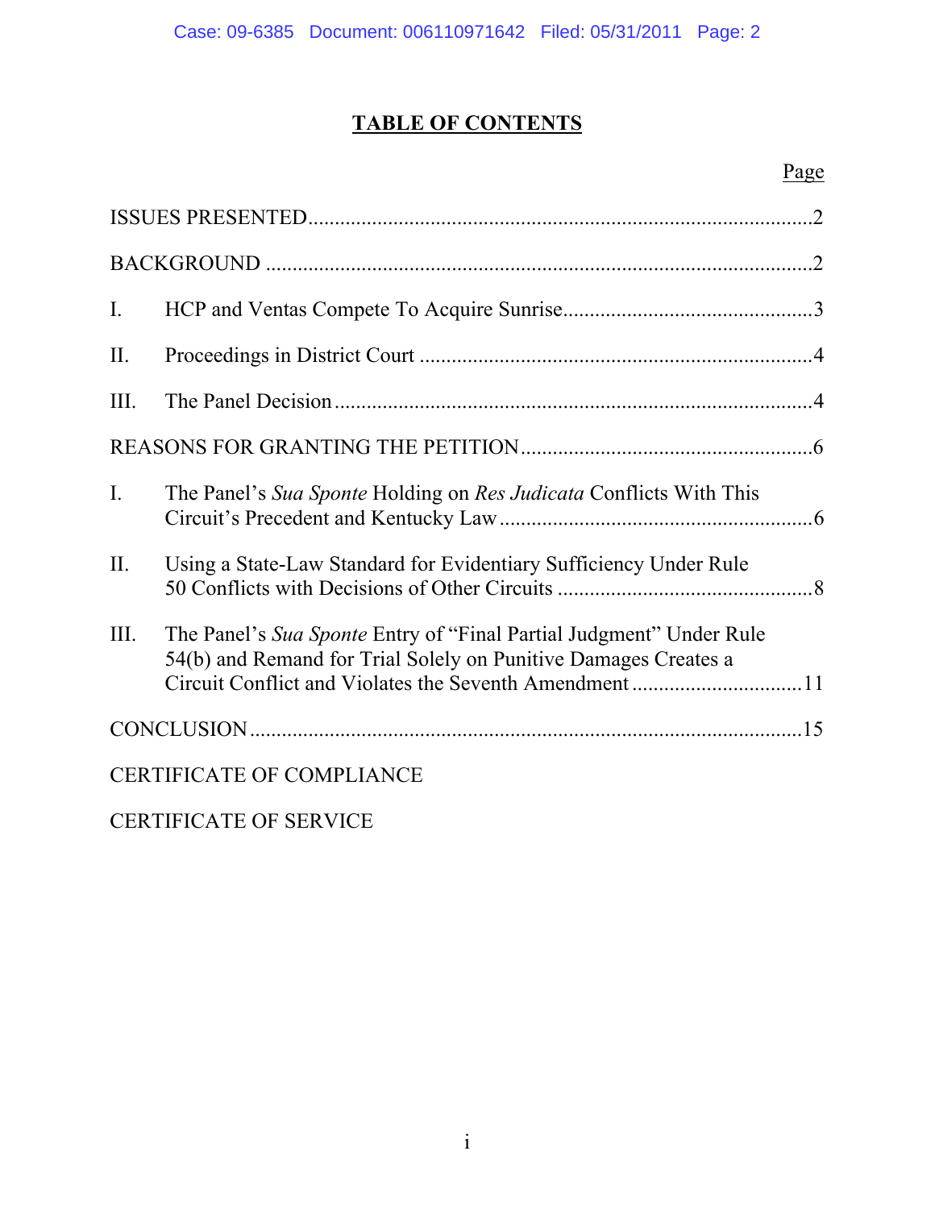# TABLE OF CONTENTS

| | | Page |
|---|---|---|
| ISSUES PRESENTED | | 2 |
| BACKGROUND | | 2 |
| I. | HCP and Ventas Compete To Acquire Sunrise | 3 |
| II. | Proceedings in District Court | 4 |
| III. | The Panel Decision | 4 |
| REASONS FOR GRANTING THE PETITION | | 6 |
| I. | The Panel's *Sua Sponte* Holding on *Res Judicata* Conflicts With This Circuit's Precedent and Kentucky Law | 6 |
| II. | Using a State-Law Standard for Evidentiary Sufficiency Under Rule 50 Conflicts with Decisions of Other Circuits | 8 |
| III. | The Panel's *Sua Sponte* Entry of "Final Partial Judgment" Under Rule 54(b) and Remand for Trial Solely on Punitive Damages Creates a Circuit Conflict and Violates the Seventh Amendment | 11 |
| CONCLUSION | | 15 |
| CERTIFICATE OF COMPLIANCE | | |
| CERTIFICATE OF SERVICE | | |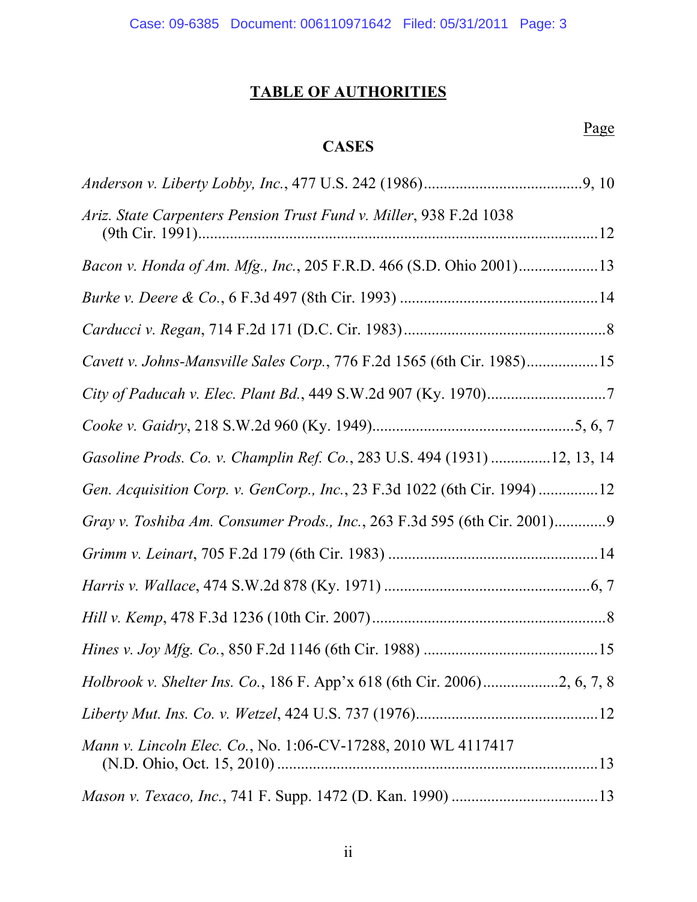# TABLE OF AUTHORITIES

Page

## CASES

*Anderson v. Liberty Lobby, Inc.*, 477 U.S. 242 (1986)........................................9, 10

*Ariz. State Carpenters Pension Trust Fund v. Miller*, 938 F.2d 1038 (9th Cir. 1991)....................................................................................................12

*Bacon v. Honda of Am. Mfg., Inc.*, 205 F.R.D. 466 (S.D. Ohio 2001)...................13

*Burke v. Deere & Co.*, 6 F.3d 497 (8th Cir. 1993) .................................................14

*Carducci v. Regan*, 714 F.2d 171 (D.C. Cir. 1983)...................................................8

*Cavett v. Johns-Mansville Sales Corp.*, 776 F.2d 1565 (6th Cir. 1985).................15

*City of Paducah v. Elec. Plant Bd.*, 449 S.W.2d 907 (Ky. 1970)..............................7

*Cooke v. Gaidry*, 218 S.W.2d 960 (Ky. 1949)...................................................5, 6, 7

*Gasoline Prods. Co. v. Champlin Ref. Co.*, 283 U.S. 494 (1931) ..............12, 13, 14

*Gen. Acquisition Corp. v. GenCorp., Inc.*, 23 F.3d 1022 (6th Cir. 1994) ...............12

*Gray v. Toshiba Am. Consumer Prods., Inc.*, 263 F.3d 595 (6th Cir. 2001).............9

*Grimm v. Leinart*, 705 F.2d 179 (6th Cir. 1983) .....................................................14

*Harris v. Wallace*, 474 S.W.2d 878 (Ky. 1971) ....................................................6, 7

*Hill v. Kemp*, 478 F.3d 1236 (10th Cir. 2007)...........................................................8

*Hines v. Joy Mfg. Co.*, 850 F.2d 1146 (6th Cir. 1988) ............................................15

*Holbrook v. Shelter Ins. Co.*, 186 F. App'x 618 (6th Cir. 2006)..................2, 6, 7, 8

*Liberty Mut. Ins. Co. v. Wetzel*, 424 U.S. 737 (1976)..............................................12

*Mann v. Lincoln Elec. Co.*, No. 1:06-CV-17288, 2010 WL 4117417 (N.D. Ohio, Oct. 15, 2010) ................................................................................13

*Mason v. Texaco, Inc.*, 741 F. Supp. 1472 (D. Kan. 1990) .....................................13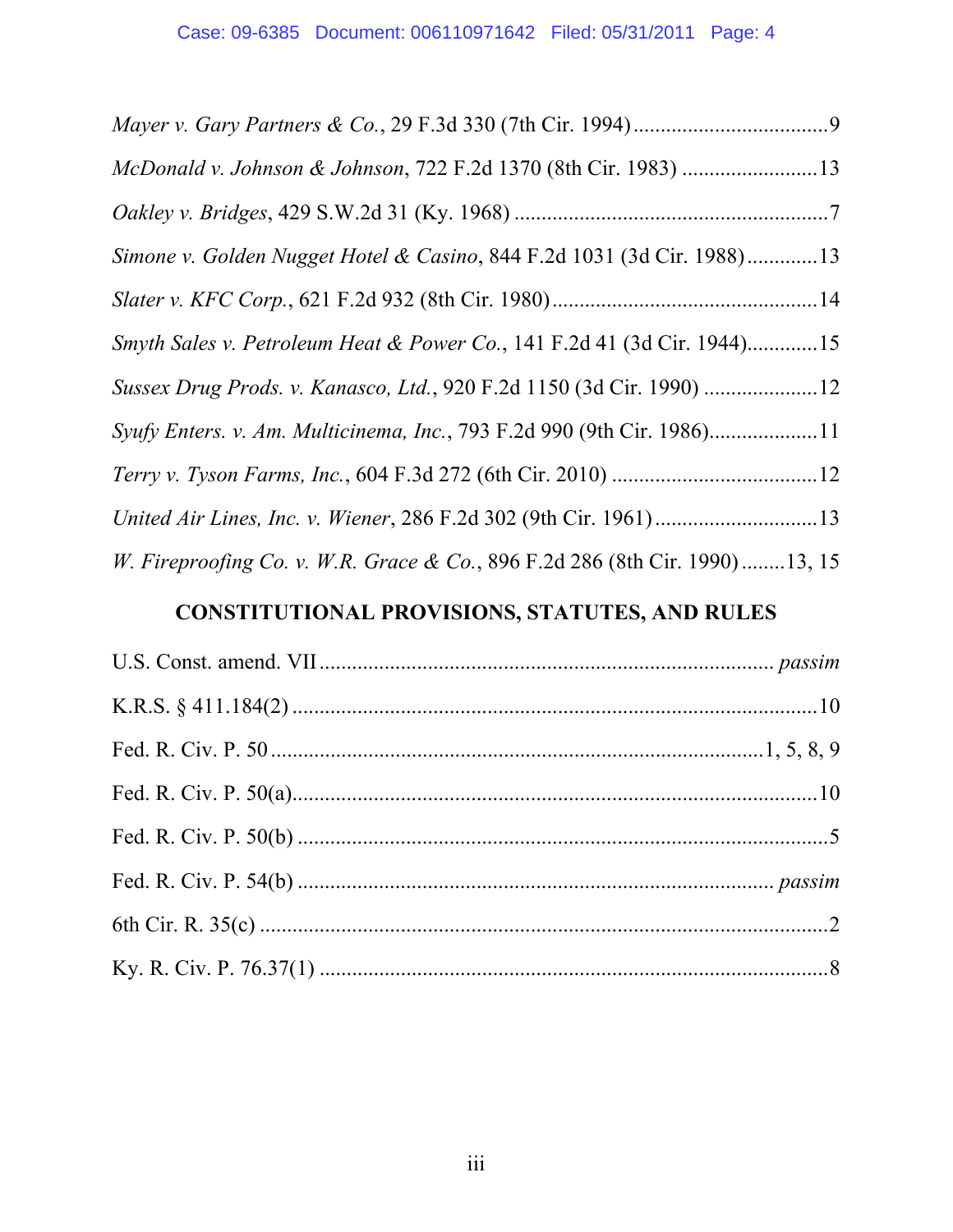*Mayer v. Gary Partners & Co.*, 29 F.3d 330 (7th Cir. 1994) .................................... 9

*McDonald v. Johnson & Johnson*, 722 F.2d 1370 (8th Cir. 1983) ......................... 13

*Oakley v. Bridges*, 429 S.W.2d 31 (Ky. 1968) .......................................................... 7

*Simone v. Golden Nugget Hotel & Casino*, 844 F.2d 1031 (3d Cir. 1988) ............. 13

*Slater v. KFC Corp.*, 621 F.2d 932 (8th Cir. 1980) ................................................. 14

*Smyth Sales v. Petroleum Heat & Power Co.*, 141 F.2d 41 (3d Cir. 1944) ............. 15

*Sussex Drug Prods. v. Kanasco, Ltd.*, 920 F.2d 1150 (3d Cir. 1990) ..................... 12

*Syufy Enters. v. Am. Multicinema, Inc.*, 793 F.2d 990 (9th Cir. 1986) .................... 11

*Terry v. Tyson Farms, Inc.*, 604 F.3d 272 (6th Cir. 2010) ...................................... 12

*United Air Lines, Inc. v. Wiener*, 286 F.2d 302 (9th Cir. 1961) .............................. 13

*W. Fireproofing Co. v. W.R. Grace & Co.*, 896 F.2d 286 (8th Cir. 1990) ........ 13, 15

## CONSTITUTIONAL PROVISIONS, STATUTES, AND RULES

U.S. Const. amend. VII .................................................................................... *passim*

K.R.S. § 411.184(2) ................................................................................................ 10

Fed. R. Civ. P. 50 ......................................................................................... 1, 5, 8, 9

Fed. R. Civ. P. 50(a) ................................................................................................ 10

Fed. R. Civ. P. 50(b) .................................................................................................. 5

Fed. R. Civ. P. 54(b) ...................................................................................... *passim*

6th Cir. R. 35(c) ......................................................................................................... 2

Ky. R. Civ. P. 76.37(1) .............................................................................................. 8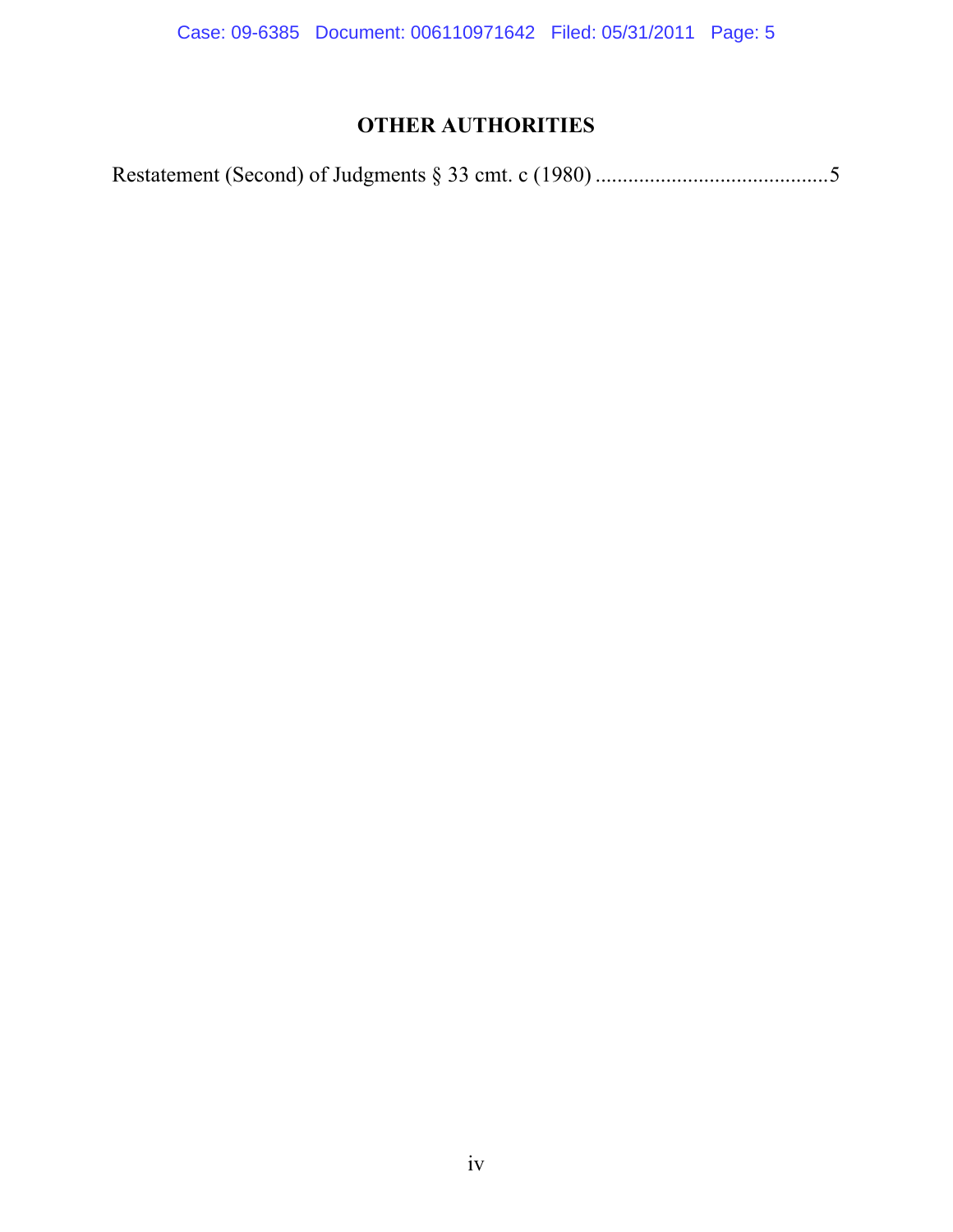## OTHER AUTHORITIES

Restatement (Second) of Judgments § 33 cmt. c (1980) ..........................................5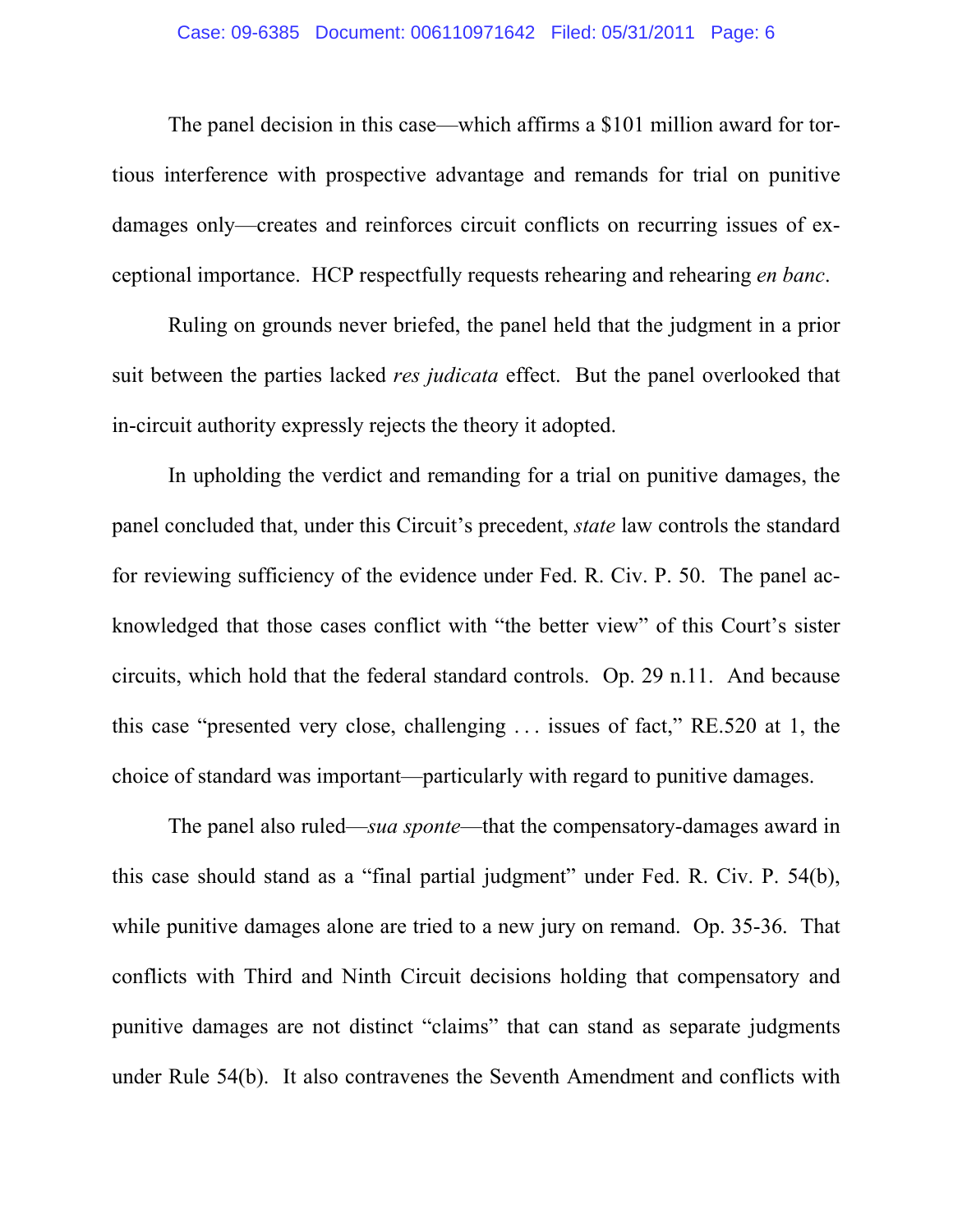The panel decision in this case—which affirms a $101 million award for tortious interference with prospective advantage and remands for trial on punitive damages only—creates and reinforces circuit conflicts on recurring issues of exceptional importance. HCP respectfully requests rehearing and rehearing *en banc*.

Ruling on grounds never briefed, the panel held that the judgment in a prior suit between the parties lacked *res judicata* effect. But the panel overlooked that in-circuit authority expressly rejects the theory it adopted.

In upholding the verdict and remanding for a trial on punitive damages, the panel concluded that, under this Circuit's precedent, *state* law controls the standard for reviewing sufficiency of the evidence under Fed. R. Civ. P. 50. The panel acknowledged that those cases conflict with "the better view" of this Court's sister circuits, which hold that the federal standard controls. Op. 29 n.11. And because this case "presented very close, challenging . . . issues of fact," RE.520 at 1, the choice of standard was important—particularly with regard to punitive damages.

The panel also ruled—*sua sponte*—that the compensatory-damages award in this case should stand as a "final partial judgment" under Fed. R. Civ. P. 54(b), while punitive damages alone are tried to a new jury on remand. Op. 35-36. That conflicts with Third and Ninth Circuit decisions holding that compensatory and punitive damages are not distinct "claims" that can stand as separate judgments under Rule 54(b). It also contravenes the Seventh Amendment and conflicts with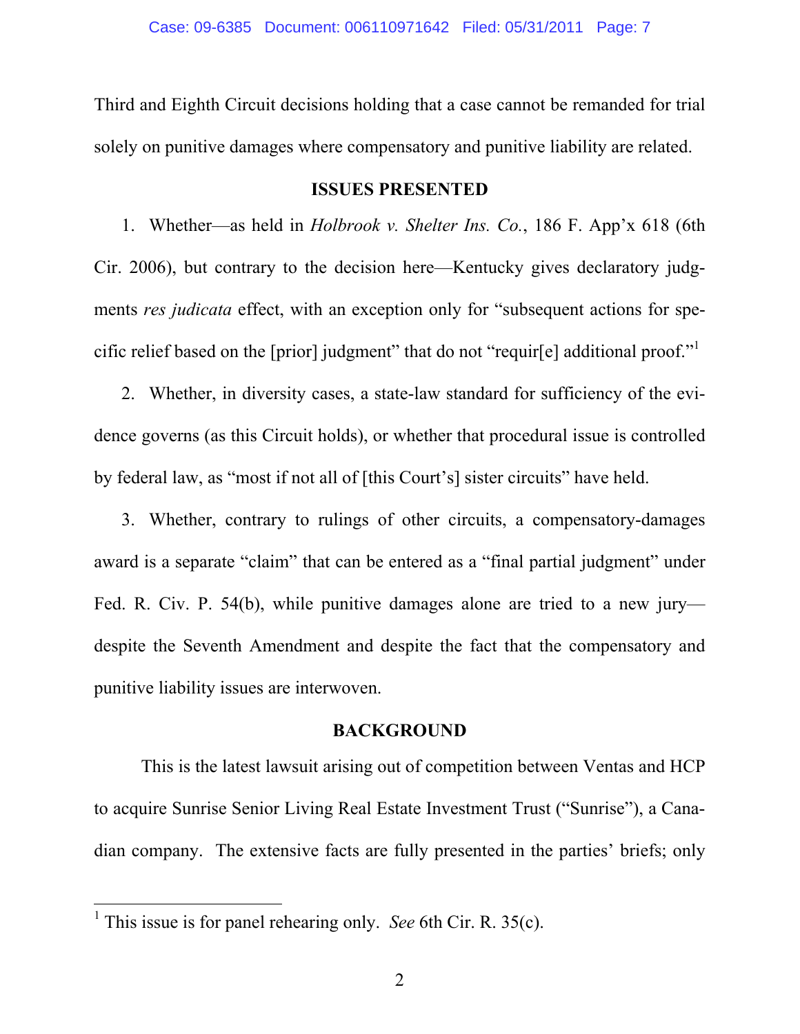Third and Eighth Circuit decisions holding that a case cannot be remanded for trial solely on punitive damages where compensatory and punitive liability are related.

## ISSUES PRESENTED

1. Whether—as held in *Holbrook v. Shelter Ins. Co.*, 186 F. App'x 618 (6th Cir. 2006), but contrary to the decision here—Kentucky gives declaratory judgments *res judicata* effect, with an exception only for "subsequent actions for specific relief based on the [prior] judgment" that do not "requir[e] additional proof."[1]

2. Whether, in diversity cases, a state-law standard for sufficiency of the evidence governs (as this Circuit holds), or whether that procedural issue is controlled by federal law, as "most if not all of [this Court's] sister circuits" have held.

3. Whether, contrary to rulings of other circuits, a compensatory-damages award is a separate "claim" that can be entered as a "final partial judgment" under Fed. R. Civ. P. 54(b), while punitive damages alone are tried to a new jury—despite the Seventh Amendment and despite the fact that the compensatory and punitive liability issues are interwoven.

## BACKGROUND

This is the latest lawsuit arising out of competition between Ventas and HCP to acquire Sunrise Senior Living Real Estate Investment Trust ("Sunrise"), a Canadian company. The extensive facts are fully presented in the parties' briefs; only

[1] This issue is for panel rehearing only. *See* 6th Cir. R. 35(c).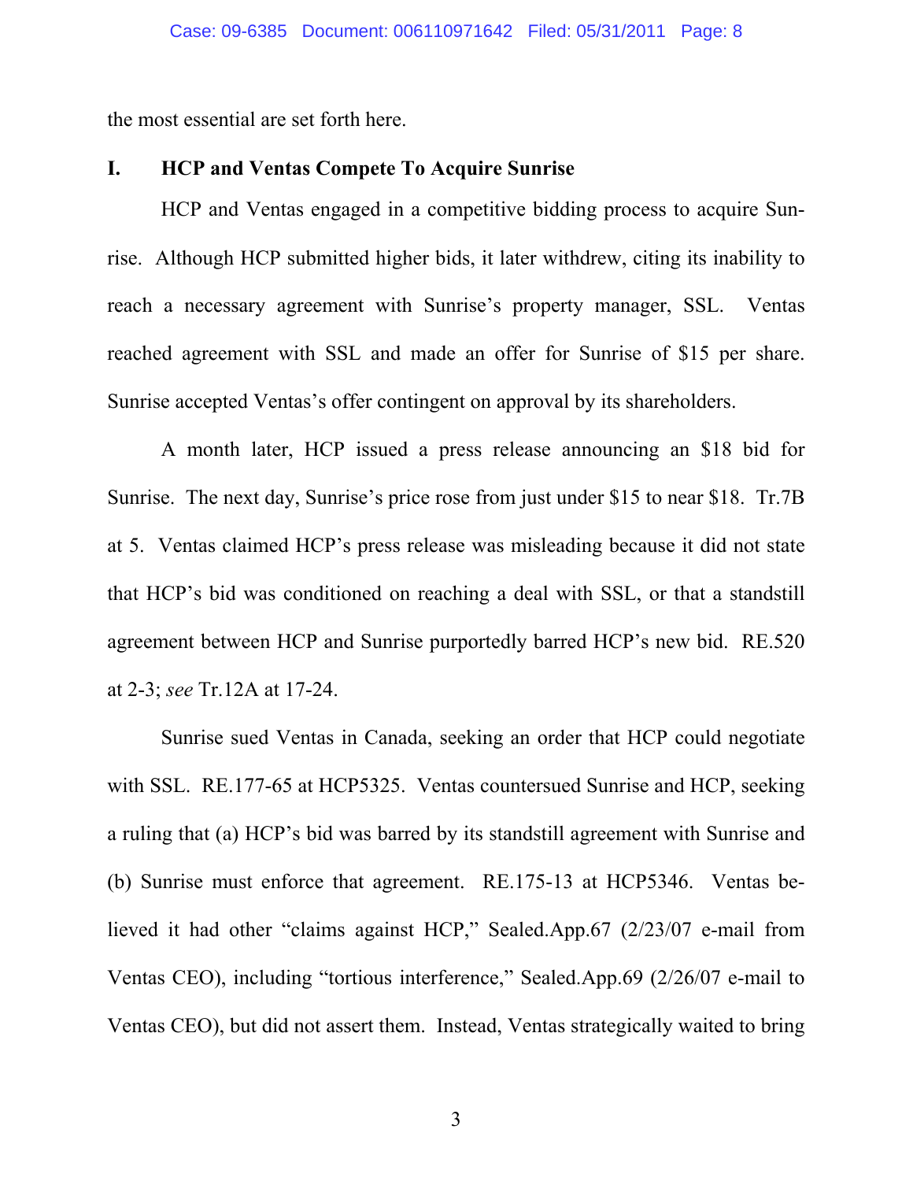the most essential are set forth here.

## I. HCP and Ventas Compete To Acquire Sunrise

HCP and Ventas engaged in a competitive bidding process to acquire Sunrise. Although HCP submitted higher bids, it later withdrew, citing its inability to reach a necessary agreement with Sunrise's property manager, SSL. Ventas reached agreement with SSL and made an offer for Sunrise of $15 per share. Sunrise accepted Ventas's offer contingent on approval by its shareholders.

A month later, HCP issued a press release announcing an $18 bid for Sunrise. The next day, Sunrise's price rose from just under $15 to near $18. Tr.7B at 5. Ventas claimed HCP's press release was misleading because it did not state that HCP's bid was conditioned on reaching a deal with SSL, or that a standstill agreement between HCP and Sunrise purportedly barred HCP's new bid. RE.520 at 2-3; *see* Tr.12A at 17-24.

Sunrise sued Ventas in Canada, seeking an order that HCP could negotiate with SSL. RE.177-65 at HCP5325. Ventas countersued Sunrise and HCP, seeking a ruling that (a) HCP's bid was barred by its standstill agreement with Sunrise and (b) Sunrise must enforce that agreement. RE.175-13 at HCP5346. Ventas believed it had other "claims against HCP," Sealed.App.67 (2/23/07 e-mail from Ventas CEO), including "tortious interference," Sealed.App.69 (2/26/07 e-mail to Ventas CEO), but did not assert them. Instead, Ventas strategically waited to bring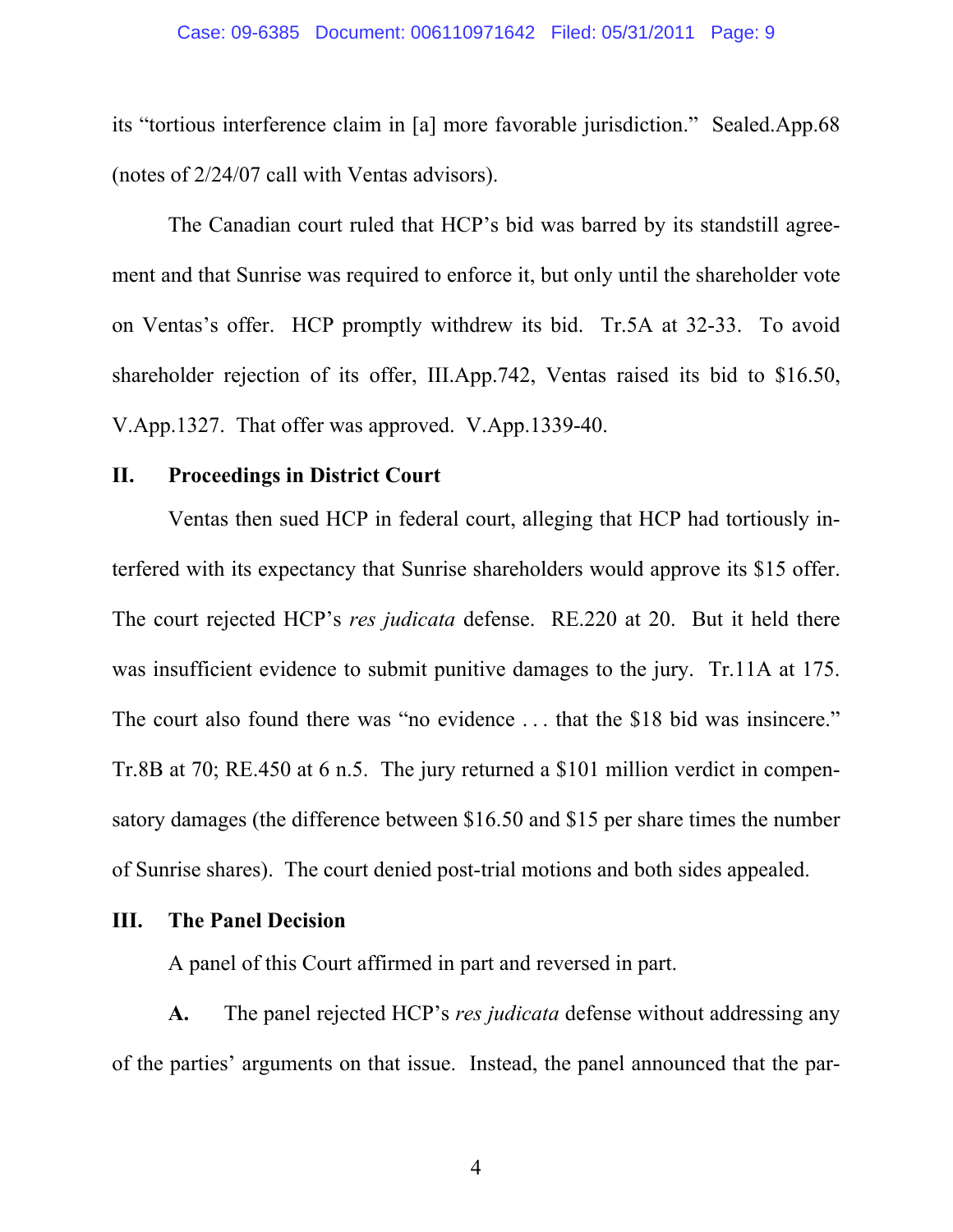its "tortious interference claim in [a] more favorable jurisdiction." Sealed.App.68 (notes of 2/24/07 call with Ventas advisors).

The Canadian court ruled that HCP's bid was barred by its standstill agreement and that Sunrise was required to enforce it, but only until the shareholder vote on Ventas's offer. HCP promptly withdrew its bid. Tr.5A at 32-33. To avoid shareholder rejection of its offer, III.App.742, Ventas raised its bid to $16.50, V.App.1327. That offer was approved. V.App.1339-40.

## II. Proceedings in District Court

Ventas then sued HCP in federal court, alleging that HCP had tortiously interfered with its expectancy that Sunrise shareholders would approve its $15 offer. The court rejected HCP's *res judicata* defense. RE.220 at 20. But it held there was insufficient evidence to submit punitive damages to the jury. Tr.11A at 175. The court also found there was "no evidence . . . that the $18 bid was insincere." Tr.8B at 70; RE.450 at 6 n.5. The jury returned a $101 million verdict in compensatory damages (the difference between $16.50 and $15 per share times the number of Sunrise shares). The court denied post-trial motions and both sides appealed.

## III. The Panel Decision

A panel of this Court affirmed in part and reversed in part.

**A.** The panel rejected HCP's *res judicata* defense without addressing any of the parties' arguments on that issue. Instead, the panel announced that the par-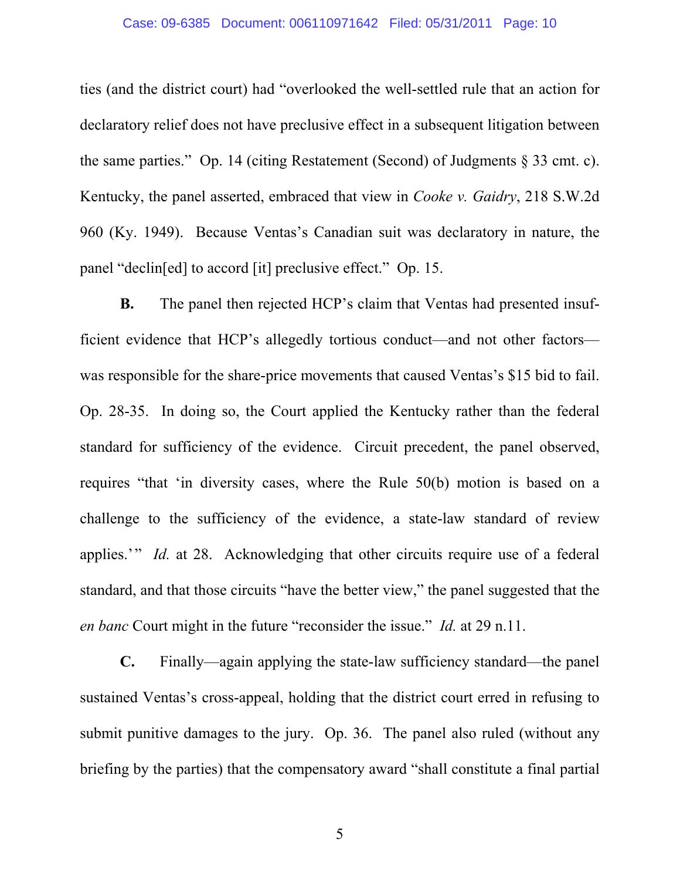ties (and the district court) had "overlooked the well-settled rule that an action for declaratory relief does not have preclusive effect in a subsequent litigation between the same parties." Op. 14 (citing Restatement (Second) of Judgments § 33 cmt. c). Kentucky, the panel asserted, embraced that view in *Cooke v. Gaidry*, 218 S.W.2d 960 (Ky. 1949). Because Ventas's Canadian suit was declaratory in nature, the panel "declin[ed] to accord [it] preclusive effect." Op. 15.

**B.** The panel then rejected HCP's claim that Ventas had presented insufficient evidence that HCP's allegedly tortious conduct—and not other factors—was responsible for the share-price movements that caused Ventas's $15 bid to fail. Op. 28-35. In doing so, the Court applied the Kentucky rather than the federal standard for sufficiency of the evidence. Circuit precedent, the panel observed, requires "that 'in diversity cases, where the Rule 50(b) motion is based on a challenge to the sufficiency of the evidence, a state-law standard of review applies.'" *Id.* at 28. Acknowledging that other circuits require use of a federal standard, and that those circuits "have the better view," the panel suggested that the *en banc* Court might in the future "reconsider the issue." *Id.* at 29 n.11.

**C.** Finally—again applying the state-law sufficiency standard—the panel sustained Ventas's cross-appeal, holding that the district court erred in refusing to submit punitive damages to the jury. Op. 36. The panel also ruled (without any briefing by the parties) that the compensatory award "shall constitute a final partial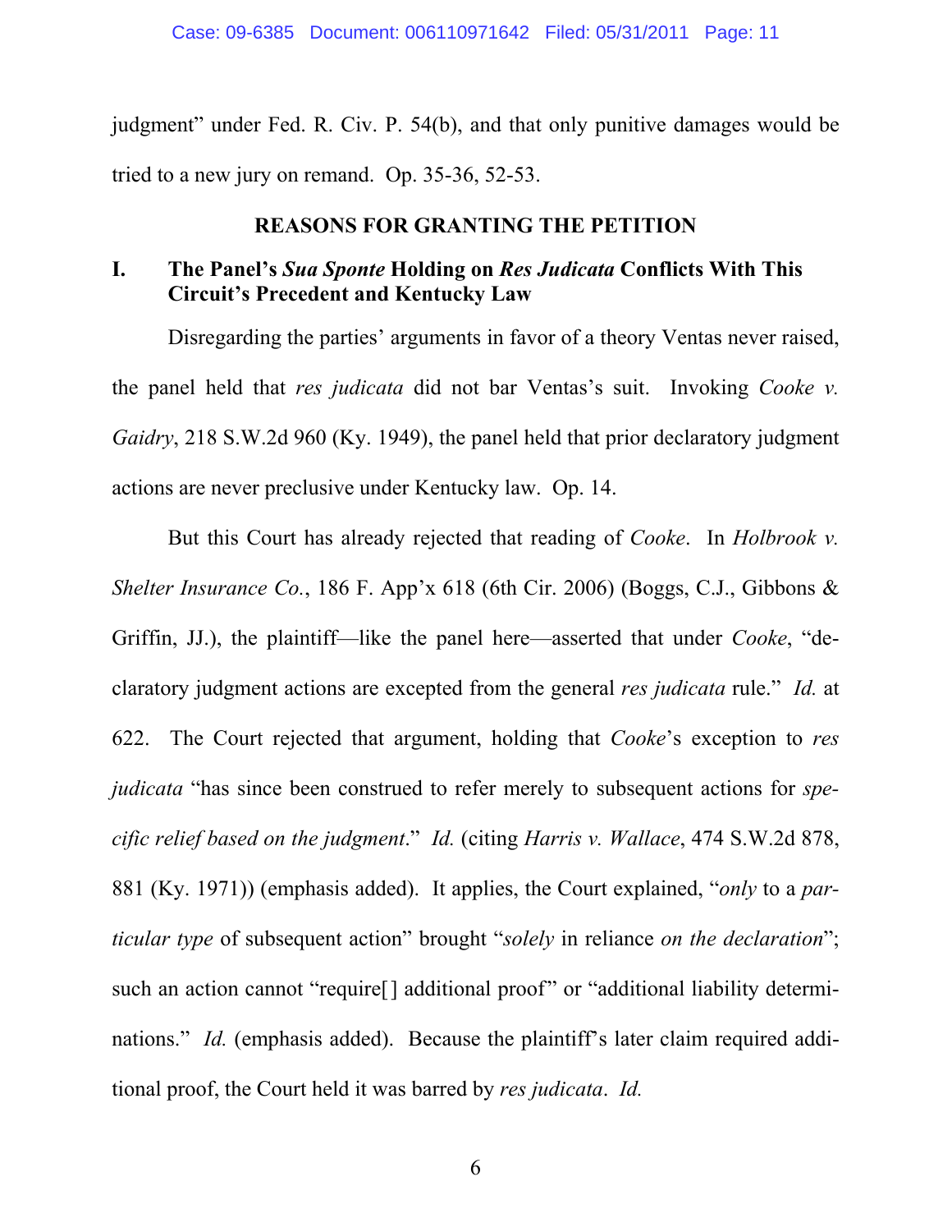judgment" under Fed. R. Civ. P. 54(b), and that only punitive damages would be tried to a new jury on remand. Op. 35-36, 52-53.

## REASONS FOR GRANTING THE PETITION

### I. The Panel's *Sua Sponte* Holding on *Res Judicata* Conflicts With This Circuit's Precedent and Kentucky Law

Disregarding the parties' arguments in favor of a theory Ventas never raised, the panel held that *res judicata* did not bar Ventas's suit. Invoking *Cooke v. Gaidry*, 218 S.W.2d 960 (Ky. 1949), the panel held that prior declaratory judgment actions are never preclusive under Kentucky law. Op. 14.

But this Court has already rejected that reading of *Cooke*. In *Holbrook v. Shelter Insurance Co.*, 186 F. App'x 618 (6th Cir. 2006) (Boggs, C.J., Gibbons & Griffin, JJ.), the plaintiff—like the panel here—asserted that under *Cooke*, "declaratory judgment actions are excepted from the general *res judicata* rule." *Id.* at 622. The Court rejected that argument, holding that *Cooke*'s exception to *res judicata* "has since been construed to refer merely to subsequent actions for *specific relief based on the judgment*." *Id.* (citing *Harris v. Wallace*, 474 S.W.2d 878, 881 (Ky. 1971)) (emphasis added). It applies, the Court explained, "*only* to a *particular type* of subsequent action" brought "*solely* in reliance *on the declaration*"; such an action cannot "require[] additional proof" or "additional liability determinations." *Id.* (emphasis added). Because the plaintiff's later claim required additional proof, the Court held it was barred by *res judicata*. *Id.*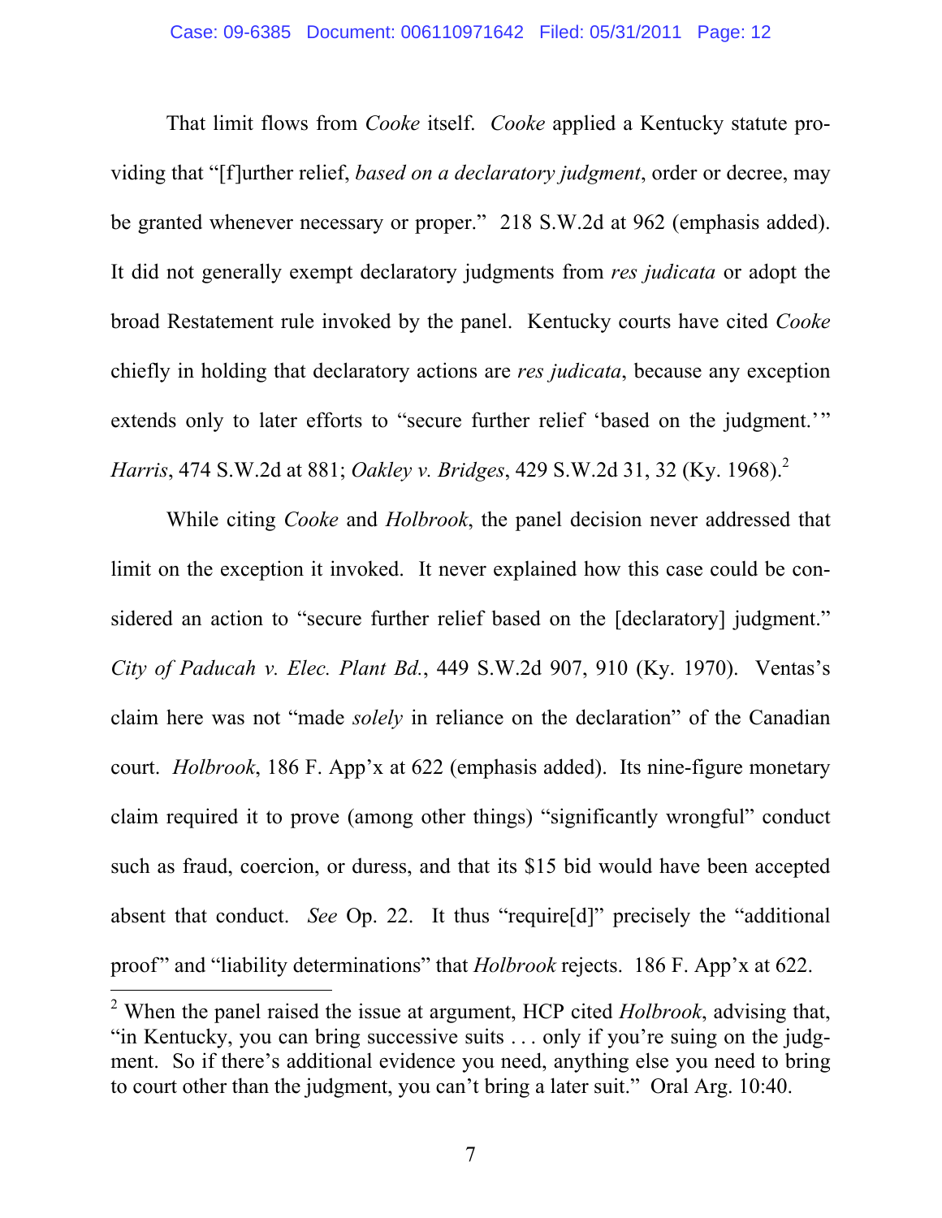That limit flows from *Cooke* itself. *Cooke* applied a Kentucky statute providing that "[f]urther relief, *based on a declaratory judgment*, order or decree, may be granted whenever necessary or proper." 218 S.W.2d at 962 (emphasis added). It did not generally exempt declaratory judgments from *res judicata* or adopt the broad Restatement rule invoked by the panel. Kentucky courts have cited *Cooke* chiefly in holding that declaratory actions are *res judicata*, because any exception extends only to later efforts to "secure further relief 'based on the judgment.'" *Harris*, 474 S.W.2d at 881; *Oakley v. Bridges*, 429 S.W.2d 31, 32 (Ky. 1968).[2]

While citing *Cooke* and *Holbrook*, the panel decision never addressed that limit on the exception it invoked. It never explained how this case could be considered an action to "secure further relief based on the [declaratory] judgment." *City of Paducah v. Elec. Plant Bd.*, 449 S.W.2d 907, 910 (Ky. 1970). Ventas's claim here was not "made *solely* in reliance on the declaration" of the Canadian court. *Holbrook*, 186 F. App'x at 622 (emphasis added). Its nine-figure monetary claim required it to prove (among other things) "significantly wrongful" conduct such as fraud, coercion, or duress, and that its $15 bid would have been accepted absent that conduct. *See* Op. 22. It thus "require[d]" precisely the "additional proof" and "liability determinations" that *Holbrook* rejects. 186 F. App'x at 622.

[2] When the panel raised the issue at argument, HCP cited *Holbrook*, advising that, "in Kentucky, you can bring successive suits . . . only if you're suing on the judgment. So if there's additional evidence you need, anything else you need to bring to court other than the judgment, you can't bring a later suit." Oral Arg. 10:40.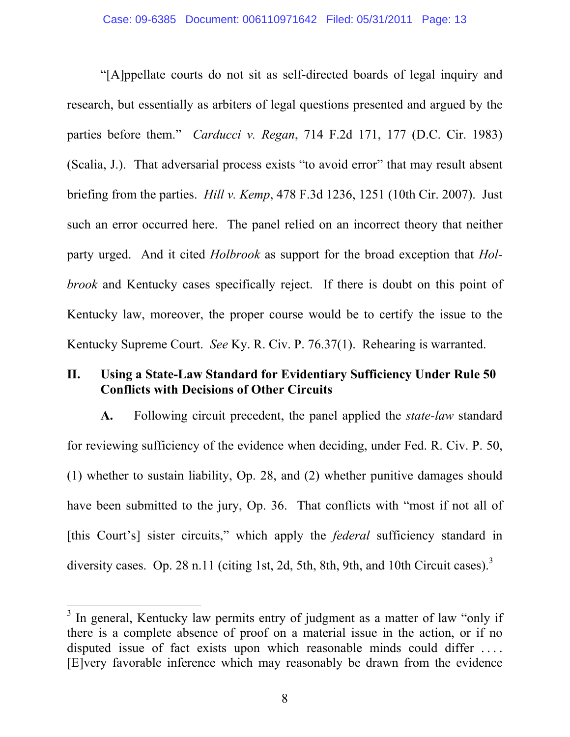"[A]ppellate courts do not sit as self-directed boards of legal inquiry and research, but essentially as arbiters of legal questions presented and argued by the parties before them." *Carducci v. Regan*, 714 F.2d 171, 177 (D.C. Cir. 1983) (Scalia, J.). That adversarial process exists "to avoid error" that may result absent briefing from the parties. *Hill v. Kemp*, 478 F.3d 1236, 1251 (10th Cir. 2007). Just such an error occurred here. The panel relied on an incorrect theory that neither party urged. And it cited *Holbrook* as support for the broad exception that *Holbrook* and Kentucky cases specifically reject. If there is doubt on this point of Kentucky law, moreover, the proper course would be to certify the issue to the Kentucky Supreme Court. *See* Ky. R. Civ. P. 76.37(1). Rehearing is warranted.

## II. Using a State-Law Standard for Evidentiary Sufficiency Under Rule 50 Conflicts with Decisions of Other Circuits

**A.** Following circuit precedent, the panel applied the *state-law* standard for reviewing sufficiency of the evidence when deciding, under Fed. R. Civ. P. 50, (1) whether to sustain liability, Op. 28, and (2) whether punitive damages should have been submitted to the jury, Op. 36. That conflicts with "most if not all of [this Court's] sister circuits," which apply the *federal* sufficiency standard in diversity cases. Op. 28 n.11 (citing 1st, 2d, 5th, 8th, 9th, and 10th Circuit cases).[3]

---

[3] In general, Kentucky law permits entry of judgment as a matter of law "only if there is a complete absence of proof on a material issue in the action, or if no disputed issue of fact exists upon which reasonable minds could differ . . . . [E]very favorable inference which may reasonably be drawn from the evidence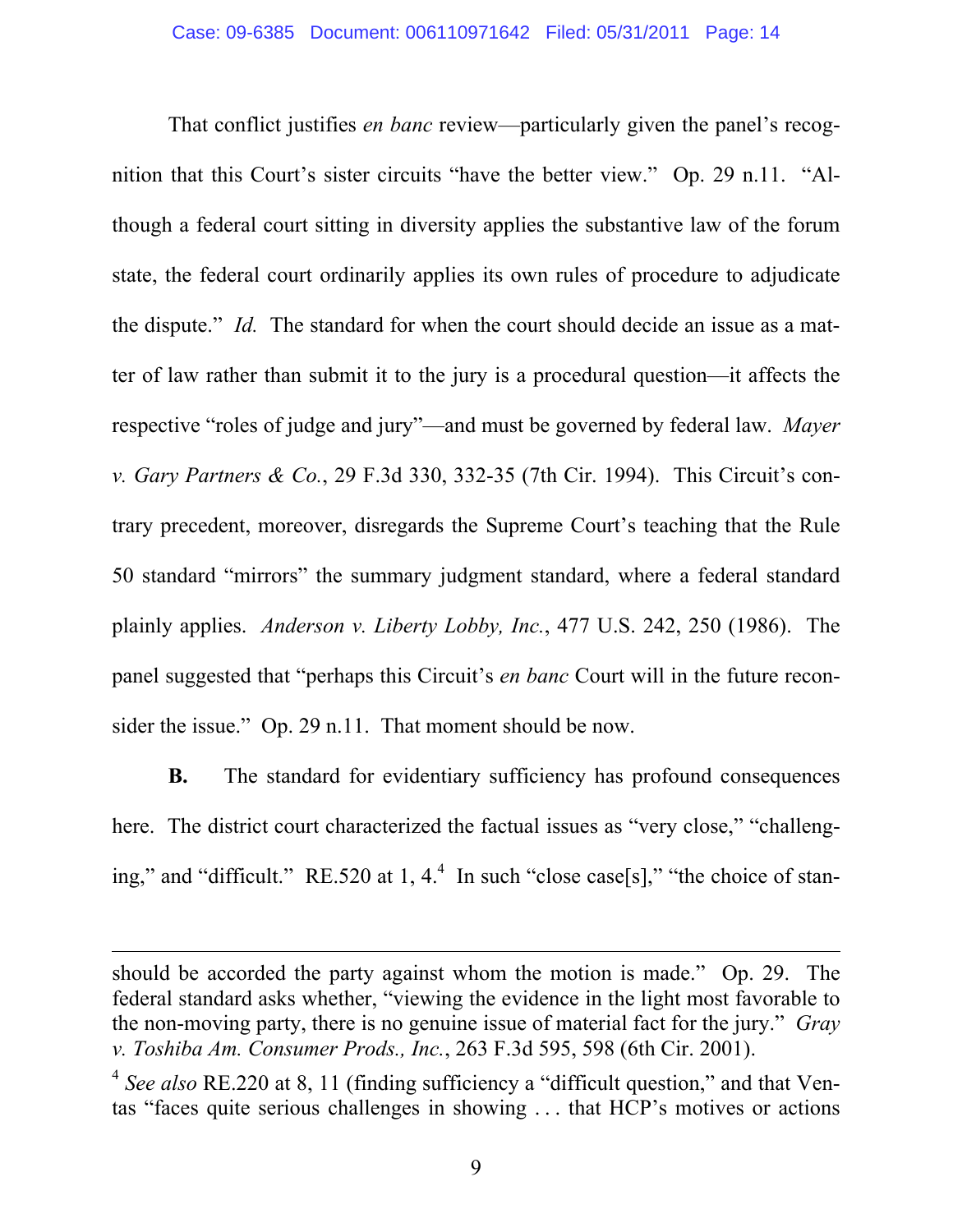That conflict justifies *en banc* review—particularly given the panel's recognition that this Court's sister circuits "have the better view." Op. 29 n.11. "Although a federal court sitting in diversity applies the substantive law of the forum state, the federal court ordinarily applies its own rules of procedure to adjudicate the dispute." *Id.* The standard for when the court should decide an issue as a matter of law rather than submit it to the jury is a procedural question—it affects the respective "roles of judge and jury"—and must be governed by federal law. *Mayer v. Gary Partners & Co.*, 29 F.3d 330, 332-35 (7th Cir. 1994). This Circuit's contrary precedent, moreover, disregards the Supreme Court's teaching that the Rule 50 standard "mirrors" the summary judgment standard, where a federal standard plainly applies. *Anderson v. Liberty Lobby, Inc.*, 477 U.S. 242, 250 (1986). The panel suggested that "perhaps this Circuit's *en banc* Court will in the future reconsider the issue." Op. 29 n.11. That moment should be now.

**B.** The standard for evidentiary sufficiency has profound consequences here. The district court characterized the factual issues as "very close," "challenging," and "difficult." RE.520 at 1, 4.[4] In such "close case[s]," "the choice of stan-

---

should be accorded the party against whom the motion is made." Op. 29. The federal standard asks whether, "viewing the evidence in the light most favorable to the non-moving party, there is no genuine issue of material fact for the jury." *Gray v. Toshiba Am. Consumer Prods., Inc.*, 263 F.3d 595, 598 (6th Cir. 2001).

[4] *See also* RE.220 at 8, 11 (finding sufficiency a "difficult question," and that Ventas "faces quite serious challenges in showing . . . that HCP's motives or actions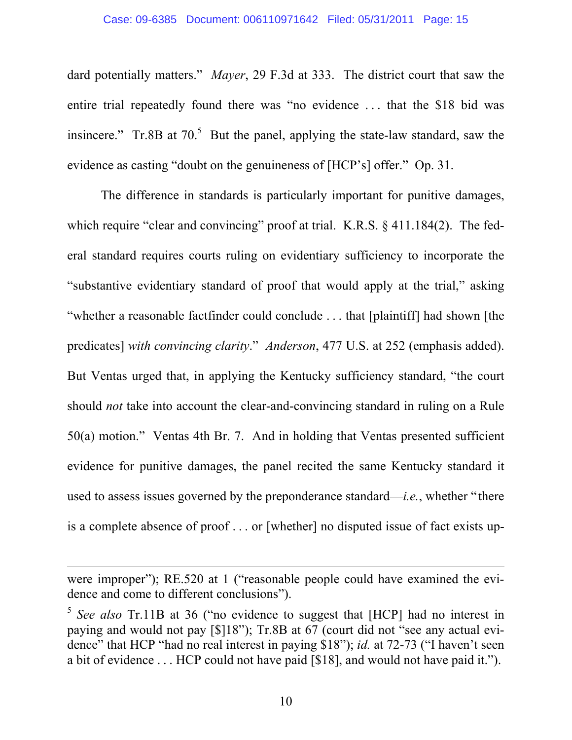dard potentially matters." *Mayer*, 29 F.3d at 333. The district court that saw the entire trial repeatedly found there was "no evidence . . . that the $18 bid was insincere." Tr.8B at 70.[5] But the panel, applying the state-law standard, saw the evidence as casting "doubt on the genuineness of [HCP's] offer." Op. 31.

The difference in standards is particularly important for punitive damages, which require "clear and convincing" proof at trial. K.R.S. § 411.184(2). The federal standard requires courts ruling on evidentiary sufficiency to incorporate the "substantive evidentiary standard of proof that would apply at the trial," asking "whether a reasonable factfinder could conclude . . . that [plaintiff] had shown [the predicates] *with convincing clarity*." *Anderson*, 477 U.S. at 252 (emphasis added). But Ventas urged that, in applying the Kentucky sufficiency standard, "the court should *not* take into account the clear-and-convincing standard in ruling on a Rule 50(a) motion." Ventas 4th Br. 7. And in holding that Ventas presented sufficient evidence for punitive damages, the panel recited the same Kentucky standard it used to assess issues governed by the preponderance standard—*i.e.*, whether "there is a complete absence of proof . . . or [whether] no disputed issue of fact exists up-

---

were improper"); RE.520 at 1 ("reasonable people could have examined the evidence and come to different conclusions").

[5] *See also* Tr.11B at 36 ("no evidence to suggest that [HCP] had no interest in paying and would not pay [$]18"); Tr.8B at 67 (court did not "see any actual evidence" that HCP "had no real interest in paying $18"); *id.* at 72-73 ("I haven't seen a bit of evidence . . . HCP could not have paid [$18], and would not have paid it.").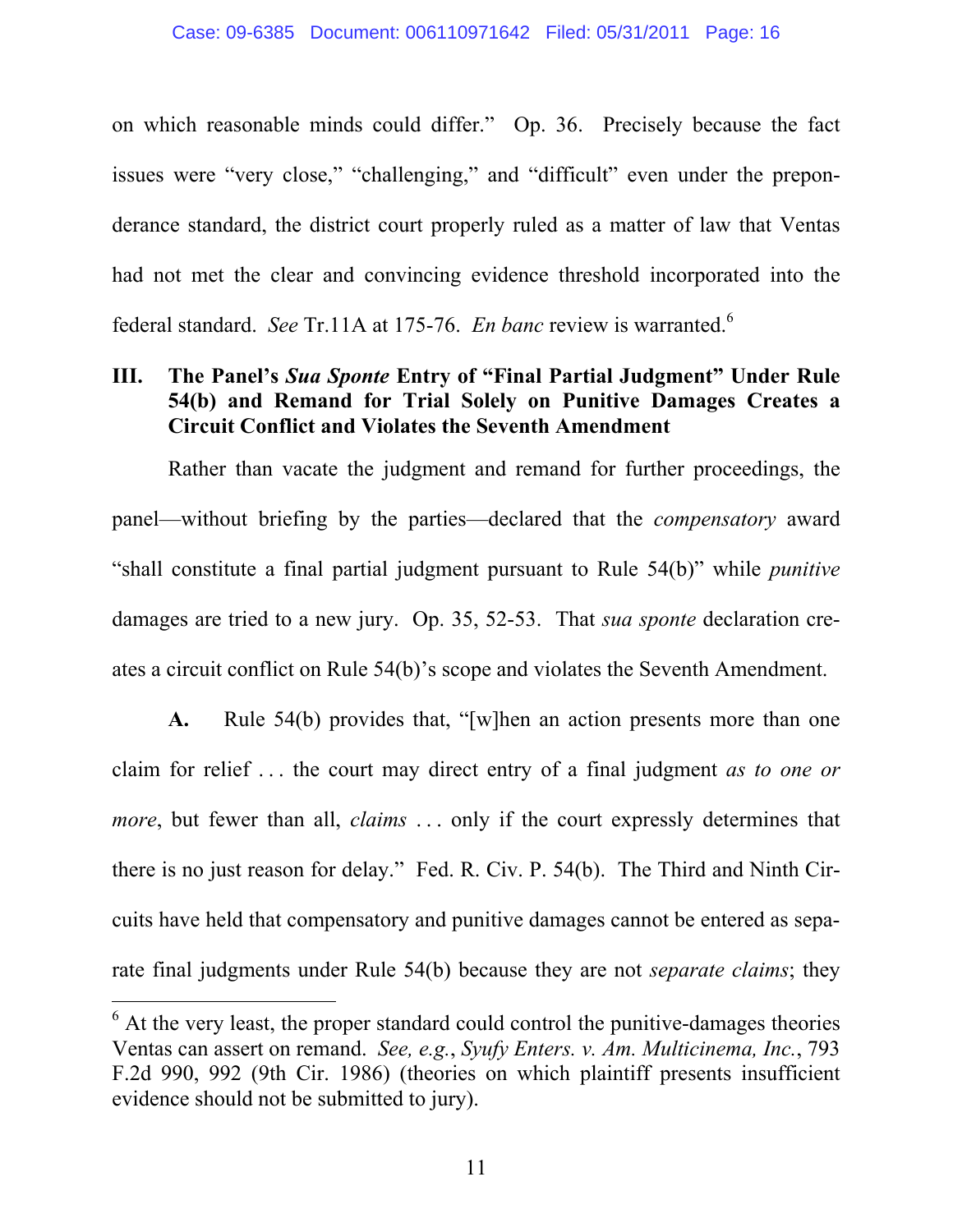on which reasonable minds could differ." Op. 36. Precisely because the fact issues were "very close," "challenging," and "difficult" even under the preponderance standard, the district court properly ruled as a matter of law that Ventas had not met the clear and convincing evidence threshold incorporated into the federal standard. *See* Tr.11A at 175-76. *En banc* review is warranted.[6]

## III. The Panel's *Sua Sponte* Entry of "Final Partial Judgment" Under Rule 54(b) and Remand for Trial Solely on Punitive Damages Creates a Circuit Conflict and Violates the Seventh Amendment

Rather than vacate the judgment and remand for further proceedings, the panel—without briefing by the parties—declared that the *compensatory* award "shall constitute a final partial judgment pursuant to Rule 54(b)" while *punitive* damages are tried to a new jury. Op. 35, 52-53. That *sua sponte* declaration creates a circuit conflict on Rule 54(b)'s scope and violates the Seventh Amendment.

**A.** Rule 54(b) provides that, "[w]hen an action presents more than one claim for relief . . . the court may direct entry of a final judgment *as to one or more*, but fewer than all, *claims* . . . only if the court expressly determines that there is no just reason for delay." Fed. R. Civ. P. 54(b). The Third and Ninth Circuits have held that compensatory and punitive damages cannot be entered as separate final judgments under Rule 54(b) because they are not *separate claims*; they

---

[6] At the very least, the proper standard could control the punitive-damages theories Ventas can assert on remand. *See, e.g.*, *Syufy Enters. v. Am. Multicinema, Inc.*, 793 F.2d 990, 992 (9th Cir. 1986) (theories on which plaintiff presents insufficient evidence should not be submitted to jury).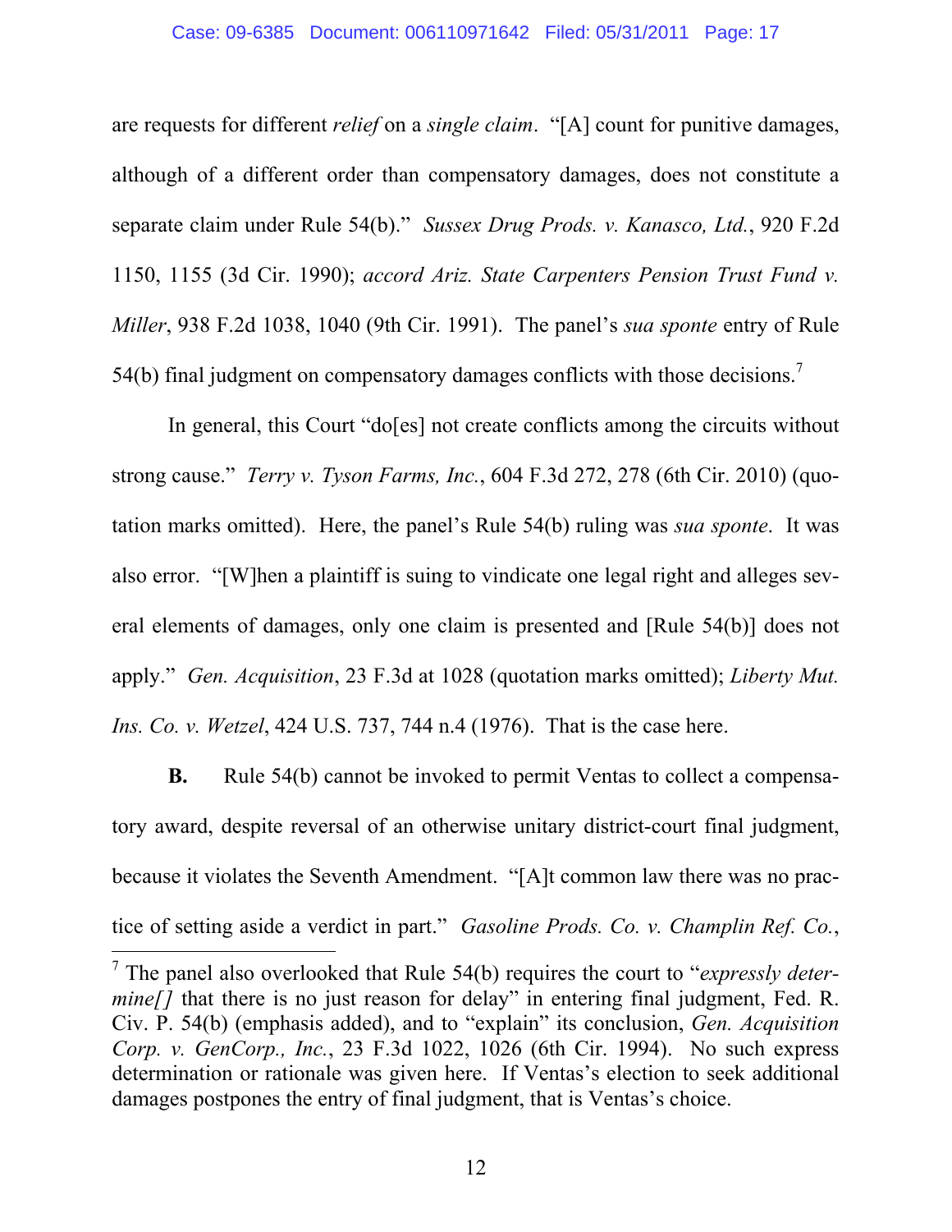are requests for different *relief* on a *single claim*. "[A] count for punitive damages, although of a different order than compensatory damages, does not constitute a separate claim under Rule 54(b)." *Sussex Drug Prods. v. Kanasco, Ltd.*, 920 F.2d 1150, 1155 (3d Cir. 1990); *accord Ariz. State Carpenters Pension Trust Fund v. Miller*, 938 F.2d 1038, 1040 (9th Cir. 1991). The panel's *sua sponte* entry of Rule 54(b) final judgment on compensatory damages conflicts with those decisions.[7]

In general, this Court "do[es] not create conflicts among the circuits without strong cause." *Terry v. Tyson Farms, Inc.*, 604 F.3d 272, 278 (6th Cir. 2010) (quotation marks omitted). Here, the panel's Rule 54(b) ruling was *sua sponte*. It was also error. "[W]hen a plaintiff is suing to vindicate one legal right and alleges several elements of damages, only one claim is presented and [Rule 54(b)] does not apply." *Gen. Acquisition*, 23 F.3d at 1028 (quotation marks omitted); *Liberty Mut. Ins. Co. v. Wetzel*, 424 U.S. 737, 744 n.4 (1976). That is the case here.

**B.** Rule 54(b) cannot be invoked to permit Ventas to collect a compensatory award, despite reversal of an otherwise unitary district-court final judgment, because it violates the Seventh Amendment. "[A]t common law there was no practice of setting aside a verdict in part." *Gasoline Prods. Co. v. Champlin Ref. Co.*,

---

[7] The panel also overlooked that Rule 54(b) requires the court to "*expressly determine[]* that there is no just reason for delay" in entering final judgment, Fed. R. Civ. P. 54(b) (emphasis added), and to "explain" its conclusion, *Gen. Acquisition Corp. v. GenCorp., Inc.*, 23 F.3d 1022, 1026 (6th Cir. 1994). No such express determination or rationale was given here. If Ventas's election to seek additional damages postpones the entry of final judgment, that is Ventas's choice.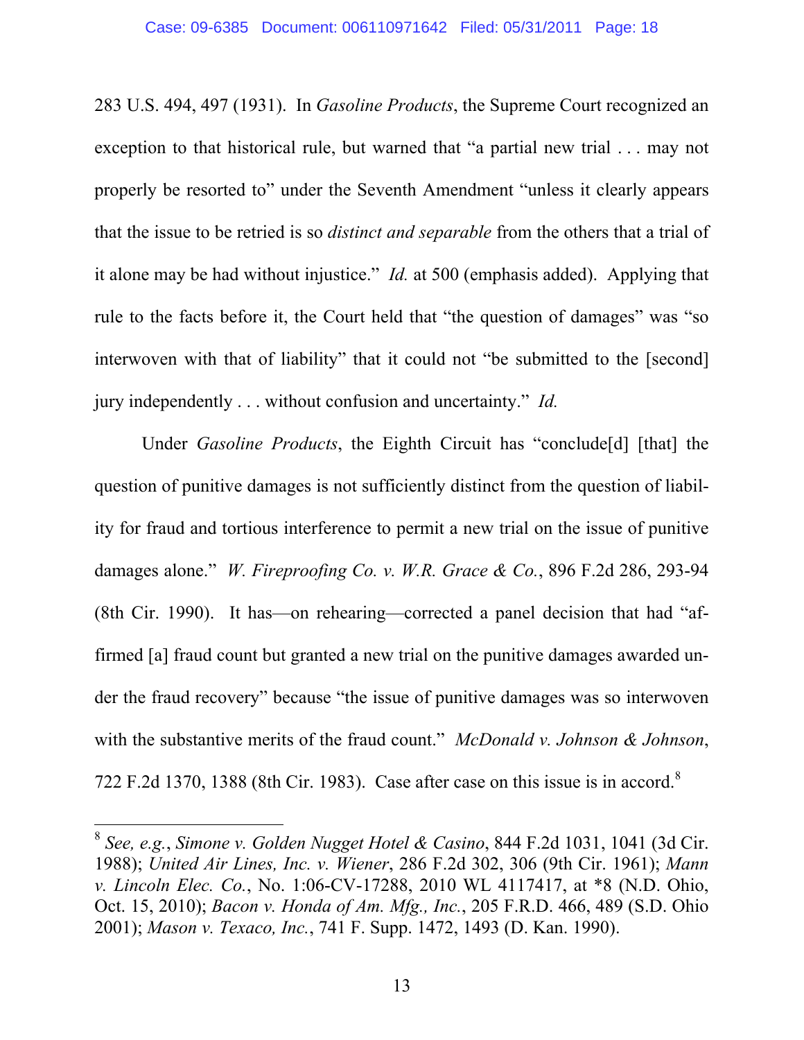283 U.S. 494, 497 (1931). In *Gasoline Products*, the Supreme Court recognized an exception to that historical rule, but warned that "a partial new trial . . . may not properly be resorted to" under the Seventh Amendment "unless it clearly appears that the issue to be retried is so *distinct and separable* from the others that a trial of it alone may be had without injustice." *Id.* at 500 (emphasis added). Applying that rule to the facts before it, the Court held that "the question of damages" was "so interwoven with that of liability" that it could not "be submitted to the [second] jury independently . . . without confusion and uncertainty." *Id.*

Under *Gasoline Products*, the Eighth Circuit has "conclude[d] [that] the question of punitive damages is not sufficiently distinct from the question of liability for fraud and tortious interference to permit a new trial on the issue of punitive damages alone." *W. Fireproofing Co. v. W.R. Grace & Co.*, 896 F.2d 286, 293-94 (8th Cir. 1990). It has—on rehearing—corrected a panel decision that had "affirmed [a] fraud count but granted a new trial on the punitive damages awarded under the fraud recovery" because "the issue of punitive damages was so interwoven with the substantive merits of the fraud count." *McDonald v. Johnson & Johnson*, 722 F.2d 1370, 1388 (8th Cir. 1983). Case after case on this issue is in accord.[8]

[8] *See, e.g.*, *Simone v. Golden Nugget Hotel & Casino*, 844 F.2d 1031, 1041 (3d Cir. 1988); *United Air Lines, Inc. v. Wiener*, 286 F.2d 302, 306 (9th Cir. 1961); *Mann v. Lincoln Elec. Co.*, No. 1:06-CV-17288, 2010 WL 4117417, at *8 (N.D. Ohio, Oct. 15, 2010); *Bacon v. Honda of Am. Mfg., Inc.*, 205 F.R.D. 466, 489 (S.D. Ohio 2001); *Mason v. Texaco, Inc.*, 741 F. Supp. 1472, 1493 (D. Kan. 1990).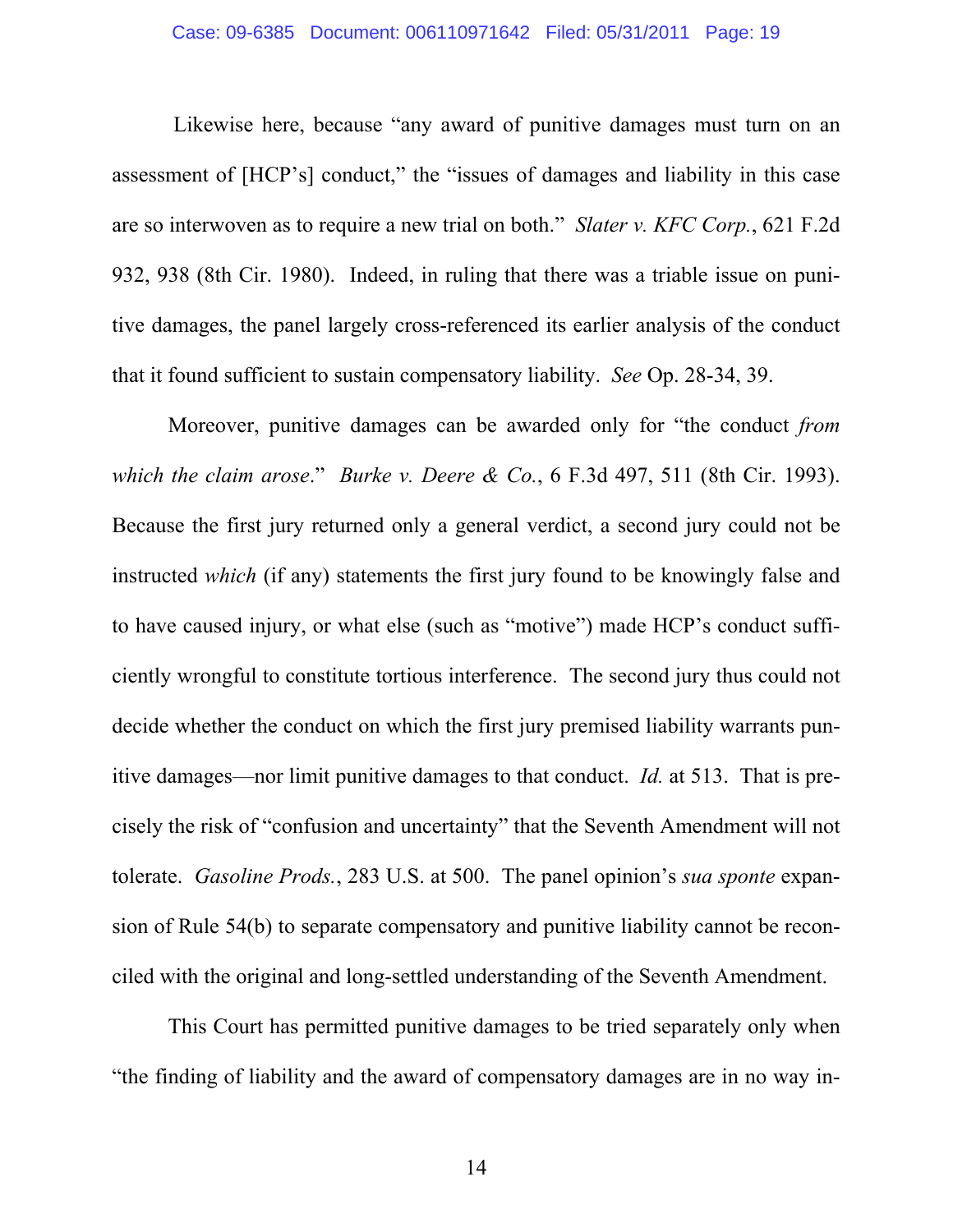Likewise here, because "any award of punitive damages must turn on an assessment of [HCP's] conduct," the "issues of damages and liability in this case are so interwoven as to require a new trial on both." *Slater v. KFC Corp.*, 621 F.2d 932, 938 (8th Cir. 1980). Indeed, in ruling that there was a triable issue on punitive damages, the panel largely cross-referenced its earlier analysis of the conduct that it found sufficient to sustain compensatory liability. *See* Op. 28-34, 39.

Moreover, punitive damages can be awarded only for "the conduct *from which the claim arose*." *Burke v. Deere & Co.*, 6 F.3d 497, 511 (8th Cir. 1993). Because the first jury returned only a general verdict, a second jury could not be instructed *which* (if any) statements the first jury found to be knowingly false and to have caused injury, or what else (such as "motive") made HCP's conduct sufficiently wrongful to constitute tortious interference. The second jury thus could not decide whether the conduct on which the first jury premised liability warrants punitive damages—nor limit punitive damages to that conduct. *Id.* at 513. That is precisely the risk of "confusion and uncertainty" that the Seventh Amendment will not tolerate. *Gasoline Prods.*, 283 U.S. at 500. The panel opinion's *sua sponte* expansion of Rule 54(b) to separate compensatory and punitive liability cannot be reconciled with the original and long-settled understanding of the Seventh Amendment.

This Court has permitted punitive damages to be tried separately only when "the finding of liability and the award of compensatory damages are in no way in-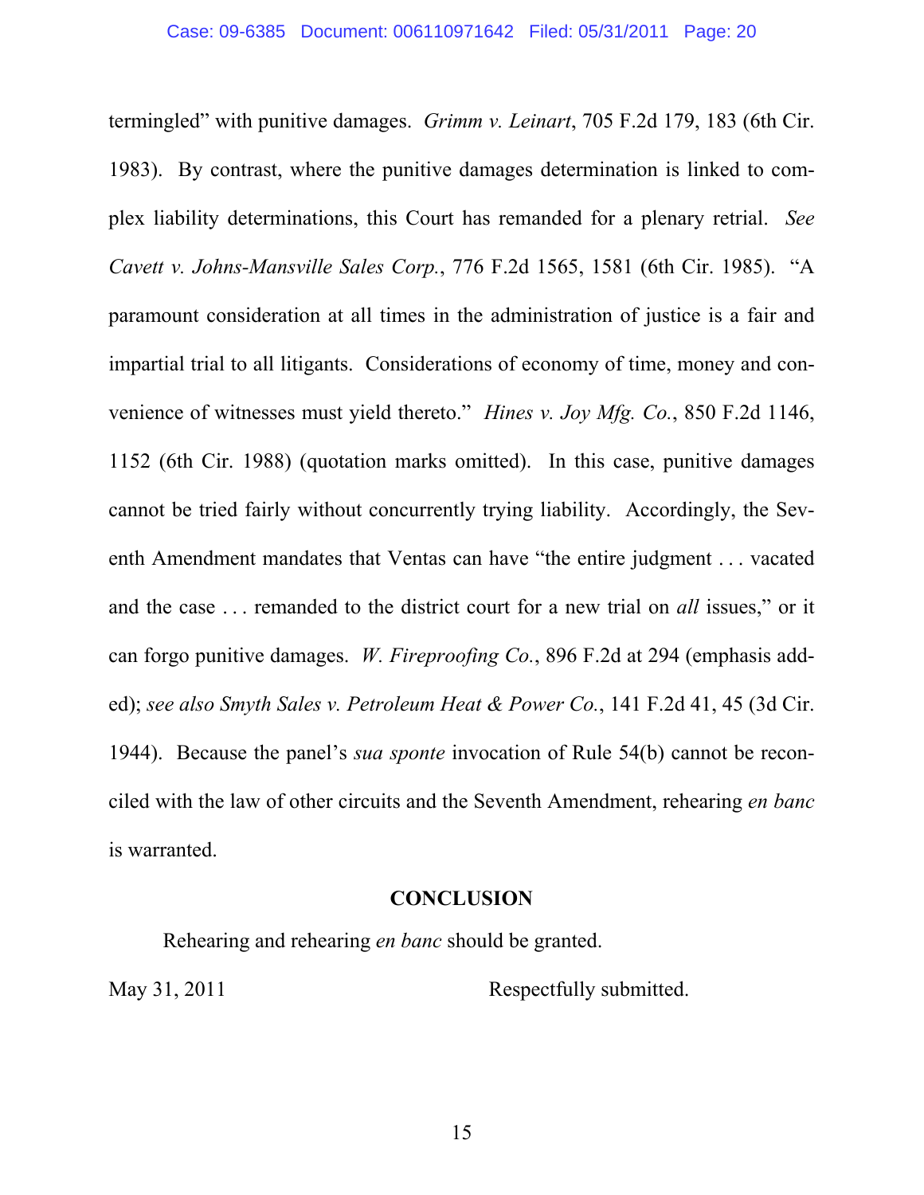termingled" with punitive damages. *Grimm v. Leinart*, 705 F.2d 179, 183 (6th Cir. 1983). By contrast, where the punitive damages determination is linked to complex liability determinations, this Court has remanded for a plenary retrial. *See Cavett v. Johns-Mansville Sales Corp.*, 776 F.2d 1565, 1581 (6th Cir. 1985). "A paramount consideration at all times in the administration of justice is a fair and impartial trial to all litigants. Considerations of economy of time, money and convenience of witnesses must yield thereto." *Hines v. Joy Mfg. Co.*, 850 F.2d 1146, 1152 (6th Cir. 1988) (quotation marks omitted). In this case, punitive damages cannot be tried fairly without concurrently trying liability. Accordingly, the Seventh Amendment mandates that Ventas can have "the entire judgment . . . vacated and the case . . . remanded to the district court for a new trial on *all* issues," or it can forgo punitive damages. *W. Fireproofing Co.*, 896 F.2d at 294 (emphasis added); *see also Smyth Sales v. Petroleum Heat & Power Co.*, 141 F.2d 41, 45 (3d Cir. 1944). Because the panel's *sua sponte* invocation of Rule 54(b) cannot be reconciled with the law of other circuits and the Seventh Amendment, rehearing *en banc* is warranted.

## CONCLUSION

Rehearing and rehearing *en banc* should be granted.

May 31, 2011 Respectfully submitted.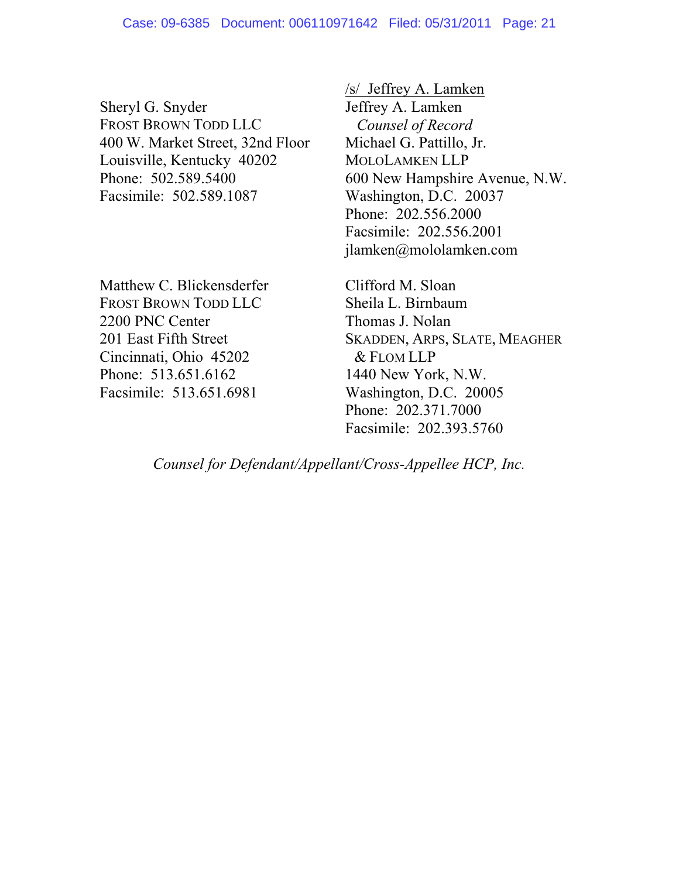/s/ Jeffrey A. Lamken
Jeffrey A. Lamken
*Counsel of Record*
Michael G. Pattillo, Jr.
MOLOLAMKEN LLP
600 New Hampshire Avenue, N.W.
Washington, D.C. 20037
Phone: 202.556.2000
Facsimile: 202.556.2001
jlamken@mololamken.com

Sheryl G. Snyder
FROST BROWN TODD LLC
400 W. Market Street, 32nd Floor
Louisville, Kentucky 40202
Phone: 502.589.5400
Facsimile: 502.589.1087

Clifford M. Sloan
Sheila L. Birnbaum
Thomas J. Nolan
SKADDEN, ARPS, SLATE, MEAGHER & FLOM LLP
1440 New York, N.W.
Washington, D.C. 20005
Phone: 202.371.7000
Facsimile: 202.393.5760

Matthew C. Blickensderfer
FROST BROWN TODD LLC
2200 PNC Center
201 East Fifth Street
Cincinnati, Ohio 45202
Phone: 513.651.6162
Facsimile: 513.651.6981

*Counsel for Defendant/Appellant/Cross-Appellee HCP, Inc.*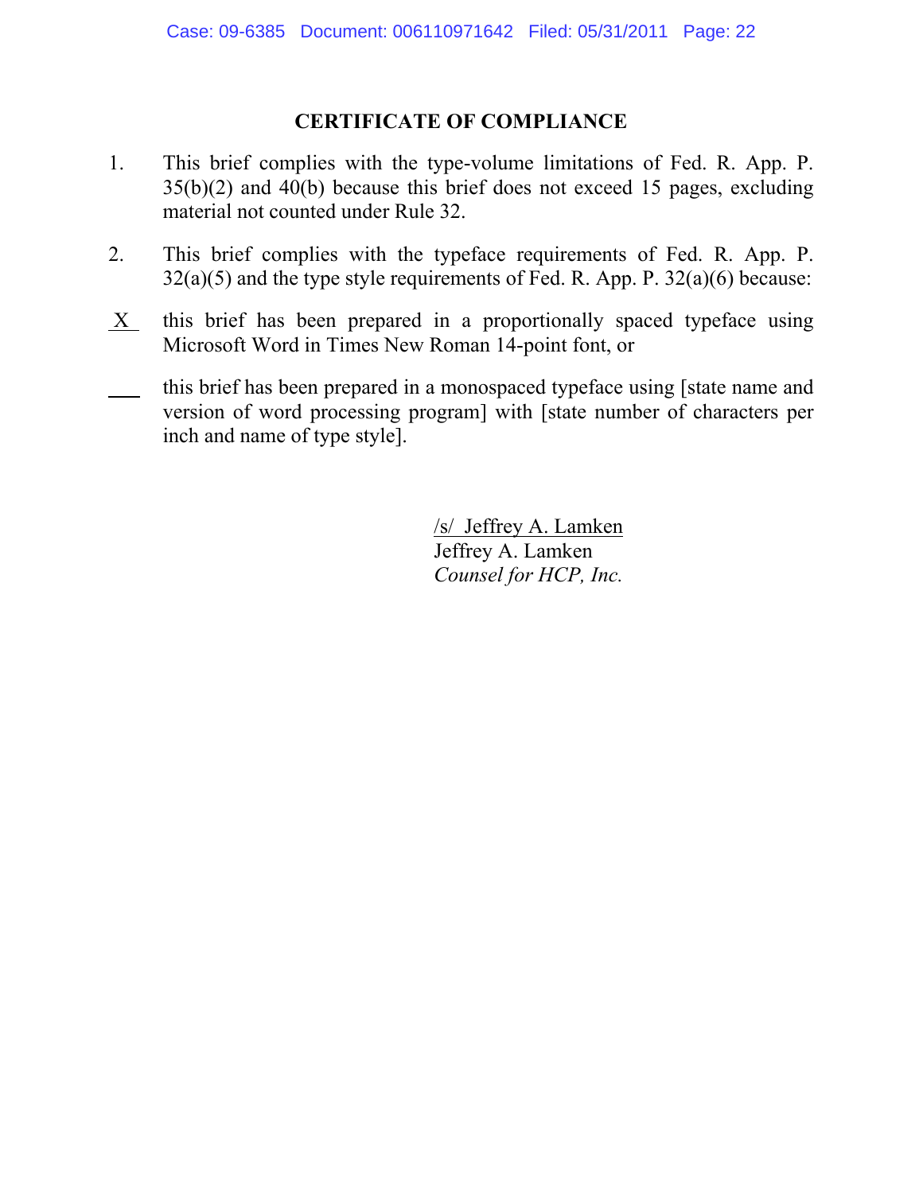## CERTIFICATE OF COMPLIANCE

1. This brief complies with the type-volume limitations of Fed. R. App. P. 35(b)(2) and 40(b) because this brief does not exceed 15 pages, excluding material not counted under Rule 32.

2. This brief complies with the typeface requirements of Fed. R. App. P. 32(a)(5) and the type style requirements of Fed. R. App. P. 32(a)(6) because:

X this brief has been prepared in a proportionally spaced typeface using Microsoft Word in Times New Roman 14-point font, or

___ this brief has been prepared in a monospaced typeface using [state name and version of word processing program] with [state number of characters per inch and name of type style].

/s/ Jeffrey A. Lamken
Jeffrey A. Lamken
*Counsel for HCP, Inc.*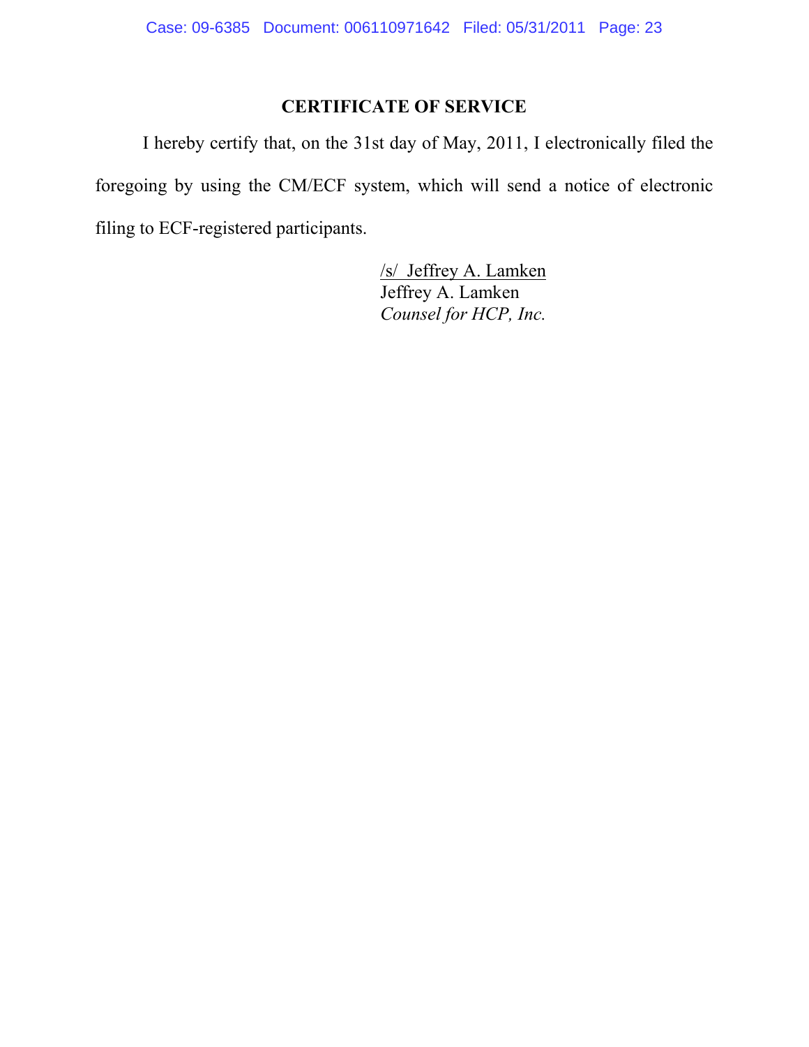## CERTIFICATE OF SERVICE

I hereby certify that, on the 31st day of May, 2011, I electronically filed the foregoing by using the CM/ECF system, which will send a notice of electronic filing to ECF-registered participants.

/s/ Jeffrey A. Lamken
Jeffrey A. Lamken
*Counsel for HCP, Inc.*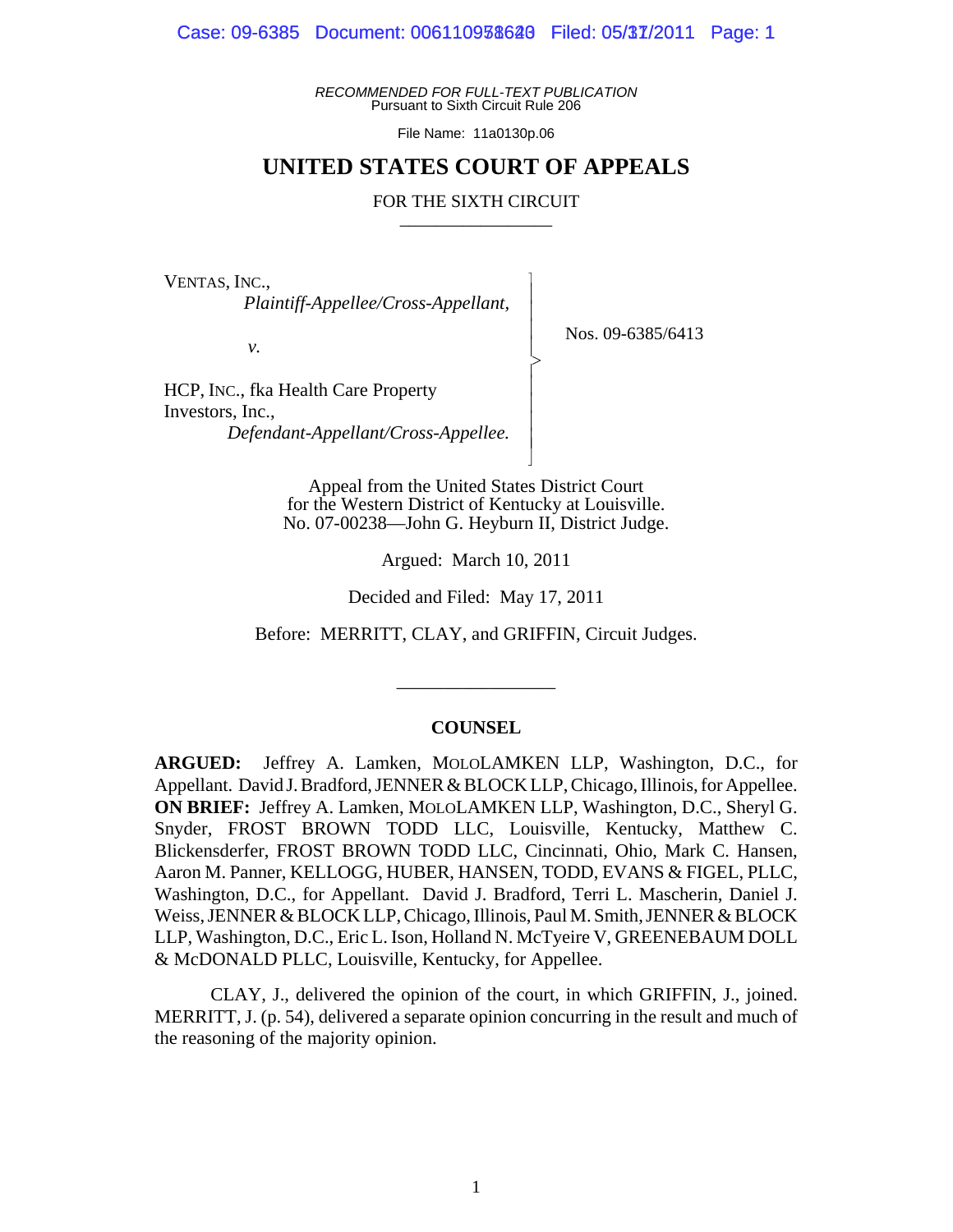RECOMMENDED FOR FULL-TEXT PUBLICATION
Pursuant to Sixth Circuit Rule 206

File Name: 11a0130p.06

# UNITED STATES COURT OF APPEALS

## FOR THE SIXTH CIRCUIT

VENTAS, INC.,
*Plaintiff-Appellee/Cross-Appellant,*

*v.*

HCP, INC., fka Health Care Property Investors, Inc.,
*Defendant-Appellant/Cross-Appellee.*

Nos. 09-6385/6413

Appeal from the United States District Court
for the Western District of Kentucky at Louisville.
No. 07-00238—John G. Heyburn II, District Judge.

Argued: March 10, 2011

Decided and Filed: May 17, 2011

Before: MERRITT, CLAY, and GRIFFIN, Circuit Judges.

## COUNSEL

**ARGUED:** Jeffrey A. Lamken, MOLOLAMKEN LLP, Washington, D.C., for Appellant. David J. Bradford, JENNER & BLOCK LLP, Chicago, Illinois, for Appellee. **ON BRIEF:** Jeffrey A. Lamken, MOLOLAMKEN LLP, Washington, D.C., Sheryl G. Snyder, FROST BROWN TODD LLC, Louisville, Kentucky, Matthew C. Blickensderfer, FROST BROWN TODD LLC, Cincinnati, Ohio, Mark C. Hansen, Aaron M. Panner, KELLOGG, HUBER, HANSEN, TODD, EVANS & FIGEL, PLLC, Washington, D.C., for Appellant. David J. Bradford, Terri L. Mascherin, Daniel J. Weiss, JENNER & BLOCK LLP, Chicago, Illinois, Paul M. Smith, JENNER & BLOCK LLP, Washington, D.C., Eric L. Ison, Holland N. McTyeire V, GREENEBAUM DOLL & McDONALD PLLC, Louisville, Kentucky, for Appellee.

CLAY, J., delivered the opinion of the court, in which GRIFFIN, J., joined. MERRITT, J. (p. 54), delivered a separate opinion concurring in the result and much of the reasoning of the majority opinion.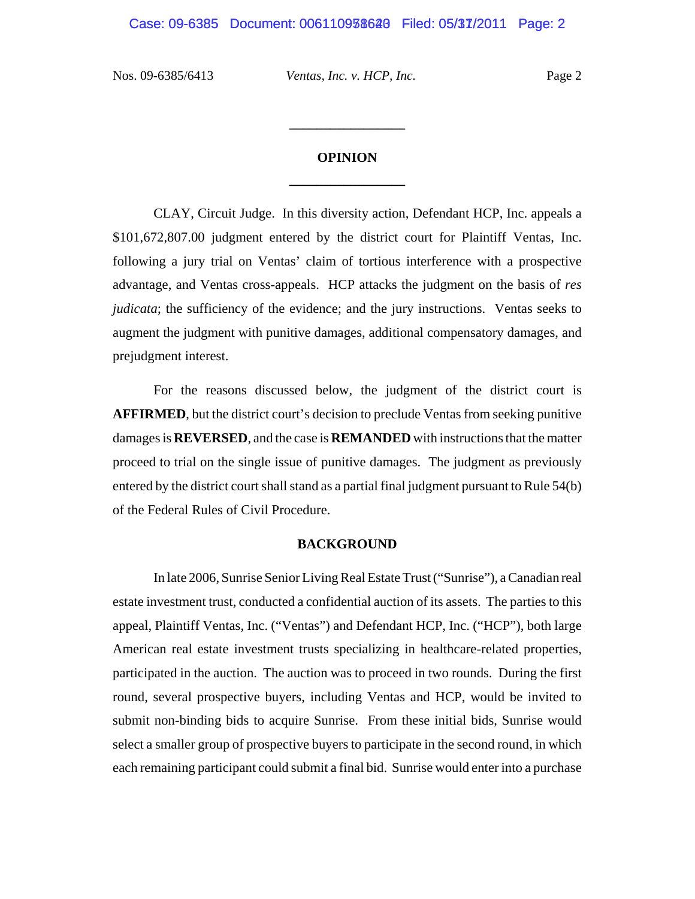## OPINION

CLAY, Circuit Judge. In this diversity action, Defendant HCP, Inc. appeals a $101,672,807.00 judgment entered by the district court for Plaintiff Ventas, Inc. following a jury trial on Ventas' claim of tortious interference with a prospective advantage, and Ventas cross-appeals. HCP attacks the judgment on the basis of *res judicata*; the sufficiency of the evidence; and the jury instructions. Ventas seeks to augment the judgment with punitive damages, additional compensatory damages, and prejudgment interest.

For the reasons discussed below, the judgment of the district court is **AFFIRMED**, but the district court's decision to preclude Ventas from seeking punitive damages is **REVERSED**, and the case is **REMANDED** with instructions that the matter proceed to trial on the single issue of punitive damages. The judgment as previously entered by the district court shall stand as a partial final judgment pursuant to Rule 54(b) of the Federal Rules of Civil Procedure.

## BACKGROUND

In late 2006, Sunrise Senior Living Real Estate Trust ("Sunrise"), a Canadian real estate investment trust, conducted a confidential auction of its assets. The parties to this appeal, Plaintiff Ventas, Inc. ("Ventas") and Defendant HCP, Inc. ("HCP"), both large American real estate investment trusts specializing in healthcare-related properties, participated in the auction. The auction was to proceed in two rounds. During the first round, several prospective buyers, including Ventas and HCP, would be invited to submit non-binding bids to acquire Sunrise. From these initial bids, Sunrise would select a smaller group of prospective buyers to participate in the second round, in which each remaining participant could submit a final bid. Sunrise would enter into a purchase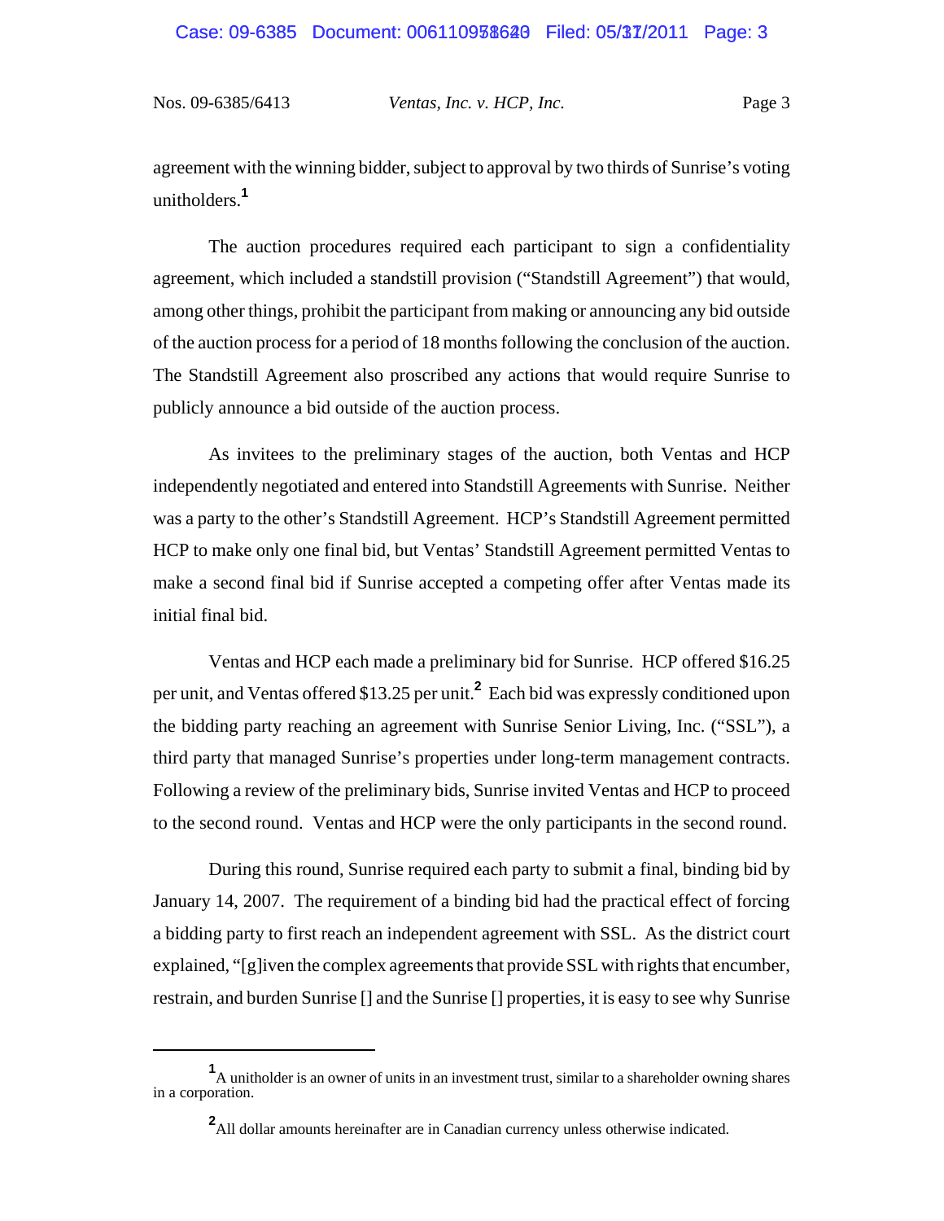agreement with the winning bidder, subject to approval by two thirds of Sunrise's voting unitholders.[1]

The auction procedures required each participant to sign a confidentiality agreement, which included a standstill provision ("Standstill Agreement") that would, among other things, prohibit the participant from making or announcing any bid outside of the auction process for a period of 18 months following the conclusion of the auction. The Standstill Agreement also proscribed any actions that would require Sunrise to publicly announce a bid outside of the auction process.

As invitees to the preliminary stages of the auction, both Ventas and HCP independently negotiated and entered into Standstill Agreements with Sunrise. Neither was a party to the other's Standstill Agreement. HCP's Standstill Agreement permitted HCP to make only one final bid, but Ventas' Standstill Agreement permitted Ventas to make a second final bid if Sunrise accepted a competing offer after Ventas made its initial final bid.

Ventas and HCP each made a preliminary bid for Sunrise. HCP offered $16.25 per unit, and Ventas offered $13.25 per unit.[2] Each bid was expressly conditioned upon the bidding party reaching an agreement with Sunrise Senior Living, Inc. ("SSL"), a third party that managed Sunrise's properties under long-term management contracts. Following a review of the preliminary bids, Sunrise invited Ventas and HCP to proceed to the second round. Ventas and HCP were the only participants in the second round.

During this round, Sunrise required each party to submit a final, binding bid by January 14, 2007. The requirement of a binding bid had the practical effect of forcing a bidding party to first reach an independent agreement with SSL. As the district court explained, "[g]iven the complex agreements that provide SSL with rights that encumber, restrain, and burden Sunrise [] and the Sunrise [] properties, it is easy to see why Sunrise

---

[1] A unitholder is an owner of units in an investment trust, similar to a shareholder owning shares in a corporation.

[2] All dollar amounts hereinafter are in Canadian currency unless otherwise indicated.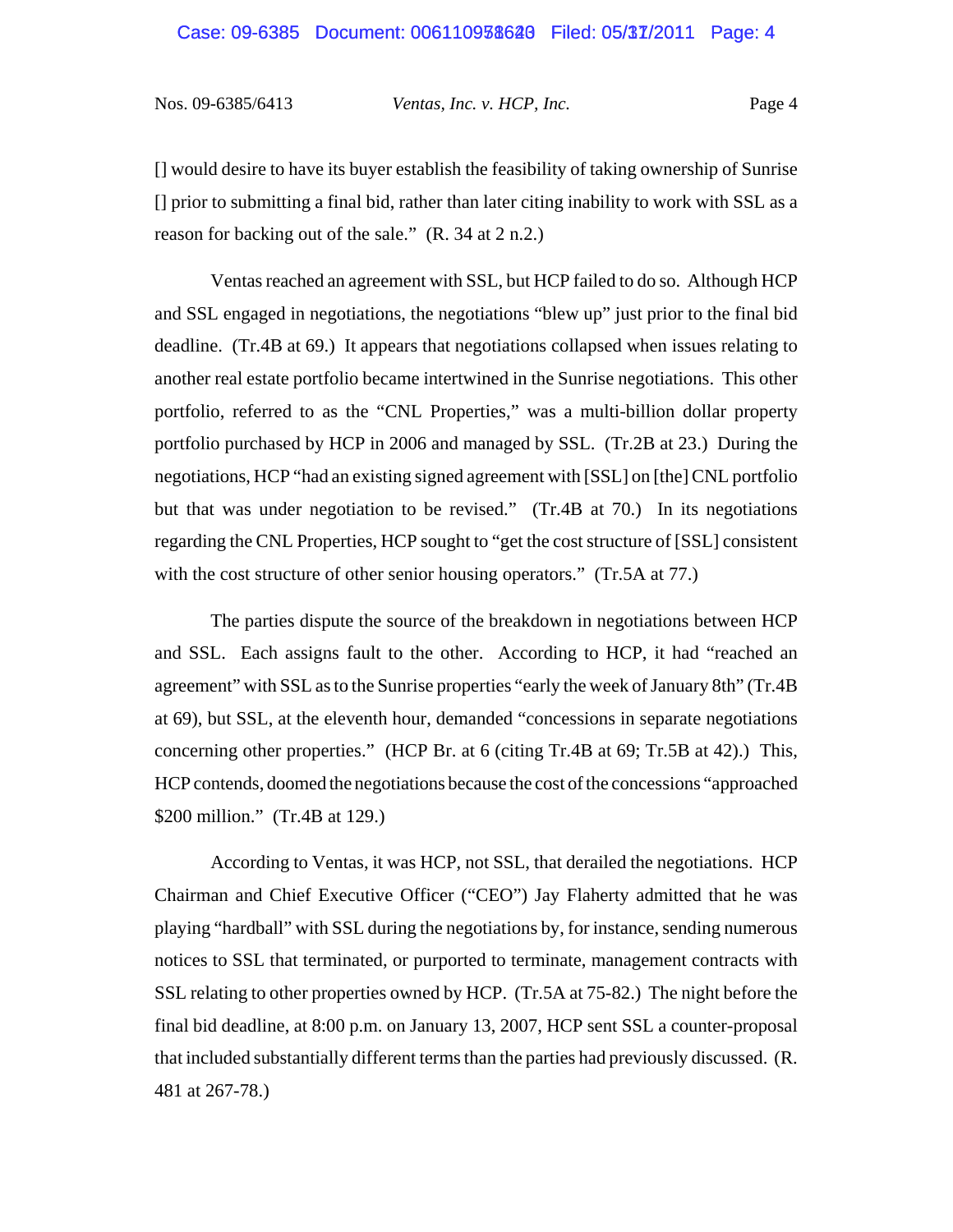[] would desire to have its buyer establish the feasibility of taking ownership of Sunrise [] prior to submitting a final bid, rather than later citing inability to work with SSL as a reason for backing out of the sale." (R. 34 at 2 n.2.)

Ventas reached an agreement with SSL, but HCP failed to do so. Although HCP and SSL engaged in negotiations, the negotiations "blew up" just prior to the final bid deadline. (Tr.4B at 69.) It appears that negotiations collapsed when issues relating to another real estate portfolio became intertwined in the Sunrise negotiations. This other portfolio, referred to as the "CNL Properties," was a multi-billion dollar property portfolio purchased by HCP in 2006 and managed by SSL. (Tr.2B at 23.) During the negotiations, HCP "had an existing signed agreement with [SSL] on [the] CNL portfolio but that was under negotiation to be revised." (Tr.4B at 70.) In its negotiations regarding the CNL Properties, HCP sought to "get the cost structure of [SSL] consistent with the cost structure of other senior housing operators." (Tr.5A at 77.)

The parties dispute the source of the breakdown in negotiations between HCP and SSL. Each assigns fault to the other. According to HCP, it had "reached an agreement" with SSL as to the Sunrise properties "early the week of January 8th" (Tr.4B at 69), but SSL, at the eleventh hour, demanded "concessions in separate negotiations concerning other properties." (HCP Br. at 6 (citing Tr.4B at 69; Tr.5B at 42).) This, HCP contends, doomed the negotiations because the cost of the concessions "approached $200 million." (Tr.4B at 129.)

According to Ventas, it was HCP, not SSL, that derailed the negotiations. HCP Chairman and Chief Executive Officer ("CEO") Jay Flaherty admitted that he was playing "hardball" with SSL during the negotiations by, for instance, sending numerous notices to SSL that terminated, or purported to terminate, management contracts with SSL relating to other properties owned by HCP. (Tr.5A at 75-82.) The night before the final bid deadline, at 8:00 p.m. on January 13, 2007, HCP sent SSL a counter-proposal that included substantially different terms than the parties had previously discussed. (R. 481 at 267-78.)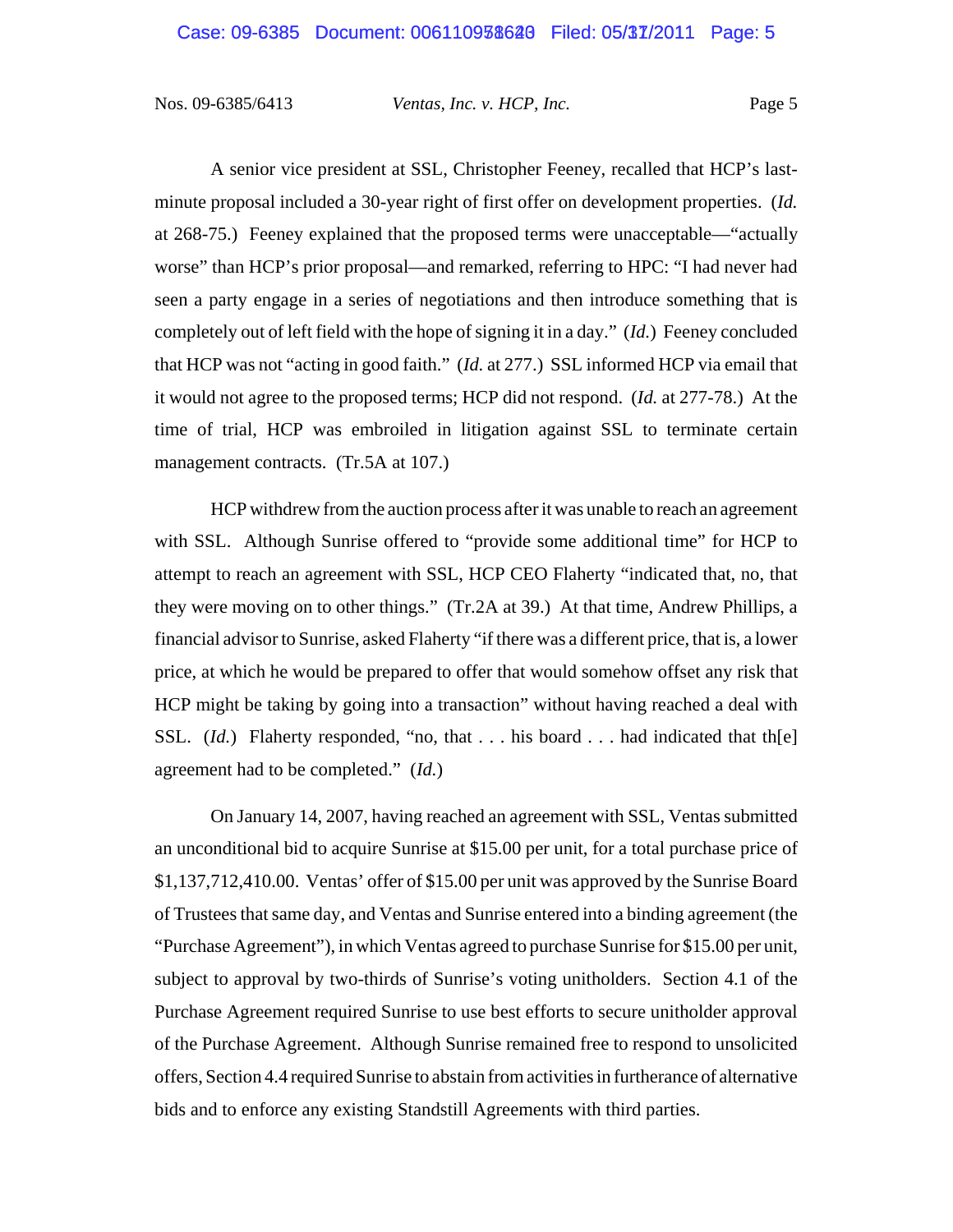A senior vice president at SSL, Christopher Feeney, recalled that HCP's last-minute proposal included a 30-year right of first offer on development properties. (*Id.* at 268-75.) Feeney explained that the proposed terms were unacceptable—"actually worse" than HCP's prior proposal—and remarked, referring to HPC: "I had never had seen a party engage in a series of negotiations and then introduce something that is completely out of left field with the hope of signing it in a day." (*Id.*) Feeney concluded that HCP was not "acting in good faith." (*Id.* at 277.) SSL informed HCP via email that it would not agree to the proposed terms; HCP did not respond. (*Id.* at 277-78.) At the time of trial, HCP was embroiled in litigation against SSL to terminate certain management contracts. (Tr.5A at 107.)

HCP withdrew from the auction process after it was unable to reach an agreement with SSL. Although Sunrise offered to "provide some additional time" for HCP to attempt to reach an agreement with SSL, HCP CEO Flaherty "indicated that, no, that they were moving on to other things." (Tr.2A at 39.) At that time, Andrew Phillips, a financial advisor to Sunrise, asked Flaherty "if there was a different price, that is, a lower price, at which he would be prepared to offer that would somehow offset any risk that HCP might be taking by going into a transaction" without having reached a deal with SSL. (*Id.*) Flaherty responded, "no, that . . . his board . . . had indicated that th[e] agreement had to be completed." (*Id.*)

On January 14, 2007, having reached an agreement with SSL, Ventas submitted an unconditional bid to acquire Sunrise at $15.00 per unit, for a total purchase price of $1,137,712,410.00. Ventas' offer of $15.00 per unit was approved by the Sunrise Board of Trustees that same day, and Ventas and Sunrise entered into a binding agreement (the "Purchase Agreement"), in which Ventas agreed to purchase Sunrise for $15.00 per unit, subject to approval by two-thirds of Sunrise's voting unitholders. Section 4.1 of the Purchase Agreement required Sunrise to use best efforts to secure unitholder approval of the Purchase Agreement. Although Sunrise remained free to respond to unsolicited offers, Section 4.4 required Sunrise to abstain from activities in furtherance of alternative bids and to enforce any existing Standstill Agreements with third parties.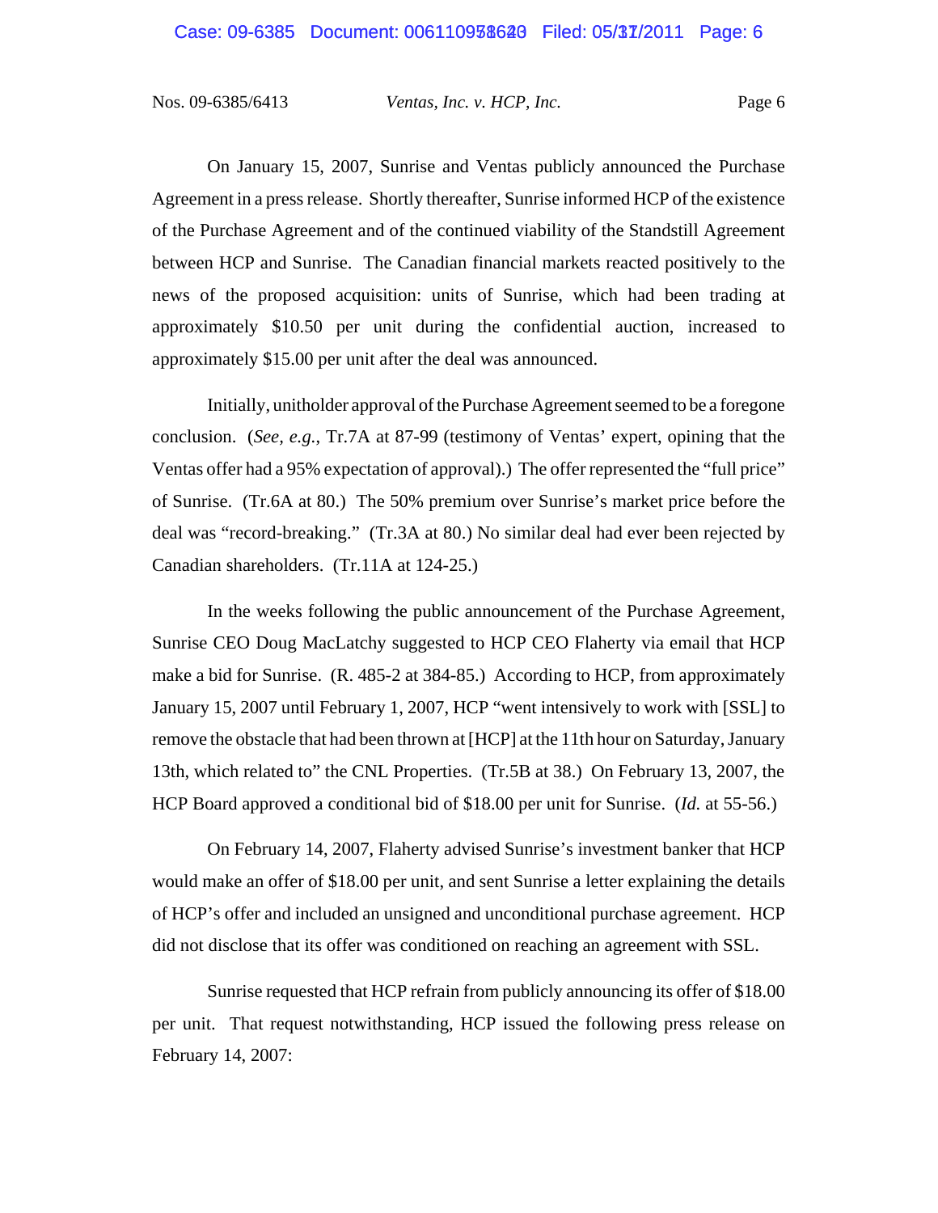On January 15, 2007, Sunrise and Ventas publicly announced the Purchase Agreement in a press release. Shortly thereafter, Sunrise informed HCP of the existence of the Purchase Agreement and of the continued viability of the Standstill Agreement between HCP and Sunrise. The Canadian financial markets reacted positively to the news of the proposed acquisition: units of Sunrise, which had been trading at approximately $10.50 per unit during the confidential auction, increased to approximately $15.00 per unit after the deal was announced.

Initially, unitholder approval of the Purchase Agreement seemed to be a foregone conclusion. (*See, e.g.*, Tr.7A at 87-99 (testimony of Ventas' expert, opining that the Ventas offer had a 95% expectation of approval).) The offer represented the "full price" of Sunrise. (Tr.6A at 80.) The 50% premium over Sunrise's market price before the deal was "record-breaking." (Tr.3A at 80.) No similar deal had ever been rejected by Canadian shareholders. (Tr.11A at 124-25.)

In the weeks following the public announcement of the Purchase Agreement, Sunrise CEO Doug MacLatchy suggested to HCP CEO Flaherty via email that HCP make a bid for Sunrise. (R. 485-2 at 384-85.) According to HCP, from approximately January 15, 2007 until February 1, 2007, HCP "went intensively to work with [SSL] to remove the obstacle that had been thrown at [HCP] at the 11th hour on Saturday, January 13th, which related to" the CNL Properties. (Tr.5B at 38.) On February 13, 2007, the HCP Board approved a conditional bid of $18.00 per unit for Sunrise. (*Id.* at 55-56.)

On February 14, 2007, Flaherty advised Sunrise's investment banker that HCP would make an offer of $18.00 per unit, and sent Sunrise a letter explaining the details of HCP's offer and included an unsigned and unconditional purchase agreement. HCP did not disclose that its offer was conditioned on reaching an agreement with SSL.

Sunrise requested that HCP refrain from publicly announcing its offer of $18.00 per unit. That request notwithstanding, HCP issued the following press release on February 14, 2007: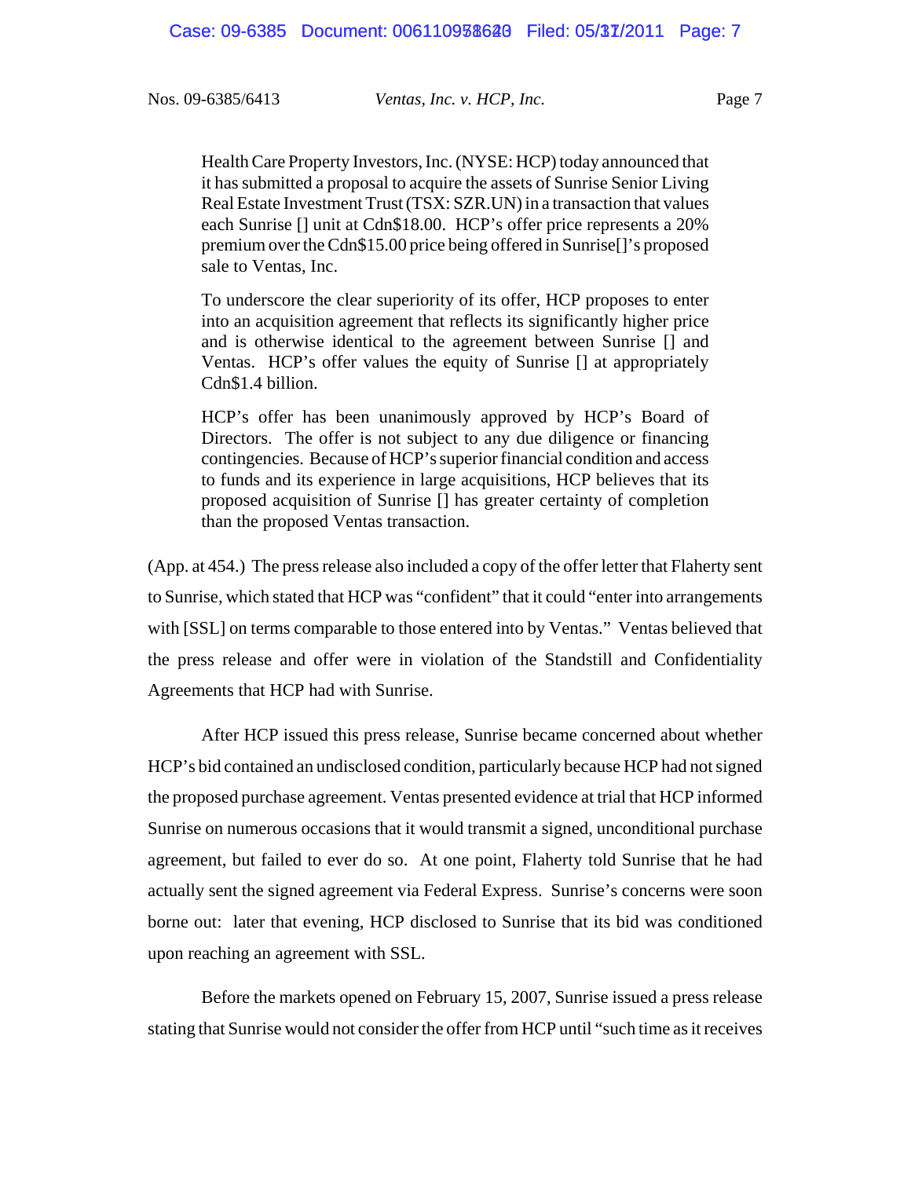> Health Care Property Investors, Inc. (NYSE: HCP) today announced that it has submitted a proposal to acquire the assets of Sunrise Senior Living Real Estate Investment Trust (TSX: SZR.UN) in a transaction that values each Sunrise [] unit at Cdn$18.00. HCP's offer price represents a 20% premium over the Cdn$15.00 price being offered in Sunrise[]'s proposed sale to Ventas, Inc.
>
> To underscore the clear superiority of its offer, HCP proposes to enter into an acquisition agreement that reflects its significantly higher price and is otherwise identical to the agreement between Sunrise [] and Ventas. HCP's offer values the equity of Sunrise [] at appropriately Cdn$1.4 billion.
>
> HCP's offer has been unanimously approved by HCP's Board of Directors. The offer is not subject to any due diligence or financing contingencies. Because of HCP's superior financial condition and access to funds and its experience in large acquisitions, HCP believes that its proposed acquisition of Sunrise [] has greater certainty of completion than the proposed Ventas transaction.

(App. at 454.) The press release also included a copy of the offer letter that Flaherty sent to Sunrise, which stated that HCP was "confident" that it could "enter into arrangements with [SSL] on terms comparable to those entered into by Ventas." Ventas believed that the press release and offer were in violation of the Standstill and Confidentiality Agreements that HCP had with Sunrise.

After HCP issued this press release, Sunrise became concerned about whether HCP's bid contained an undisclosed condition, particularly because HCP had not signed the proposed purchase agreement. Ventas presented evidence at trial that HCP informed Sunrise on numerous occasions that it would transmit a signed, unconditional purchase agreement, but failed to ever do so. At one point, Flaherty told Sunrise that he had actually sent the signed agreement via Federal Express. Sunrise's concerns were soon borne out: later that evening, HCP disclosed to Sunrise that its bid was conditioned upon reaching an agreement with SSL.

Before the markets opened on February 15, 2007, Sunrise issued a press release stating that Sunrise would not consider the offer from HCP until "such time as it receives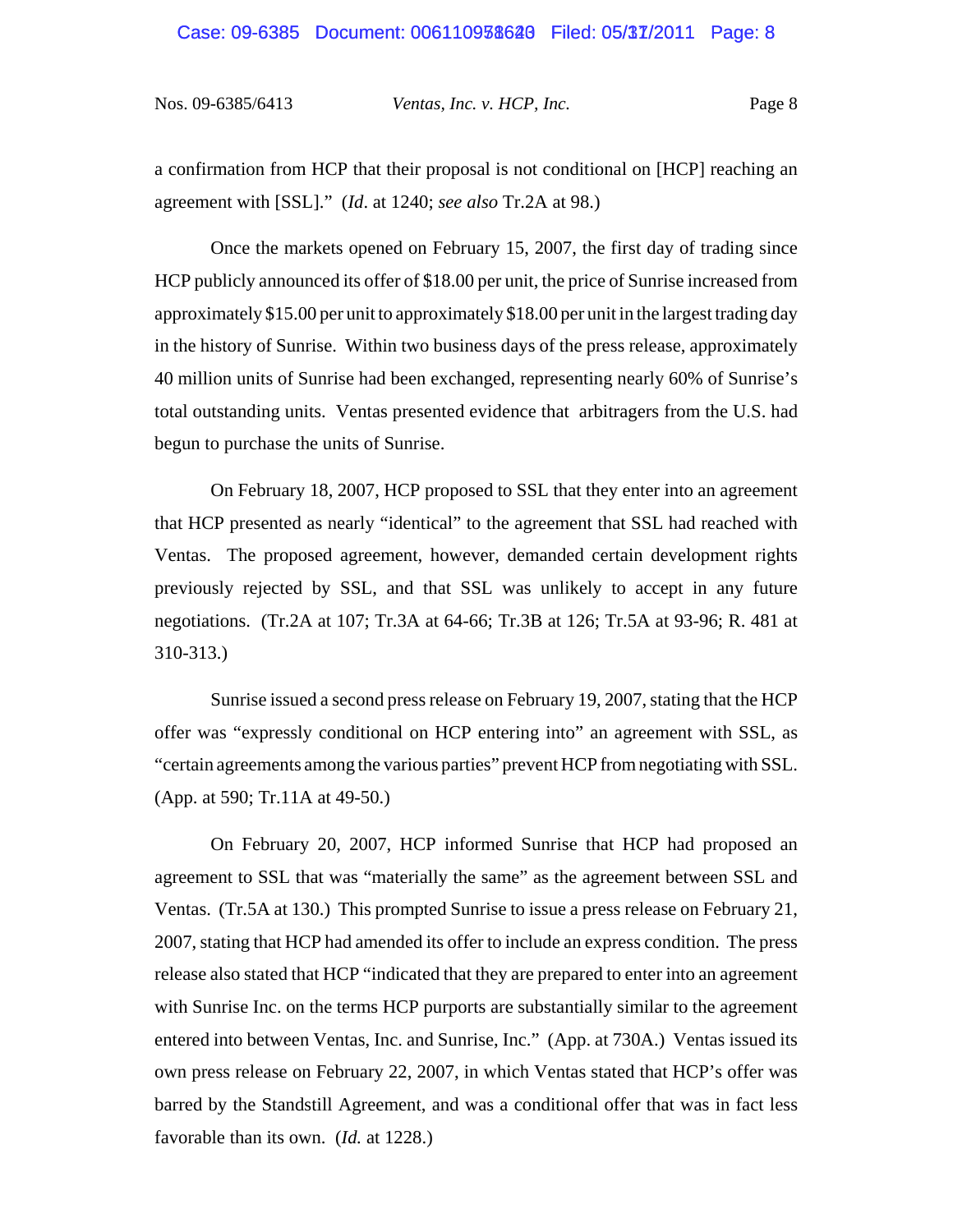a confirmation from HCP that their proposal is not conditional on [HCP] reaching an agreement with [SSL]." (*Id*. at 1240; *see also* Tr.2A at 98.)

Once the markets opened on February 15, 2007, the first day of trading since HCP publicly announced its offer of $18.00 per unit, the price of Sunrise increased from approximately $15.00 per unit to approximately $18.00 per unit in the largest trading day in the history of Sunrise. Within two business days of the press release, approximately 40 million units of Sunrise had been exchanged, representing nearly 60% of Sunrise's total outstanding units. Ventas presented evidence that arbitragers from the U.S. had begun to purchase the units of Sunrise.

On February 18, 2007, HCP proposed to SSL that they enter into an agreement that HCP presented as nearly "identical" to the agreement that SSL had reached with Ventas. The proposed agreement, however, demanded certain development rights previously rejected by SSL, and that SSL was unlikely to accept in any future negotiations. (Tr.2A at 107; Tr.3A at 64-66; Tr.3B at 126; Tr.5A at 93-96; R. 481 at 310-313.)

Sunrise issued a second press release on February 19, 2007, stating that the HCP offer was "expressly conditional on HCP entering into" an agreement with SSL, as "certain agreements among the various parties" prevent HCP from negotiating with SSL. (App. at 590; Tr.11A at 49-50.)

On February 20, 2007, HCP informed Sunrise that HCP had proposed an agreement to SSL that was "materially the same" as the agreement between SSL and Ventas. (Tr.5A at 130.) This prompted Sunrise to issue a press release on February 21, 2007, stating that HCP had amended its offer to include an express condition. The press release also stated that HCP "indicated that they are prepared to enter into an agreement with Sunrise Inc. on the terms HCP purports are substantially similar to the agreement entered into between Ventas, Inc. and Sunrise, Inc." (App. at 730A.) Ventas issued its own press release on February 22, 2007, in which Ventas stated that HCP's offer was barred by the Standstill Agreement, and was a conditional offer that was in fact less favorable than its own. (*Id.* at 1228.)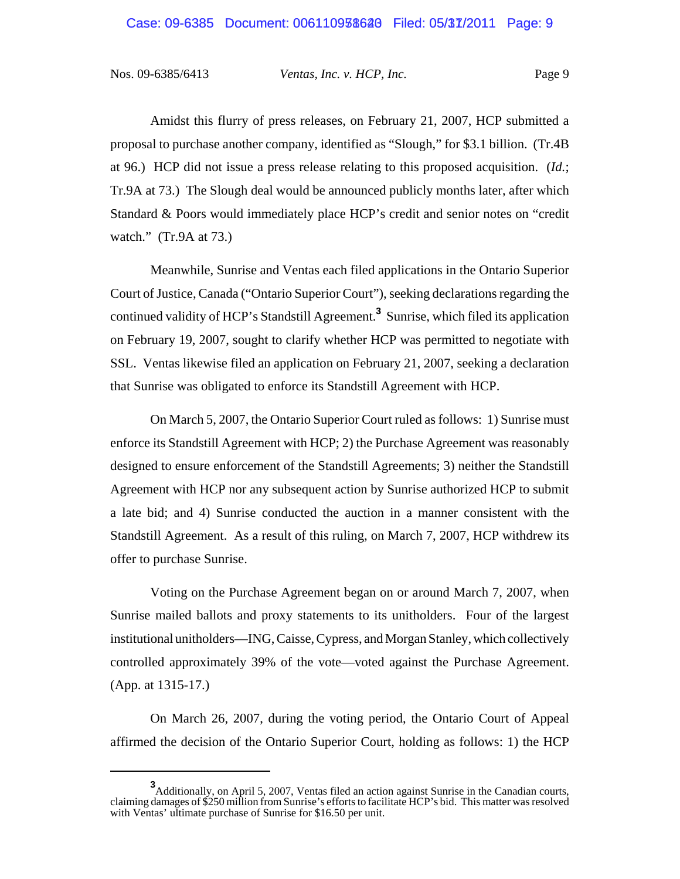Amidst this flurry of press releases, on February 21, 2007, HCP submitted a proposal to purchase another company, identified as "Slough," for $3.1 billion. (Tr.4B at 96.) HCP did not issue a press release relating to this proposed acquisition. (*Id.*; Tr.9A at 73.) The Slough deal would be announced publicly months later, after which Standard & Poors would immediately place HCP's credit and senior notes on "credit watch." (Tr.9A at 73.)

Meanwhile, Sunrise and Ventas each filed applications in the Ontario Superior Court of Justice, Canada ("Ontario Superior Court"), seeking declarations regarding the continued validity of HCP's Standstill Agreement.[3] Sunrise, which filed its application on February 19, 2007, sought to clarify whether HCP was permitted to negotiate with SSL. Ventas likewise filed an application on February 21, 2007, seeking a declaration that Sunrise was obligated to enforce its Standstill Agreement with HCP.

On March 5, 2007, the Ontario Superior Court ruled as follows: 1) Sunrise must enforce its Standstill Agreement with HCP; 2) the Purchase Agreement was reasonably designed to ensure enforcement of the Standstill Agreements; 3) neither the Standstill Agreement with HCP nor any subsequent action by Sunrise authorized HCP to submit a late bid; and 4) Sunrise conducted the auction in a manner consistent with the Standstill Agreement. As a result of this ruling, on March 7, 2007, HCP withdrew its offer to purchase Sunrise.

Voting on the Purchase Agreement began on or around March 7, 2007, when Sunrise mailed ballots and proxy statements to its unitholders. Four of the largest institutional unitholders—ING, Caisse, Cypress, and Morgan Stanley, which collectively controlled approximately 39% of the vote—voted against the Purchase Agreement. (App. at 1315-17.)

On March 26, 2007, during the voting period, the Ontario Court of Appeal affirmed the decision of the Ontario Superior Court, holding as follows: 1) the HCP

[3] Additionally, on April 5, 2007, Ventas filed an action against Sunrise in the Canadian courts, claiming damages of $250 million from Sunrise's efforts to facilitate HCP's bid. This matter was resolved with Ventas' ultimate purchase of Sunrise for $16.50 per unit.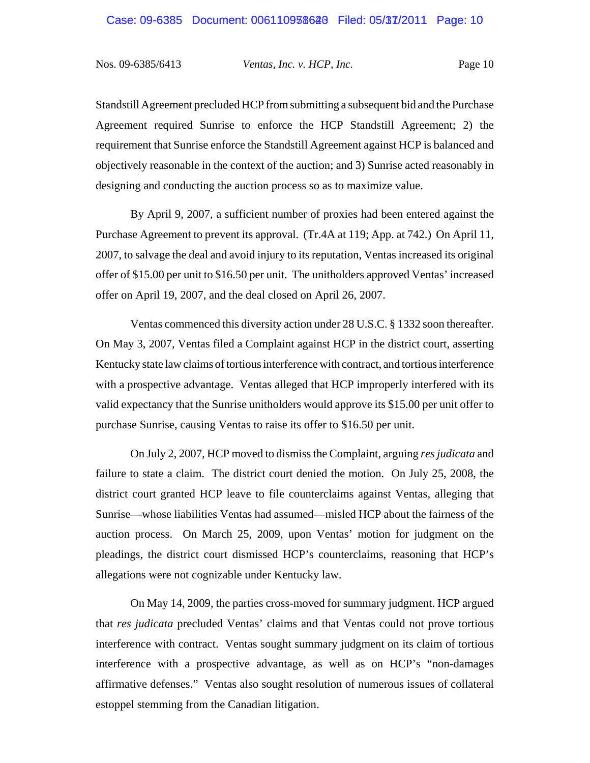Standstill Agreement precluded HCP from submitting a subsequent bid and the Purchase Agreement required Sunrise to enforce the HCP Standstill Agreement; 2) the requirement that Sunrise enforce the Standstill Agreement against HCP is balanced and objectively reasonable in the context of the auction; and 3) Sunrise acted reasonably in designing and conducting the auction process so as to maximize value.

By April 9, 2007, a sufficient number of proxies had been entered against the Purchase Agreement to prevent its approval. (Tr.4A at 119; App. at 742.) On April 11, 2007, to salvage the deal and avoid injury to its reputation, Ventas increased its original offer of $15.00 per unit to $16.50 per unit. The unitholders approved Ventas' increased offer on April 19, 2007, and the deal closed on April 26, 2007.

Ventas commenced this diversity action under 28 U.S.C. § 1332 soon thereafter. On May 3, 2007, Ventas filed a Complaint against HCP in the district court, asserting Kentucky state law claims of tortious interference with contract, and tortious interference with a prospective advantage. Ventas alleged that HCP improperly interfered with its valid expectancy that the Sunrise unitholders would approve its $15.00 per unit offer to purchase Sunrise, causing Ventas to raise its offer to $16.50 per unit.

On July 2, 2007, HCP moved to dismiss the Complaint, arguing *res judicata* and failure to state a claim. The district court denied the motion. On July 25, 2008, the district court granted HCP leave to file counterclaims against Ventas, alleging that Sunrise—whose liabilities Ventas had assumed—misled HCP about the fairness of the auction process. On March 25, 2009, upon Ventas' motion for judgment on the pleadings, the district court dismissed HCP's counterclaims, reasoning that HCP's allegations were not cognizable under Kentucky law.

On May 14, 2009, the parties cross-moved for summary judgment. HCP argued that *res judicata* precluded Ventas' claims and that Ventas could not prove tortious interference with contract. Ventas sought summary judgment on its claim of tortious interference with a prospective advantage, as well as on HCP's "non-damages affirmative defenses." Ventas also sought resolution of numerous issues of collateral estoppel stemming from the Canadian litigation.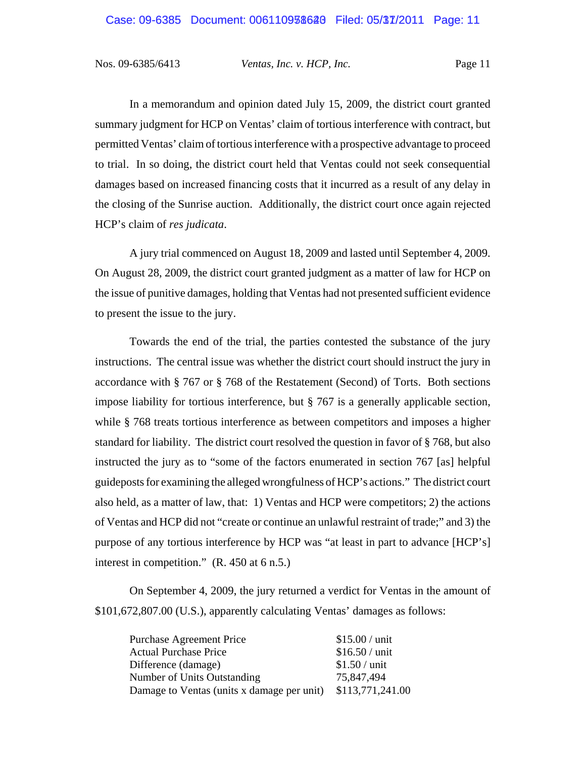In a memorandum and opinion dated July 15, 2009, the district court granted summary judgment for HCP on Ventas' claim of tortious interference with contract, but permitted Ventas' claim of tortious interference with a prospective advantage to proceed to trial. In so doing, the district court held that Ventas could not seek consequential damages based on increased financing costs that it incurred as a result of any delay in the closing of the Sunrise auction. Additionally, the district court once again rejected HCP's claim of *res judicata*.

A jury trial commenced on August 18, 2009 and lasted until September 4, 2009. On August 28, 2009, the district court granted judgment as a matter of law for HCP on the issue of punitive damages, holding that Ventas had not presented sufficient evidence to present the issue to the jury.

Towards the end of the trial, the parties contested the substance of the jury instructions. The central issue was whether the district court should instruct the jury in accordance with § 767 or § 768 of the Restatement (Second) of Torts. Both sections impose liability for tortious interference, but § 767 is a generally applicable section, while § 768 treats tortious interference as between competitors and imposes a higher standard for liability. The district court resolved the question in favor of § 768, but also instructed the jury as to "some of the factors enumerated in section 767 [as] helpful guideposts for examining the alleged wrongfulness of HCP's actions." The district court also held, as a matter of law, that: 1) Ventas and HCP were competitors; 2) the actions of Ventas and HCP did not "create or continue an unlawful restraint of trade;" and 3) the purpose of any tortious interference by HCP was "at least in part to advance [HCP's] interest in competition." (R. 450 at 6 n.5.)

On September 4, 2009, the jury returned a verdict for Ventas in the amount of $101,672,807.00 (U.S.), apparently calculating Ventas' damages as follows:

| | |
|---|---|
| Purchase Agreement Price | $15.00 / unit |
| Actual Purchase Price | $16.50 / unit |
| Difference (damage) | $1.50 / unit |
| Number of Units Outstanding | 75,847,494 |
| Damage to Ventas (units x damage per unit) | $113,771,241.00 |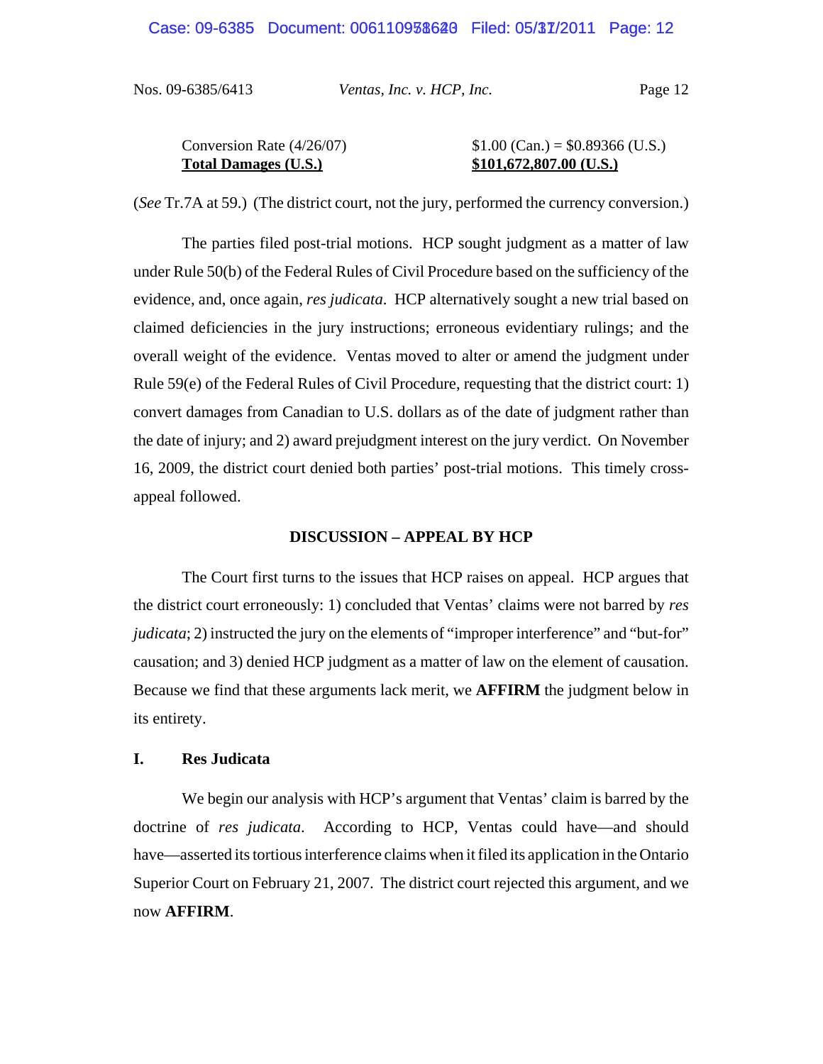| | |
|---|---|
| Conversion Rate (4/26/07) | $1.00 (Can.) = $0.89366 (U.S.) |
| **Total Damages (U.S.)** | **$101,672,807.00 (U.S.)** |

(*See* Tr.7A at 59.) (The district court, not the jury, performed the currency conversion.)

The parties filed post-trial motions. HCP sought judgment as a matter of law under Rule 50(b) of the Federal Rules of Civil Procedure based on the sufficiency of the evidence, and, once again, *res judicata*. HCP alternatively sought a new trial based on claimed deficiencies in the jury instructions; erroneous evidentiary rulings; and the overall weight of the evidence. Ventas moved to alter or amend the judgment under Rule 59(e) of the Federal Rules of Civil Procedure, requesting that the district court: 1) convert damages from Canadian to U.S. dollars as of the date of judgment rather than the date of injury; and 2) award prejudgment interest on the jury verdict. On November 16, 2009, the district court denied both parties' post-trial motions. This timely cross-appeal followed.

## DISCUSSION – APPEAL BY HCP

The Court first turns to the issues that HCP raises on appeal. HCP argues that the district court erroneously: 1) concluded that Ventas' claims were not barred by *res judicata*; 2) instructed the jury on the elements of "improper interference" and "but-for" causation; and 3) denied HCP judgment as a matter of law on the element of causation. Because we find that these arguments lack merit, we **AFFIRM** the judgment below in its entirety.

### I. Res Judicata

We begin our analysis with HCP's argument that Ventas' claim is barred by the doctrine of *res judicata*. According to HCP, Ventas could have—and should have—asserted its tortious interference claims when it filed its application in the Ontario Superior Court on February 21, 2007. The district court rejected this argument, and we now **AFFIRM**.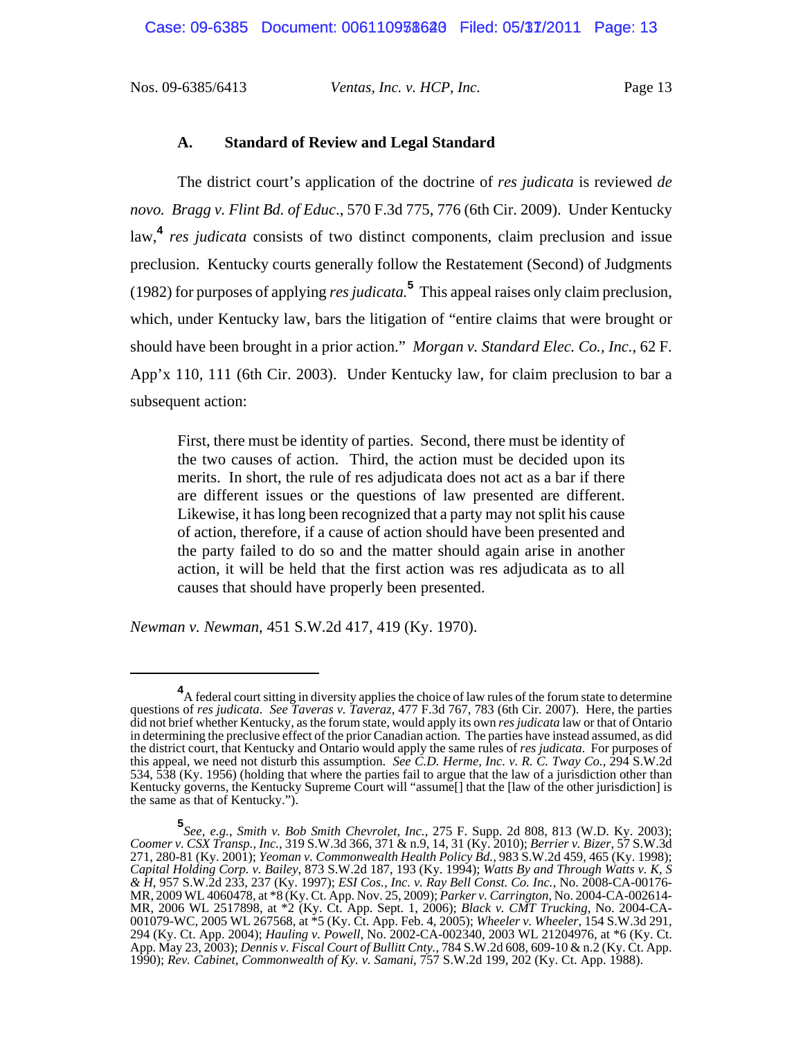### A. Standard of Review and Legal Standard

The district court's application of the doctrine of *res judicata* is reviewed *de novo*. *Bragg v. Flint Bd. of Educ.*, 570 F.3d 775, 776 (6th Cir. 2009). Under Kentucky law,[4] *res judicata* consists of two distinct components, claim preclusion and issue preclusion. Kentucky courts generally follow the Restatement (Second) of Judgments (1982) for purposes of applying *res judicata.*[5] This appeal raises only claim preclusion, which, under Kentucky law, bars the litigation of "entire claims that were brought or should have been brought in a prior action." *Morgan v. Standard Elec. Co., Inc.*, 62 F. App'x 110, 111 (6th Cir. 2003). Under Kentucky law, for claim preclusion to bar a subsequent action:

> First, there must be identity of parties. Second, there must be identity of the two causes of action. Third, the action must be decided upon its merits. In short, the rule of res adjudicata does not act as a bar if there are different issues or the questions of law presented are different. Likewise, it has long been recognized that a party may not split his cause of action, therefore, if a cause of action should have been presented and the party failed to do so and the matter should again arise in another action, it will be held that the first action was res adjudicata as to all causes that should have properly been presented.

*Newman v. Newman*, 451 S.W.2d 417, 419 (Ky. 1970).

---

[4] A federal court sitting in diversity applies the choice of law rules of the forum state to determine questions of *res judicata*. *See Taveras v. Taveraz*, 477 F.3d 767, 783 (6th Cir. 2007). Here, the parties did not brief whether Kentucky, as the forum state, would apply its own *res judicata* law or that of Ontario in determining the preclusive effect of the prior Canadian action. The parties have instead assumed, as did the district court, that Kentucky and Ontario would apply the same rules of *res judicata*. For purposes of this appeal, we need not disturb this assumption. *See C.D. Herme, Inc. v. R. C. Tway Co.*, 294 S.W.2d 534, 538 (Ky. 1956) (holding that where the parties fail to argue that the law of a jurisdiction other than Kentucky governs, the Kentucky Supreme Court will "assume[] that the [law of the other jurisdiction] is the same as that of Kentucky.").

[5] *See, e.g.*, *Smith v. Bob Smith Chevrolet, Inc.*, 275 F. Supp. 2d 808, 813 (W.D. Ky. 2003); *Coomer v. CSX Transp., Inc.*, 319 S.W.3d 366, 371 & n.9, 14, 31 (Ky. 2010); *Berrier v. Bizer*, 57 S.W.3d 271, 280-81 (Ky. 2001); *Yeoman v. Commonwealth Health Policy Bd.*, 983 S.W.2d 459, 465 (Ky. 1998); *Capital Holding Corp. v. Bailey*, 873 S.W.2d 187, 193 (Ky. 1994); *Watts By and Through Watts v. K, S & H*, 957 S.W.2d 233, 237 (Ky. 1997); *ESI Cos., Inc. v. Ray Bell Const. Co. Inc.*, No. 2008-CA-00176-MR, 2009 WL 4060478, at *8 (Ky. Ct. App. Nov. 25, 2009); *Parker v. Carrington*, No. 2004-CA-002614-MR, 2006 WL 2517898, at *2 (Ky. Ct. App. Sept. 1, 2006); *Black v. CMT Trucking*, No. 2004-CA-001079-WC, 2005 WL 267568, at *5 (Ky. Ct. App. Feb. 4, 2005); *Wheeler v. Wheeler*, 154 S.W.3d 291, 294 (Ky. Ct. App. 2004); *Hauling v. Powell*, No. 2002-CA-002340, 2003 WL 21204976, at *6 (Ky. Ct. App. May 23, 2003); *Dennis v. Fiscal Court of Bullitt Cnty.*, 784 S.W.2d 608, 609-10 & n.2 (Ky. Ct. App. 1990); *Rev. Cabinet, Commonwealth of Ky. v. Samani*, 757 S.W.2d 199, 202 (Ky. Ct. App. 1988).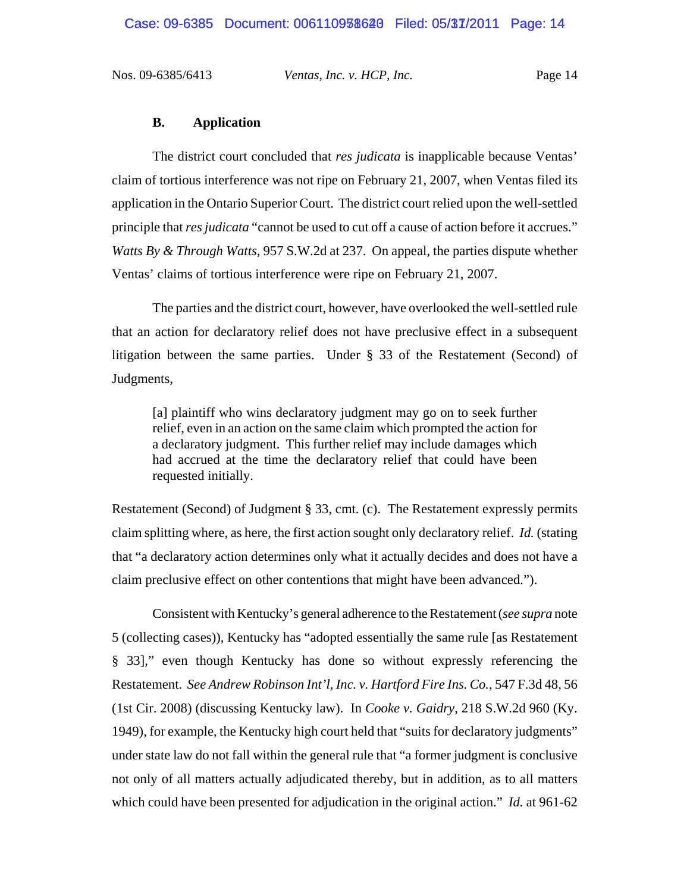### B. Application

The district court concluded that *res judicata* is inapplicable because Ventas' claim of tortious interference was not ripe on February 21, 2007, when Ventas filed its application in the Ontario Superior Court. The district court relied upon the well-settled principle that *res judicata* "cannot be used to cut off a cause of action before it accrues." *Watts By & Through Watts*, 957 S.W.2d at 237. On appeal, the parties dispute whether Ventas' claims of tortious interference were ripe on February 21, 2007.

The parties and the district court, however, have overlooked the well-settled rule that an action for declaratory relief does not have preclusive effect in a subsequent litigation between the same parties. Under § 33 of the Restatement (Second) of Judgments,

> [a] plaintiff who wins declaratory judgment may go on to seek further relief, even in an action on the same claim which prompted the action for a declaratory judgment. This further relief may include damages which had accrued at the time the declaratory relief that could have been requested initially.

Restatement (Second) of Judgment § 33, cmt. (c). The Restatement expressly permits claim splitting where, as here, the first action sought only declaratory relief. *Id.* (stating that "a declaratory action determines only what it actually decides and does not have a claim preclusive effect on other contentions that might have been advanced.").

Consistent with Kentucky's general adherence to the Restatement (*see supra* note 5 (collecting cases)), Kentucky has "adopted essentially the same rule [as Restatement § 33]," even though Kentucky has done so without expressly referencing the Restatement. *See Andrew Robinson Int'l, Inc. v. Hartford Fire Ins. Co.*, 547 F.3d 48, 56 (1st Cir. 2008) (discussing Kentucky law). In *Cooke v. Gaidry*, 218 S.W.2d 960 (Ky. 1949), for example, the Kentucky high court held that "suits for declaratory judgments" under state law do not fall within the general rule that "a former judgment is conclusive not only of all matters actually adjudicated thereby, but in addition, as to all matters which could have been presented for adjudication in the original action." *Id.* at 961-62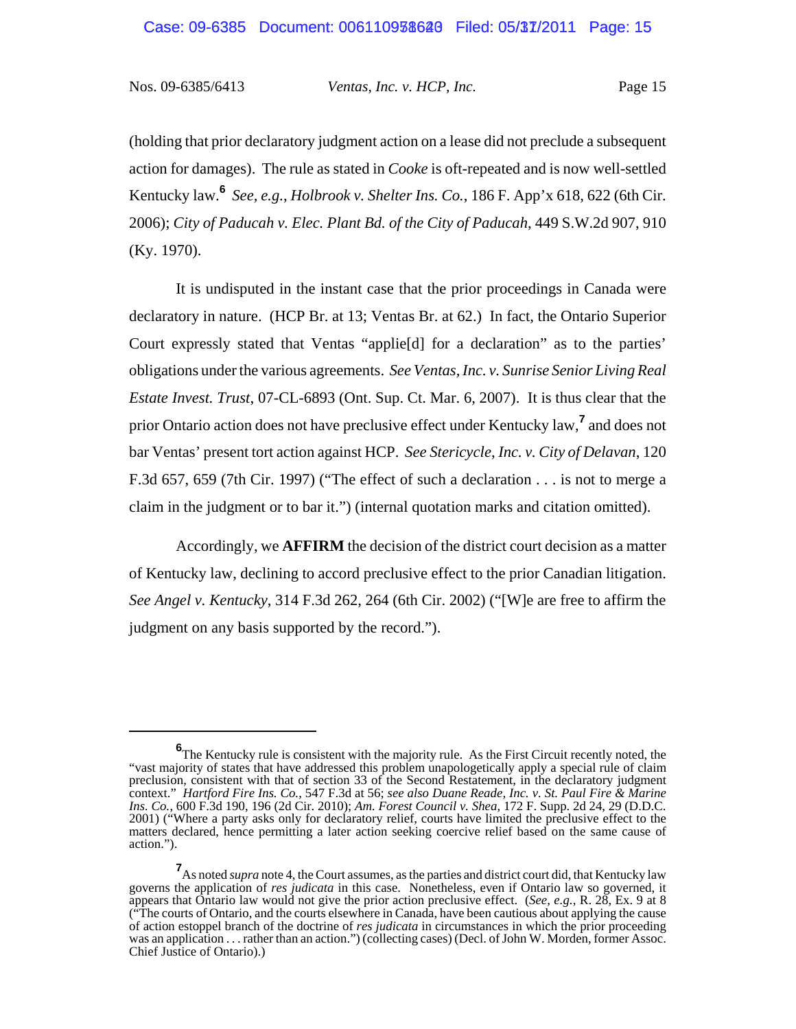(holding that prior declaratory judgment action on a lease did not preclude a subsequent action for damages). The rule as stated in *Cooke* is oft-repeated and is now well-settled Kentucky law.[6] *See, e.g.*, *Holbrook v. Shelter Ins. Co.*, 186 F. App'x 618, 622 (6th Cir. 2006); *City of Paducah v. Elec. Plant Bd. of the City of Paducah*, 449 S.W.2d 907, 910 (Ky. 1970).

It is undisputed in the instant case that the prior proceedings in Canada were declaratory in nature. (HCP Br. at 13; Ventas Br. at 62.) In fact, the Ontario Superior Court expressly stated that Ventas "applie[d] for a declaration" as to the parties' obligations under the various agreements. *See Ventas, Inc. v. Sunrise Senior Living Real Estate Invest. Trust*, 07-CL-6893 (Ont. Sup. Ct. Mar. 6, 2007). It is thus clear that the prior Ontario action does not have preclusive effect under Kentucky law,[7] and does not bar Ventas' present tort action against HCP. *See Stericycle, Inc. v. City of Delavan*, 120 F.3d 657, 659 (7th Cir. 1997) ("The effect of such a declaration . . . is not to merge a claim in the judgment or to bar it.") (internal quotation marks and citation omitted).

Accordingly, we **AFFIRM** the decision of the district court decision as a matter of Kentucky law, declining to accord preclusive effect to the prior Canadian litigation. *See Angel v. Kentucky*, 314 F.3d 262, 264 (6th Cir. 2002) ("[W]e are free to affirm the judgment on any basis supported by the record.").

---

[6] The Kentucky rule is consistent with the majority rule. As the First Circuit recently noted, the "vast majority of states that have addressed this problem unapologetically apply a special rule of claim preclusion, consistent with that of section 33 of the Second Restatement, in the declaratory judgment context." *Hartford Fire Ins. Co.*, 547 F.3d at 56; *see also Duane Reade, Inc. v. St. Paul Fire & Marine Ins. Co.*, 600 F.3d 190, 196 (2d Cir. 2010); *Am. Forest Council v. Shea*, 172 F. Supp. 2d 24, 29 (D.D.C. 2001) ("Where a party asks only for declaratory relief, courts have limited the preclusive effect to the matters declared, hence permitting a later action seeking coercive relief based on the same cause of action.").

[7] As noted *supra* note 4, the Court assumes, as the parties and district court did, that Kentucky law governs the application of *res judicata* in this case. Nonetheless, even if Ontario law so governed, it appears that Ontario law would not give the prior action preclusive effect. (*See, e.g.*, R. 28, Ex. 9 at 8 ("The courts of Ontario, and the courts elsewhere in Canada, have been cautious about applying the cause of action estoppel branch of the doctrine of *res judicata* in circumstances in which the prior proceeding was an application . . . rather than an action.") (collecting cases) (Decl. of John W. Morden, former Assoc. Chief Justice of Ontario).)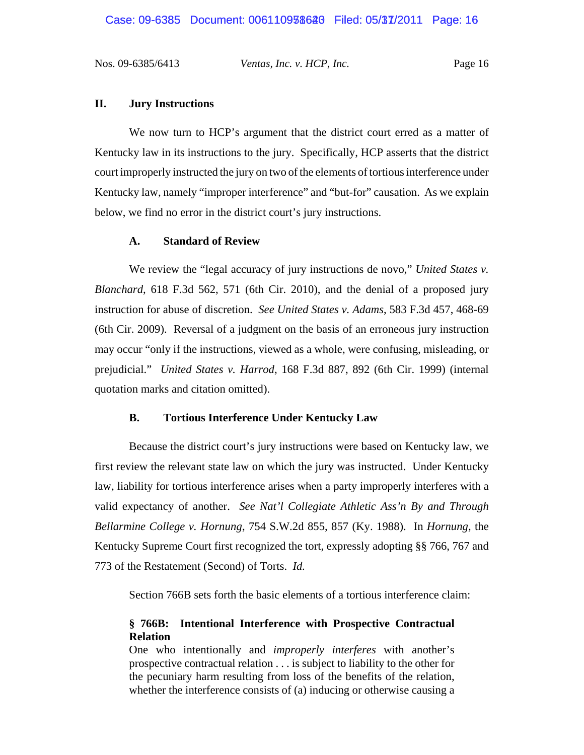## II. Jury Instructions

We now turn to HCP's argument that the district court erred as a matter of Kentucky law in its instructions to the jury. Specifically, HCP asserts that the district court improperly instructed the jury on two of the elements of tortious interference under Kentucky law, namely "improper interference" and "but-for" causation. As we explain below, we find no error in the district court's jury instructions.

### A. Standard of Review

We review the "legal accuracy of jury instructions de novo," *United States v. Blanchard*, 618 F.3d 562, 571 (6th Cir. 2010), and the denial of a proposed jury instruction for abuse of discretion. *See United States v. Adams*, 583 F.3d 457, 468-69 (6th Cir. 2009). Reversal of a judgment on the basis of an erroneous jury instruction may occur "only if the instructions, viewed as a whole, were confusing, misleading, or prejudicial." *United States v. Harrod*, 168 F.3d 887, 892 (6th Cir. 1999) (internal quotation marks and citation omitted).

### B. Tortious Interference Under Kentucky Law

Because the district court's jury instructions were based on Kentucky law, we first review the relevant state law on which the jury was instructed. Under Kentucky law, liability for tortious interference arises when a party improperly interferes with a valid expectancy of another. *See Nat'l Collegiate Athletic Ass'n By and Through Bellarmine College v. Hornung*, 754 S.W.2d 855, 857 (Ky. 1988). In *Hornung*, the Kentucky Supreme Court first recognized the tort, expressly adopting §§ 766, 767 and 773 of the Restatement (Second) of Torts. *Id.*

Section 766B sets forth the basic elements of a tortious interference claim:

> **§ 766B: Intentional Interference with Prospective Contractual Relation**
> One who intentionally and *improperly interferes* with another's prospective contractual relation . . . is subject to liability to the other for the pecuniary harm resulting from loss of the benefits of the relation, whether the interference consists of (a) inducing or otherwise causing a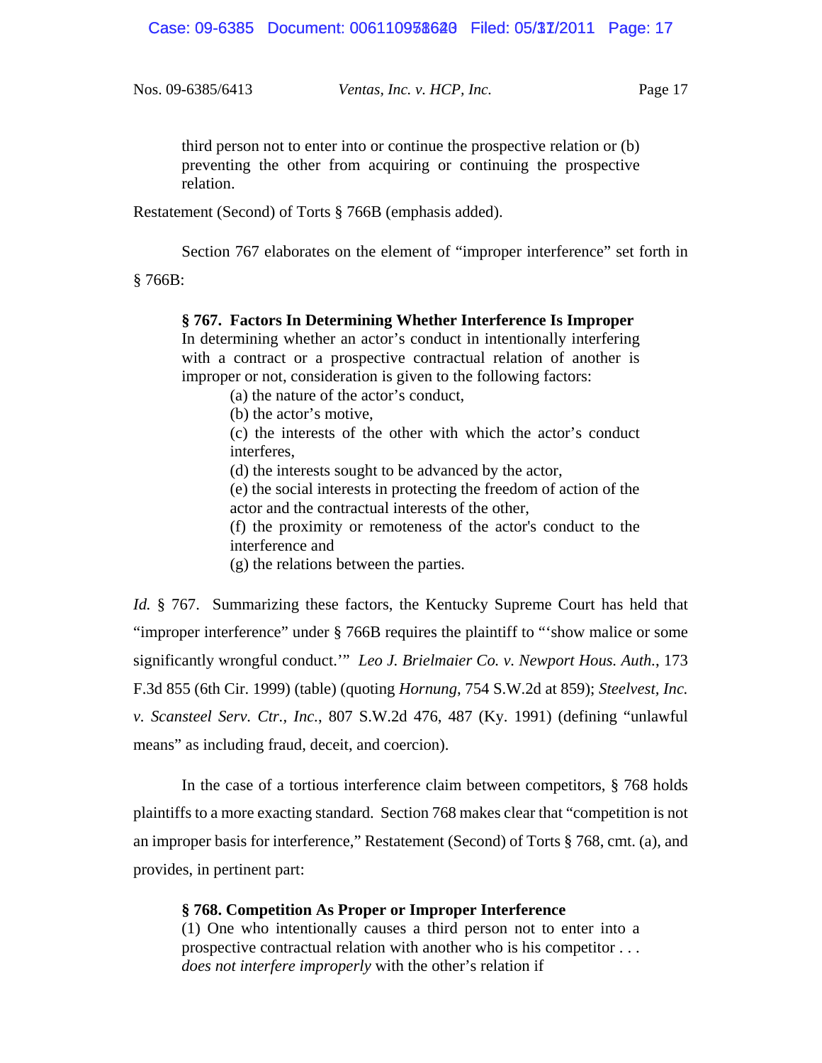> third person not to enter into or continue the prospective relation or (b) preventing the other from acquiring or continuing the prospective relation.

Restatement (Second) of Torts § 766B (emphasis added).

Section 767 elaborates on the element of "improper interference" set forth in § 766B:

> **§ 767. Factors In Determining Whether Interference Is Improper**
> In determining whether an actor's conduct in intentionally interfering with a contract or a prospective contractual relation of another is improper or not, consideration is given to the following factors:
>
> (a) the nature of the actor's conduct,
> (b) the actor's motive,
> (c) the interests of the other with which the actor's conduct interferes,
> (d) the interests sought to be advanced by the actor,
> (e) the social interests in protecting the freedom of action of the actor and the contractual interests of the other,
> (f) the proximity or remoteness of the actor's conduct to the interference and
> (g) the relations between the parties.

*Id.* § 767. Summarizing these factors, the Kentucky Supreme Court has held that "improper interference" under § 766B requires the plaintiff to "'show malice or some significantly wrongful conduct.'" *Leo J. Brielmaier Co. v. Newport Hous. Auth.*, 173 F.3d 855 (6th Cir. 1999) (table) (quoting *Hornung*, 754 S.W.2d at 859); *Steelvest, Inc. v. Scansteel Serv. Ctr., Inc.*, 807 S.W.2d 476, 487 (Ky. 1991) (defining "unlawful means" as including fraud, deceit, and coercion).

In the case of a tortious interference claim between competitors, § 768 holds plaintiffs to a more exacting standard. Section 768 makes clear that "competition is not an improper basis for interference," Restatement (Second) of Torts § 768, cmt. (a), and provides, in pertinent part:

> **§ 768. Competition As Proper or Improper Interference**
> (1) One who intentionally causes a third person not to enter into a prospective contractual relation with another who is his competitor . . . *does not interfere improperly* with the other's relation if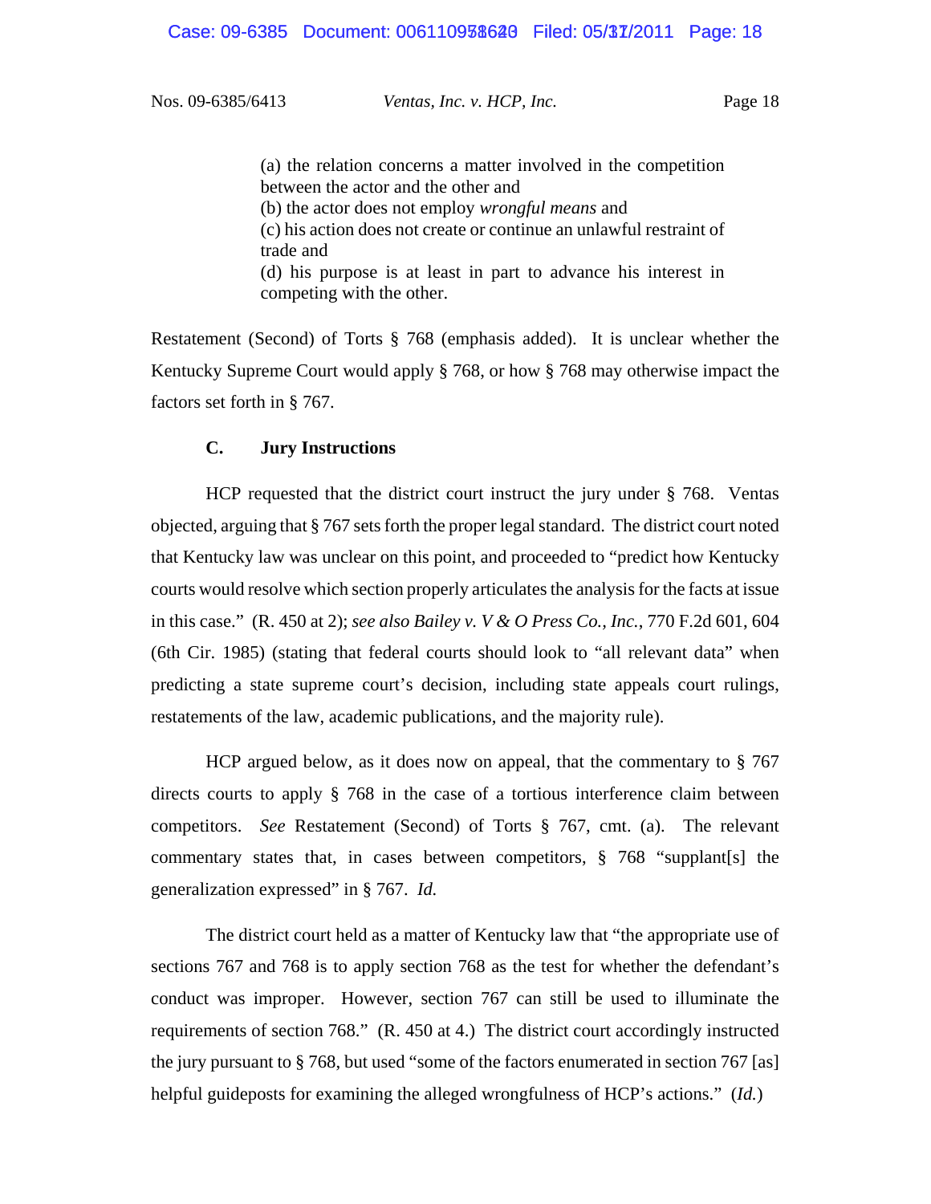> (a) the relation concerns a matter involved in the competition between the actor and the other and
> (b) the actor does not employ *wrongful means* and
> (c) his action does not create or continue an unlawful restraint of trade and
> (d) his purpose is at least in part to advance his interest in competing with the other.

Restatement (Second) of Torts § 768 (emphasis added). It is unclear whether the Kentucky Supreme Court would apply § 768, or how § 768 may otherwise impact the factors set forth in § 767.

### C. Jury Instructions

HCP requested that the district court instruct the jury under § 768. Ventas objected, arguing that § 767 sets forth the proper legal standard. The district court noted that Kentucky law was unclear on this point, and proceeded to "predict how Kentucky courts would resolve which section properly articulates the analysis for the facts at issue in this case." (R. 450 at 2); *see also Bailey v. V & O Press Co., Inc.*, 770 F.2d 601, 604 (6th Cir. 1985) (stating that federal courts should look to "all relevant data" when predicting a state supreme court's decision, including state appeals court rulings, restatements of the law, academic publications, and the majority rule).

HCP argued below, as it does now on appeal, that the commentary to § 767 directs courts to apply § 768 in the case of a tortious interference claim between competitors. *See* Restatement (Second) of Torts § 767, cmt. (a). The relevant commentary states that, in cases between competitors, § 768 "supplant[s] the generalization expressed" in § 767. *Id.*

The district court held as a matter of Kentucky law that "the appropriate use of sections 767 and 768 is to apply section 768 as the test for whether the defendant's conduct was improper. However, section 767 can still be used to illuminate the requirements of section 768." (R. 450 at 4.) The district court accordingly instructed the jury pursuant to § 768, but used "some of the factors enumerated in section 767 [as] helpful guideposts for examining the alleged wrongfulness of HCP's actions." (*Id.*)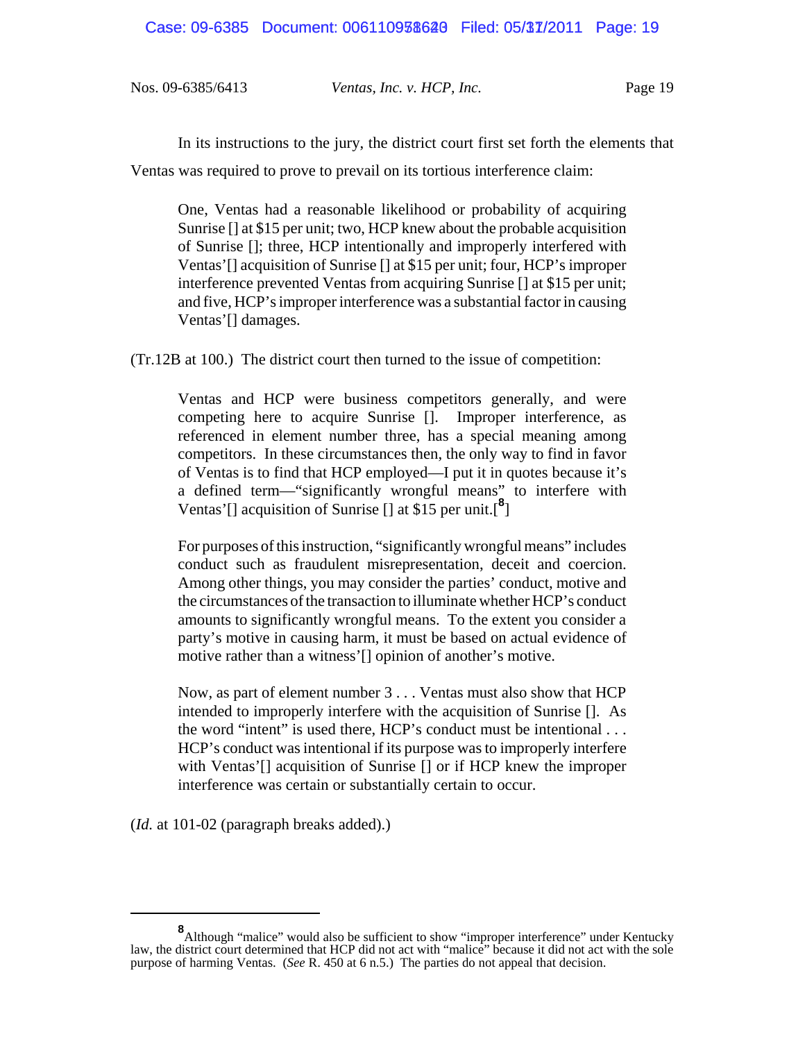In its instructions to the jury, the district court first set forth the elements that Ventas was required to prove to prevail on its tortious interference claim:

> One, Ventas had a reasonable likelihood or probability of acquiring Sunrise [] at $15 per unit; two, HCP knew about the probable acquisition of Sunrise []; three, HCP intentionally and improperly interfered with Ventas'[] acquisition of Sunrise [] at $15 per unit; four, HCP's improper interference prevented Ventas from acquiring Sunrise [] at $15 per unit; and five, HCP's improper interference was a substantial factor in causing Ventas'[] damages.

(Tr.12B at 100.) The district court then turned to the issue of competition:

> Ventas and HCP were business competitors generally, and were competing here to acquire Sunrise []. Improper interference, as referenced in element number three, has a special meaning among competitors. In these circumstances then, the only way to find in favor of Ventas is to find that HCP employed—I put it in quotes because it's a defined term—"significantly wrongful means" to interfere with Ventas'[] acquisition of Sunrise [] at $15 per unit.[8]
>
> For purposes of this instruction, "significantly wrongful means" includes conduct such as fraudulent misrepresentation, deceit and coercion. Among other things, you may consider the parties' conduct, motive and the circumstances of the transaction to illuminate whether HCP's conduct amounts to significantly wrongful means. To the extent you consider a party's motive in causing harm, it must be based on actual evidence of motive rather than a witness'[] opinion of another's motive.
>
> Now, as part of element number 3 . . . Ventas must also show that HCP intended to improperly interfere with the acquisition of Sunrise []. As the word "intent" is used there, HCP's conduct must be intentional . . . HCP's conduct was intentional if its purpose was to improperly interfere with Ventas'[] acquisition of Sunrise [] or if HCP knew the improper interference was certain or substantially certain to occur.

(*Id.* at 101-02 (paragraph breaks added).)

---

[8] Although "malice" would also be sufficient to show "improper interference" under Kentucky law, the district court determined that HCP did not act with "malice" because it did not act with the sole purpose of harming Ventas. (*See* R. 450 at 6 n.5.) The parties do not appeal that decision.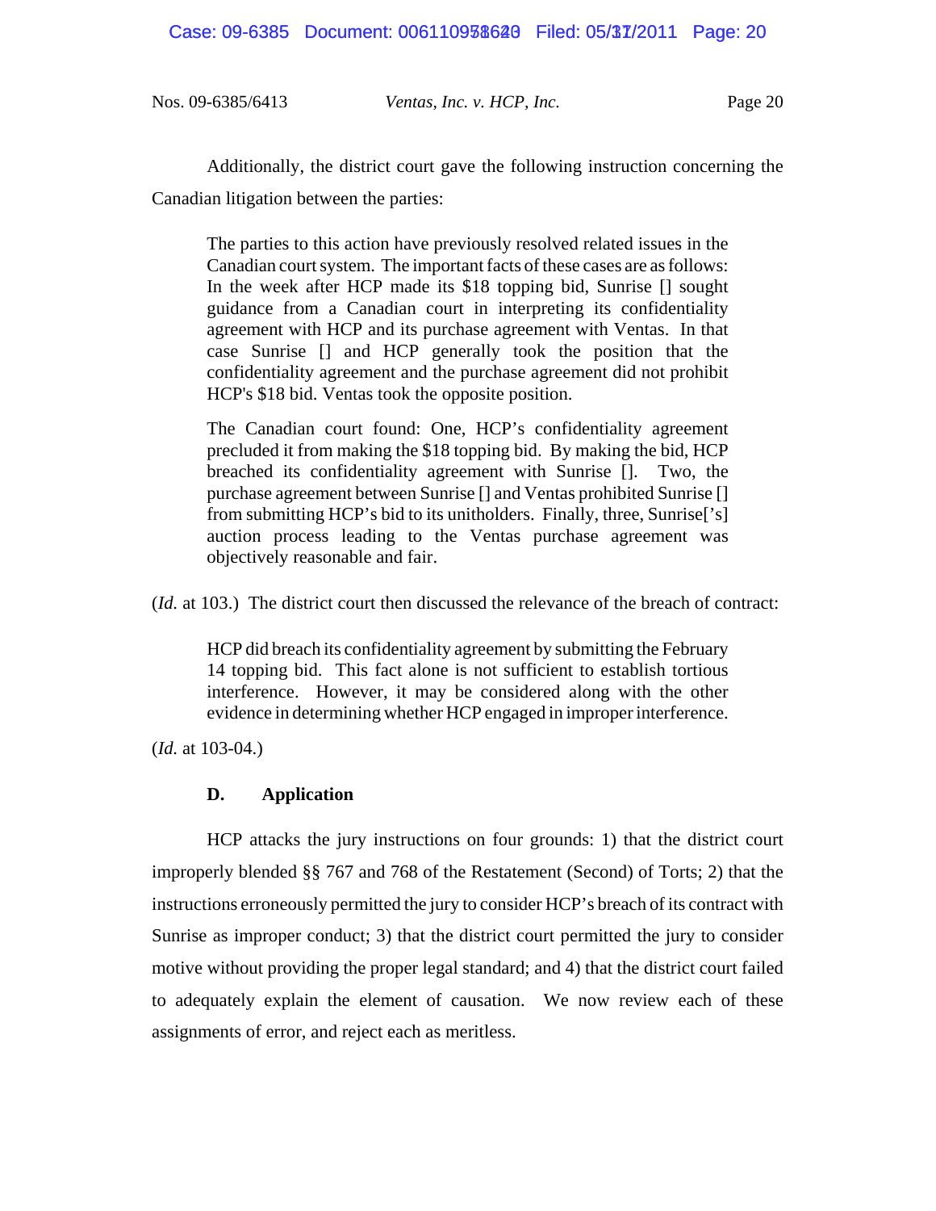Additionally, the district court gave the following instruction concerning the Canadian litigation between the parties:

> The parties to this action have previously resolved related issues in the Canadian court system. The important facts of these cases are as follows: In the week after HCP made its $18 topping bid, Sunrise [] sought guidance from a Canadian court in interpreting its confidentiality agreement with HCP and its purchase agreement with Ventas. In that case Sunrise [] and HCP generally took the position that the confidentiality agreement and the purchase agreement did not prohibit HCP's $18 bid. Ventas took the opposite position.
>
> The Canadian court found: One, HCP's confidentiality agreement precluded it from making the $18 topping bid. By making the bid, HCP breached its confidentiality agreement with Sunrise []. Two, the purchase agreement between Sunrise [] and Ventas prohibited Sunrise [] from submitting HCP's bid to its unitholders. Finally, three, Sunrise['s] auction process leading to the Ventas purchase agreement was objectively reasonable and fair.

(*Id.* at 103.) The district court then discussed the relevance of the breach of contract:

> HCP did breach its confidentiality agreement by submitting the February 14 topping bid. This fact alone is not sufficient to establish tortious interference. However, it may be considered along with the other evidence in determining whether HCP engaged in improper interference.

(*Id.* at 103-04.)

### D. Application

HCP attacks the jury instructions on four grounds: 1) that the district court improperly blended §§ 767 and 768 of the Restatement (Second) of Torts; 2) that the instructions erroneously permitted the jury to consider HCP's breach of its contract with Sunrise as improper conduct; 3) that the district court permitted the jury to consider motive without providing the proper legal standard; and 4) that the district court failed to adequately explain the element of causation. We now review each of these assignments of error, and reject each as meritless.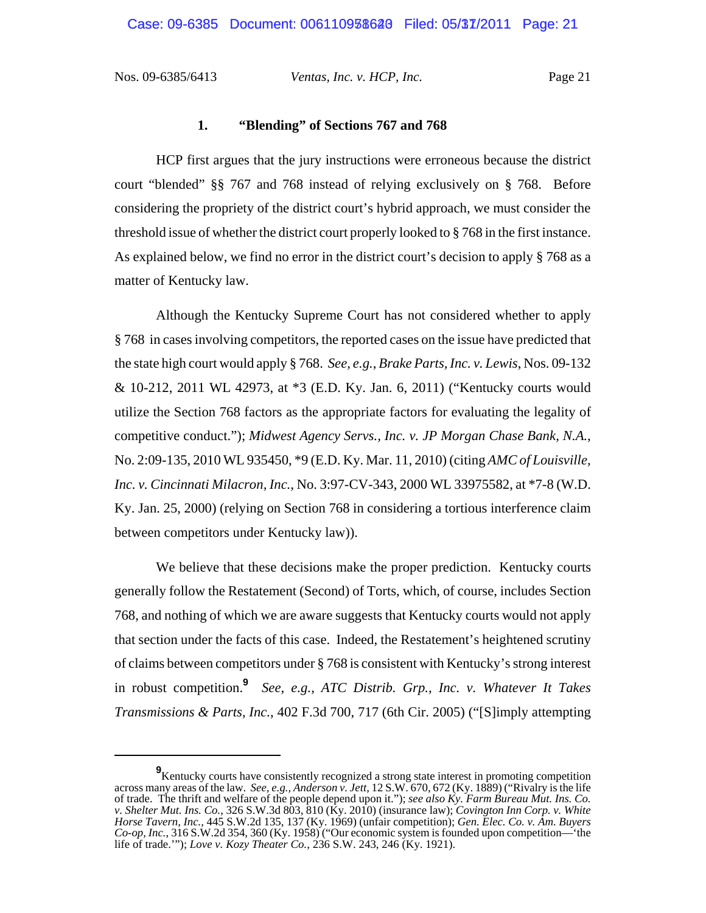### 1. "Blending" of Sections 767 and 768

HCP first argues that the jury instructions were erroneous because the district court "blended" §§ 767 and 768 instead of relying exclusively on § 768. Before considering the propriety of the district court's hybrid approach, we must consider the threshold issue of whether the district court properly looked to § 768 in the first instance. As explained below, we find no error in the district court's decision to apply § 768 as a matter of Kentucky law.

Although the Kentucky Supreme Court has not considered whether to apply § 768 in cases involving competitors, the reported cases on the issue have predicted that the state high court would apply § 768. *See, e.g.*, *Brake Parts, Inc. v. Lewis*, Nos. 09-132 & 10-212, 2011 WL 42973, at *3 (E.D. Ky. Jan. 6, 2011) ("Kentucky courts would utilize the Section 768 factors as the appropriate factors for evaluating the legality of competitive conduct."); *Midwest Agency Servs., Inc. v. JP Morgan Chase Bank, N.A.*, No. 2:09-135, 2010 WL 935450, *9 (E.D. Ky. Mar. 11, 2010) (citing *AMC of Louisville, Inc. v. Cincinnati Milacron, Inc.*, No. 3:97-CV-343, 2000 WL 33975582, at *7-8 (W.D. Ky. Jan. 25, 2000) (relying on Section 768 in considering a tortious interference claim between competitors under Kentucky law)).

We believe that these decisions make the proper prediction. Kentucky courts generally follow the Restatement (Second) of Torts, which, of course, includes Section 768, and nothing of which we are aware suggests that Kentucky courts would not apply that section under the facts of this case. Indeed, the Restatement's heightened scrutiny of claims between competitors under § 768 is consistent with Kentucky's strong interest in robust competition.[9] *See, e.g.*, *ATC Distrib. Grp., Inc. v. Whatever It Takes Transmissions & Parts, Inc.*, 402 F.3d 700, 717 (6th Cir. 2005) ("[S]imply attempting

---

[9] Kentucky courts have consistently recognized a strong state interest in promoting competition across many areas of the law. *See, e.g.*, *Anderson v. Jett*, 12 S.W. 670, 672 (Ky. 1889) ("Rivalry is the life of trade. The thrift and welfare of the people depend upon it."); *see also Ky. Farm Bureau Mut. Ins. Co. v. Shelter Mut. Ins. Co.*, 326 S.W.3d 803, 810 (Ky. 2010) (insurance law); *Covington Inn Corp. v. White Horse Tavern, Inc.*, 445 S.W.2d 135, 137 (Ky. 1969) (unfair competition); *Gen. Elec. Co. v. Am. Buyers Co-op, Inc.*, 316 S.W.2d 354, 360 (Ky. 1958) ("Our economic system is founded upon competition—'the life of trade.'"); *Love v. Kozy Theater Co.*, 236 S.W. 243, 246 (Ky. 1921).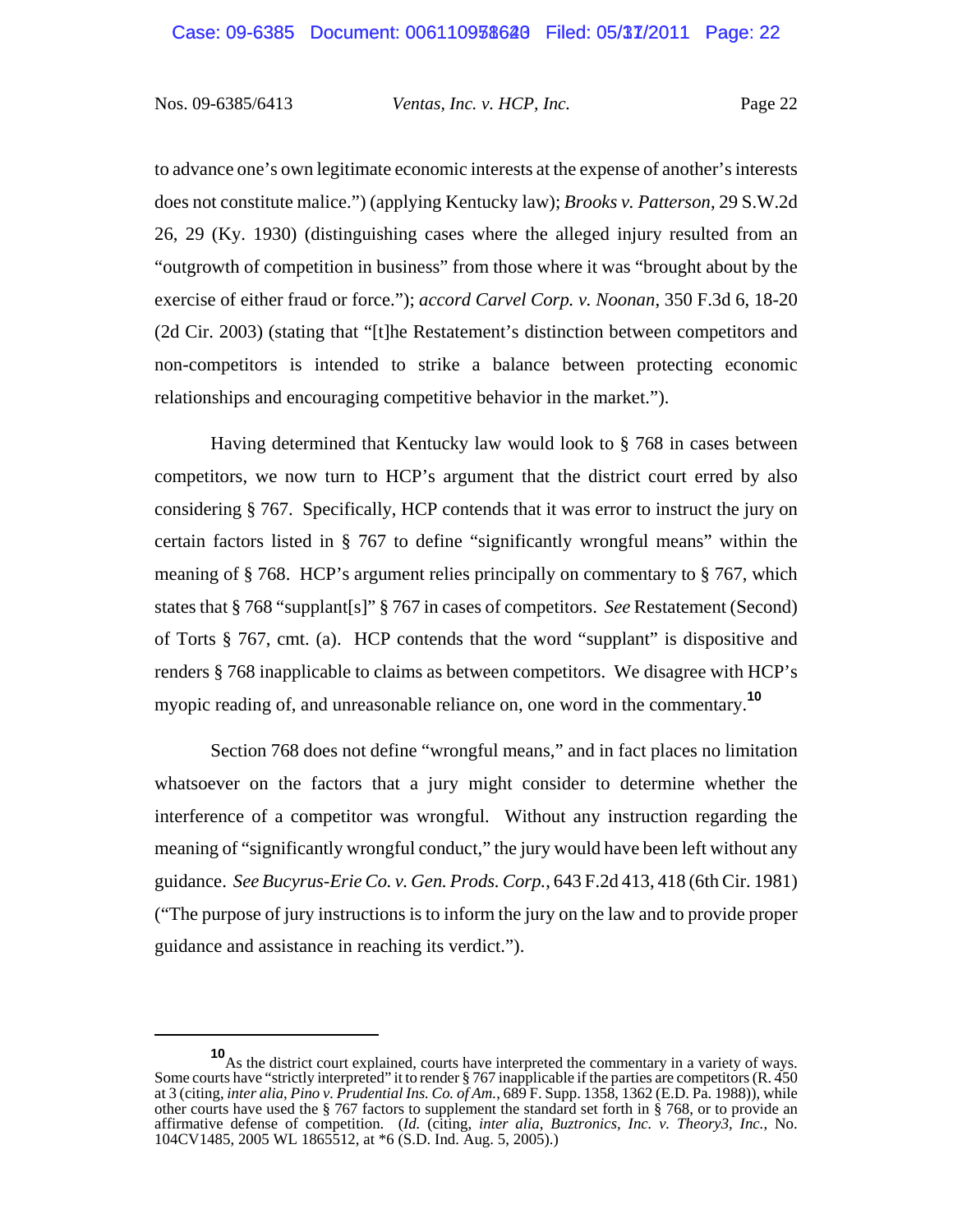to advance one's own legitimate economic interests at the expense of another's interests does not constitute malice.") (applying Kentucky law); *Brooks v. Patterson*, 29 S.W.2d 26, 29 (Ky. 1930) (distinguishing cases where the alleged injury resulted from an "outgrowth of competition in business" from those where it was "brought about by the exercise of either fraud or force."); *accord Carvel Corp. v. Noonan*, 350 F.3d 6, 18-20 (2d Cir. 2003) (stating that "[t]he Restatement's distinction between competitors and non-competitors is intended to strike a balance between protecting economic relationships and encouraging competitive behavior in the market.").

Having determined that Kentucky law would look to § 768 in cases between competitors, we now turn to HCP's argument that the district court erred by also considering § 767. Specifically, HCP contends that it was error to instruct the jury on certain factors listed in § 767 to define "significantly wrongful means" within the meaning of § 768. HCP's argument relies principally on commentary to § 767, which states that § 768 "supplant[s]" § 767 in cases of competitors. *See* Restatement (Second) of Torts § 767, cmt. (a). HCP contends that the word "supplant" is dispositive and renders § 768 inapplicable to claims as between competitors. We disagree with HCP's myopic reading of, and unreasonable reliance on, one word in the commentary.[10]

Section 768 does not define "wrongful means," and in fact places no limitation whatsoever on the factors that a jury might consider to determine whether the interference of a competitor was wrongful. Without any instruction regarding the meaning of "significantly wrongful conduct," the jury would have been left without any guidance. *See Bucyrus-Erie Co. v. Gen. Prods. Corp.*, 643 F.2d 413, 418 (6th Cir. 1981) ("The purpose of jury instructions is to inform the jury on the law and to provide proper guidance and assistance in reaching its verdict.").

---

[10] As the district court explained, courts have interpreted the commentary in a variety of ways. Some courts have "strictly interpreted" it to render § 767 inapplicable if the parties are competitors (R. 450 at 3 (citing, *inter alia*, *Pino v. Prudential Ins. Co. of Am.*, 689 F. Supp. 1358, 1362 (E.D. Pa. 1988)), while other courts have used the § 767 factors to supplement the standard set forth in § 768, or to provide an affirmative defense of competition. (*Id.* (citing, *inter alia*, *Buztronics, Inc. v. Theory3, Inc.*, No. 104CV1485, 2005 WL 1865512, at *6 (S.D. Ind. Aug. 5, 2005).)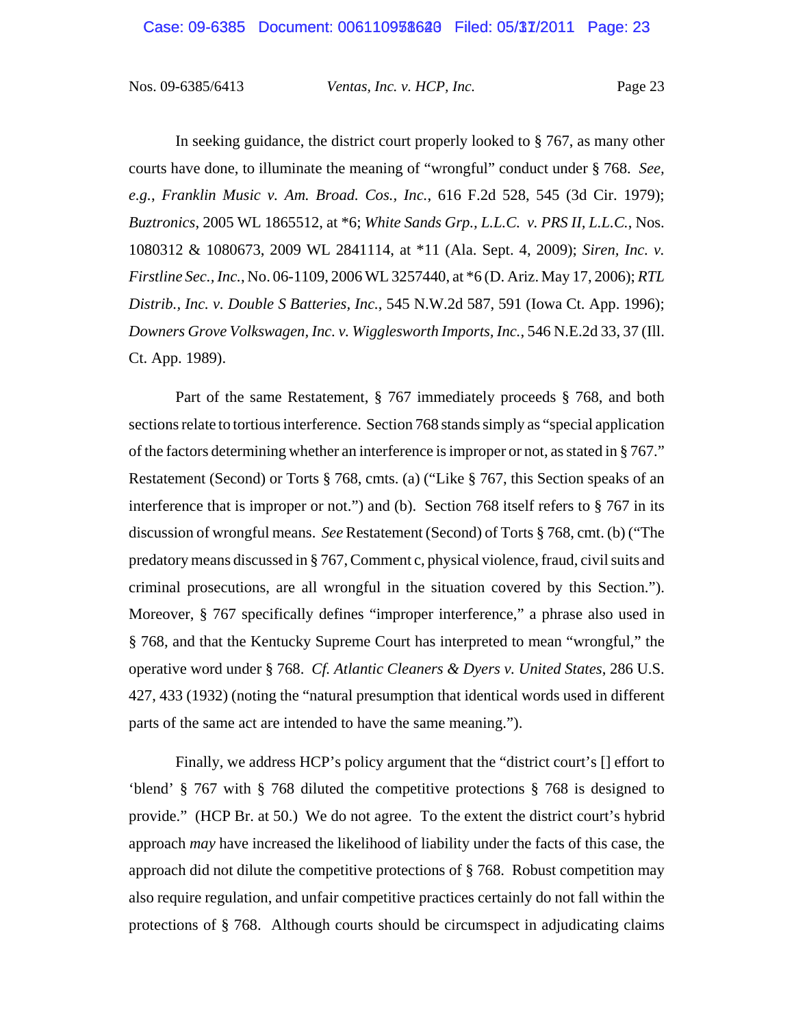In seeking guidance, the district court properly looked to § 767, as many other courts have done, to illuminate the meaning of "wrongful" conduct under § 768. *See, e.g.*, *Franklin Music v. Am. Broad. Cos., Inc.*, 616 F.2d 528, 545 (3d Cir. 1979); *Buztronics*, 2005 WL 1865512, at *6; *White Sands Grp., L.L.C. v. PRS II, L.L.C.*, Nos. 1080312 & 1080673, 2009 WL 2841114, at *11 (Ala. Sept. 4, 2009); *Siren, Inc. v. Firstline Sec., Inc.*, No. 06-1109, 2006 WL 3257440, at *6 (D. Ariz. May 17, 2006); *RTL Distrib., Inc. v. Double S Batteries, Inc.*, 545 N.W.2d 587, 591 (Iowa Ct. App. 1996); *Downers Grove Volkswagen, Inc. v. Wigglesworth Imports, Inc.*, 546 N.E.2d 33, 37 (Ill. Ct. App. 1989).

Part of the same Restatement, § 767 immediately proceeds § 768, and both sections relate to tortious interference. Section 768 stands simply as "special application of the factors determining whether an interference is improper or not, as stated in § 767." Restatement (Second) or Torts § 768, cmts. (a) ("Like § 767, this Section speaks of an interference that is improper or not.") and (b). Section 768 itself refers to § 767 in its discussion of wrongful means. *See* Restatement (Second) of Torts § 768, cmt. (b) ("The predatory means discussed in § 767, Comment c, physical violence, fraud, civil suits and criminal prosecutions, are all wrongful in the situation covered by this Section."). Moreover, § 767 specifically defines "improper interference," a phrase also used in § 768, and that the Kentucky Supreme Court has interpreted to mean "wrongful," the operative word under § 768. *Cf. Atlantic Cleaners & Dyers v. United States*, 286 U.S. 427, 433 (1932) (noting the "natural presumption that identical words used in different parts of the same act are intended to have the same meaning.").

Finally, we address HCP's policy argument that the "district court's [] effort to 'blend' § 767 with § 768 diluted the competitive protections § 768 is designed to provide." (HCP Br. at 50.) We do not agree. To the extent the district court's hybrid approach *may* have increased the likelihood of liability under the facts of this case, the approach did not dilute the competitive protections of § 768. Robust competition may also require regulation, and unfair competitive practices certainly do not fall within the protections of § 768. Although courts should be circumspect in adjudicating claims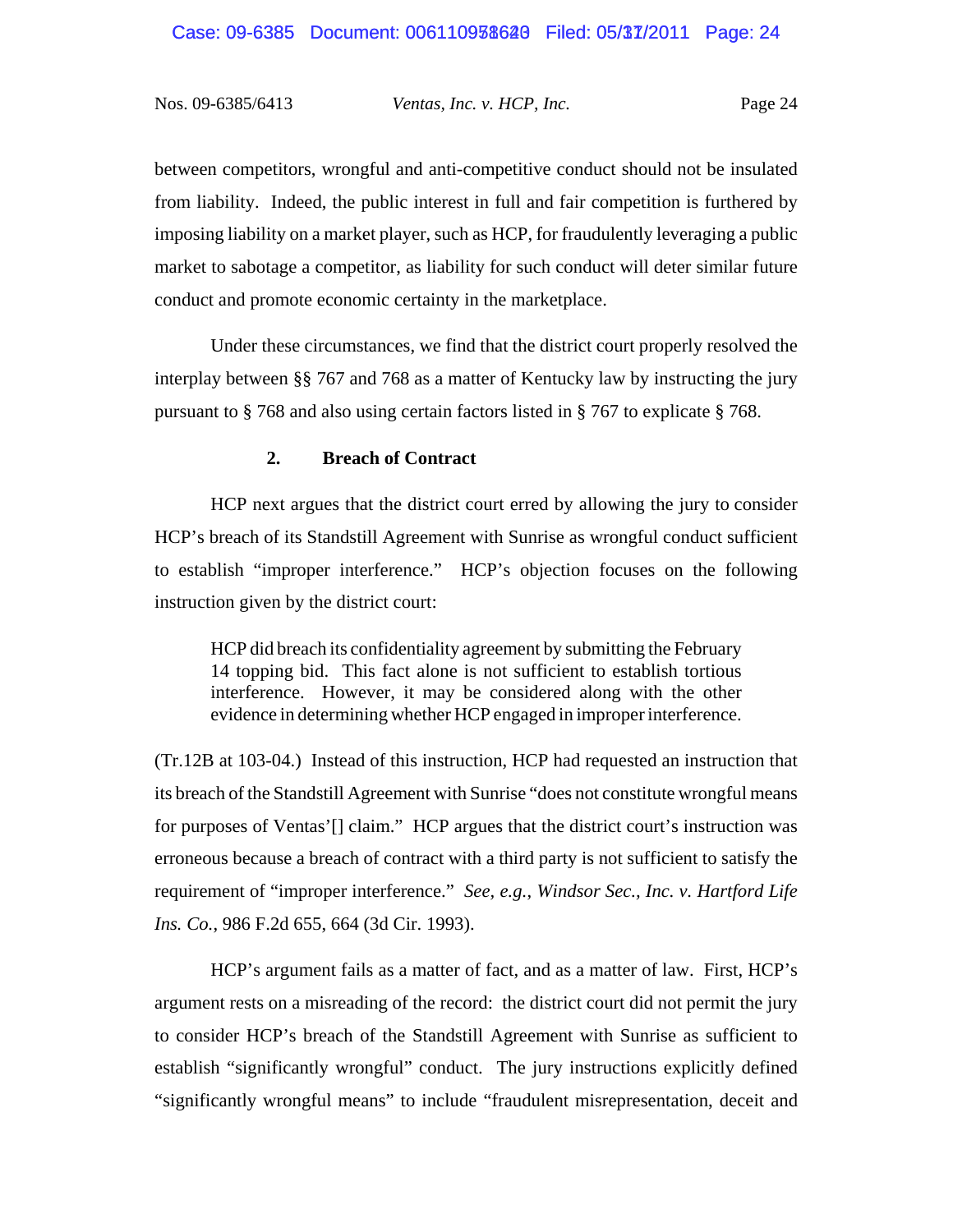between competitors, wrongful and anti-competitive conduct should not be insulated from liability. Indeed, the public interest in full and fair competition is furthered by imposing liability on a market player, such as HCP, for fraudulently leveraging a public market to sabotage a competitor, as liability for such conduct will deter similar future conduct and promote economic certainty in the marketplace.

Under these circumstances, we find that the district court properly resolved the interplay between §§ 767 and 768 as a matter of Kentucky law by instructing the jury pursuant to § 768 and also using certain factors listed in § 767 to explicate § 768.

### 2. Breach of Contract

HCP next argues that the district court erred by allowing the jury to consider HCP's breach of its Standstill Agreement with Sunrise as wrongful conduct sufficient to establish "improper interference." HCP's objection focuses on the following instruction given by the district court:

> HCP did breach its confidentiality agreement by submitting the February 14 topping bid. This fact alone is not sufficient to establish tortious interference. However, it may be considered along with the other evidence in determining whether HCP engaged in improper interference.

(Tr.12B at 103-04.) Instead of this instruction, HCP had requested an instruction that its breach of the Standstill Agreement with Sunrise "does not constitute wrongful means for purposes of Ventas'[] claim." HCP argues that the district court's instruction was erroneous because a breach of contract with a third party is not sufficient to satisfy the requirement of "improper interference." *See, e.g., Windsor Sec., Inc. v. Hartford Life Ins. Co.*, 986 F.2d 655, 664 (3d Cir. 1993).

HCP's argument fails as a matter of fact, and as a matter of law. First, HCP's argument rests on a misreading of the record: the district court did not permit the jury to consider HCP's breach of the Standstill Agreement with Sunrise as sufficient to establish "significantly wrongful" conduct. The jury instructions explicitly defined "significantly wrongful means" to include "fraudulent misrepresentation, deceit and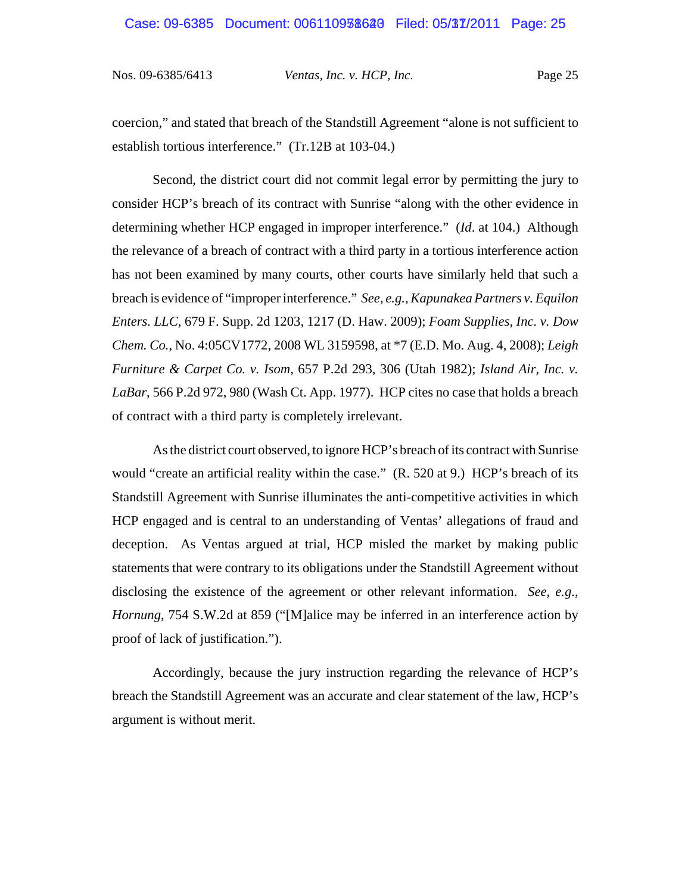coercion," and stated that breach of the Standstill Agreement "alone is not sufficient to establish tortious interference." (Tr.12B at 103-04.)

Second, the district court did not commit legal error by permitting the jury to consider HCP's breach of its contract with Sunrise "along with the other evidence in determining whether HCP engaged in improper interference." (*Id*. at 104.) Although the relevance of a breach of contract with a third party in a tortious interference action has not been examined by many courts, other courts have similarly held that such a breach is evidence of "improper interference." *See, e.g.*, *Kapunakea Partners v. Equilon Enters. LLC*, 679 F. Supp. 2d 1203, 1217 (D. Haw. 2009); *Foam Supplies, Inc. v. Dow Chem. Co.*, No. 4:05CV1772, 2008 WL 3159598, at *7 (E.D. Mo. Aug. 4, 2008); *Leigh Furniture & Carpet Co. v. Isom*, 657 P.2d 293, 306 (Utah 1982); *Island Air, Inc. v. LaBar*, 566 P.2d 972, 980 (Wash Ct. App. 1977). HCP cites no case that holds a breach of contract with a third party is completely irrelevant.

As the district court observed, to ignore HCP's breach of its contract with Sunrise would "create an artificial reality within the case." (R. 520 at 9.) HCP's breach of its Standstill Agreement with Sunrise illuminates the anti-competitive activities in which HCP engaged and is central to an understanding of Ventas' allegations of fraud and deception. As Ventas argued at trial, HCP misled the market by making public statements that were contrary to its obligations under the Standstill Agreement without disclosing the existence of the agreement or other relevant information. *See, e.g.*, *Hornung*, 754 S.W.2d at 859 ("[M]alice may be inferred in an interference action by proof of lack of justification.").

Accordingly, because the jury instruction regarding the relevance of HCP's breach the Standstill Agreement was an accurate and clear statement of the law, HCP's argument is without merit.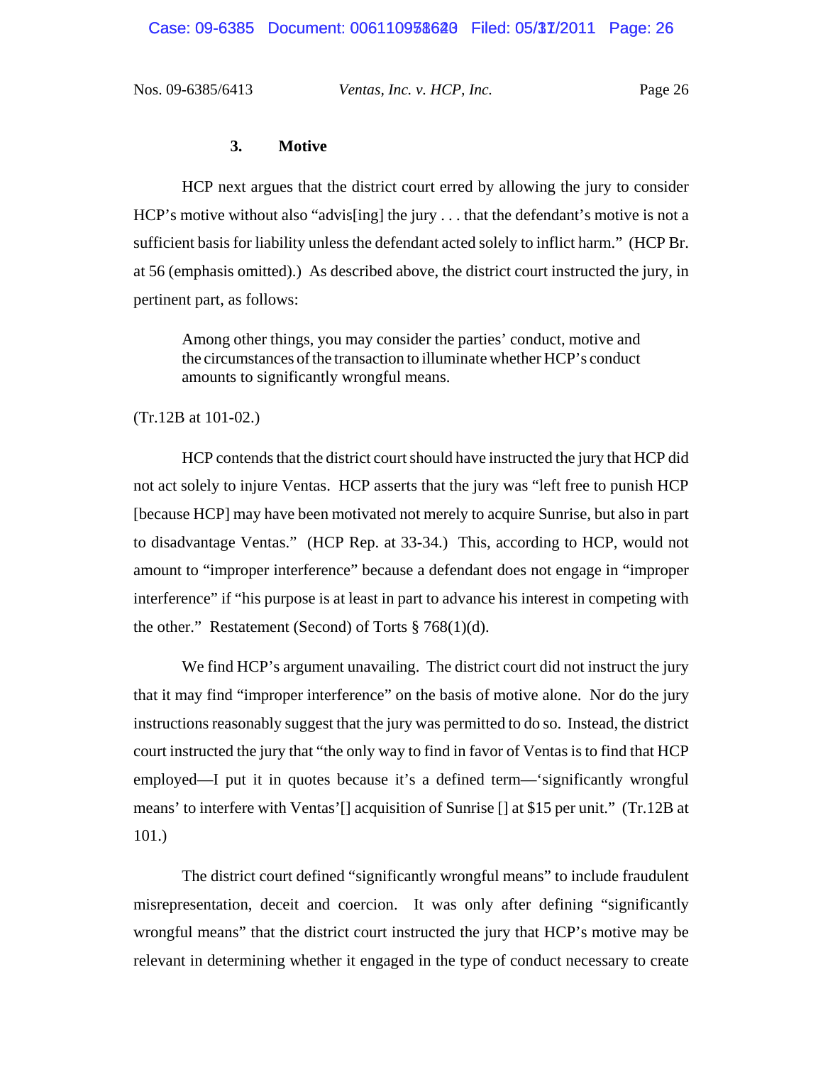### 3. Motive

HCP next argues that the district court erred by allowing the jury to consider HCP's motive without also "advis[ing] the jury . . . that the defendant's motive is not a sufficient basis for liability unless the defendant acted solely to inflict harm." (HCP Br. at 56 (emphasis omitted).) As described above, the district court instructed the jury, in pertinent part, as follows:

> Among other things, you may consider the parties' conduct, motive and the circumstances of the transaction to illuminate whether HCP's conduct amounts to significantly wrongful means.

(Tr.12B at 101-02.)

HCP contends that the district court should have instructed the jury that HCP did not act solely to injure Ventas. HCP asserts that the jury was "left free to punish HCP [because HCP] may have been motivated not merely to acquire Sunrise, but also in part to disadvantage Ventas." (HCP Rep. at 33-34.) This, according to HCP, would not amount to "improper interference" because a defendant does not engage in "improper interference" if "his purpose is at least in part to advance his interest in competing with the other." Restatement (Second) of Torts § 768(1)(d).

We find HCP's argument unavailing. The district court did not instruct the jury that it may find "improper interference" on the basis of motive alone. Nor do the jury instructions reasonably suggest that the jury was permitted to do so. Instead, the district court instructed the jury that "the only way to find in favor of Ventas is to find that HCP employed—I put it in quotes because it's a defined term—'significantly wrongful means' to interfere with Ventas'[] acquisition of Sunrise [] at $15 per unit." (Tr.12B at 101.)

The district court defined "significantly wrongful means" to include fraudulent misrepresentation, deceit and coercion. It was only after defining "significantly wrongful means" that the district court instructed the jury that HCP's motive may be relevant in determining whether it engaged in the type of conduct necessary to create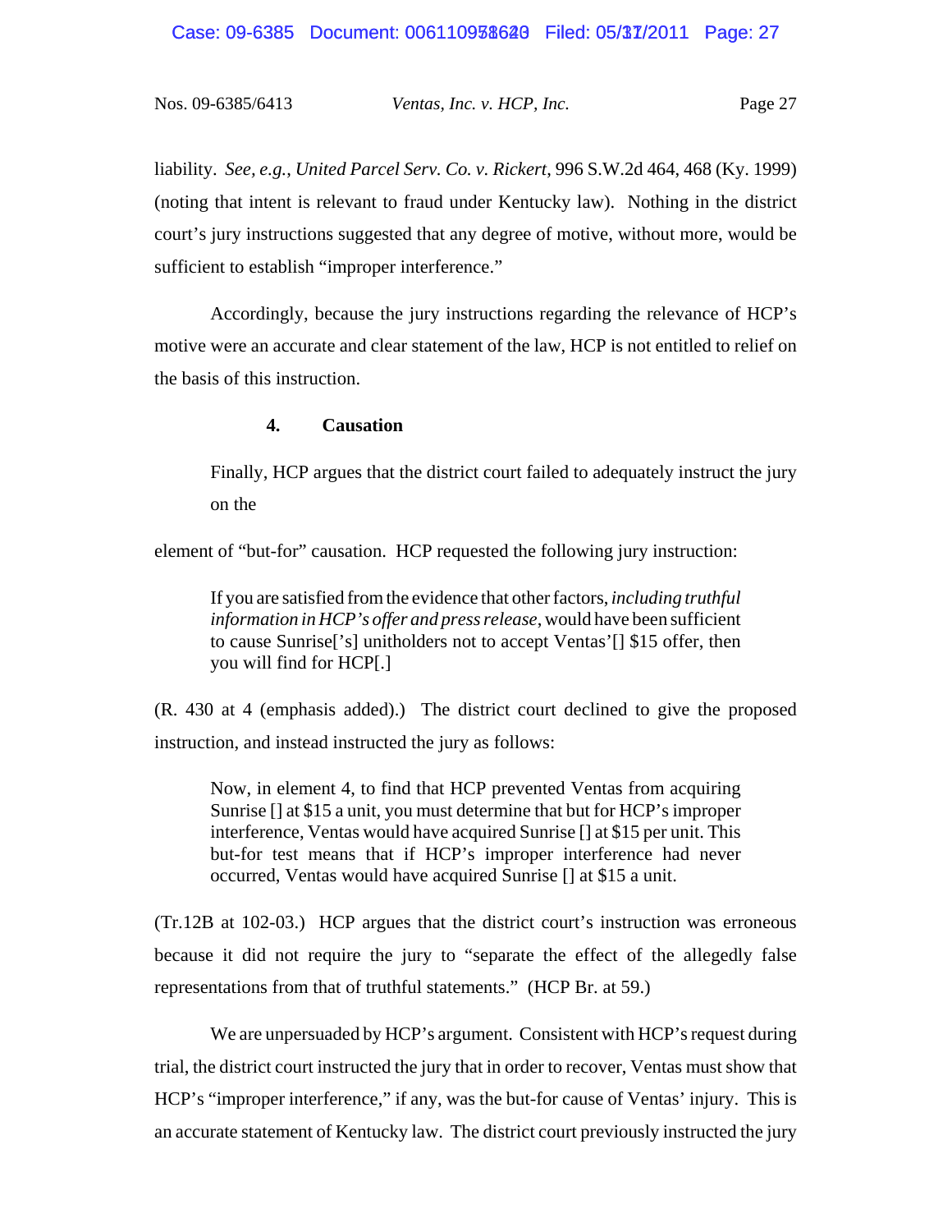liability. *See, e.g.*, *United Parcel Serv. Co. v. Rickert*, 996 S.W.2d 464, 468 (Ky. 1999) (noting that intent is relevant to fraud under Kentucky law). Nothing in the district court's jury instructions suggested that any degree of motive, without more, would be sufficient to establish "improper interference."

Accordingly, because the jury instructions regarding the relevance of HCP's motive were an accurate and clear statement of the law, HCP is not entitled to relief on the basis of this instruction.

#### 4. Causation

Finally, HCP argues that the district court failed to adequately instruct the jury on the element of "but-for" causation. HCP requested the following jury instruction:

> If you are satisfied from the evidence that other factors, *including truthful information in HCP's offer and press release*, would have been sufficient to cause Sunrise['s] unitholders not to accept Ventas'[] $15 offer, then you will find for HCP[.]

(R. 430 at 4 (emphasis added).) The district court declined to give the proposed instruction, and instead instructed the jury as follows:

> Now, in element 4, to find that HCP prevented Ventas from acquiring Sunrise [] at $15 a unit, you must determine that but for HCP's improper interference, Ventas would have acquired Sunrise [] at $15 per unit. This but-for test means that if HCP's improper interference had never occurred, Ventas would have acquired Sunrise [] at $15 a unit.

(Tr.12B at 102-03.) HCP argues that the district court's instruction was erroneous because it did not require the jury to "separate the effect of the allegedly false representations from that of truthful statements." (HCP Br. at 59.)

We are unpersuaded by HCP's argument. Consistent with HCP's request during trial, the district court instructed the jury that in order to recover, Ventas must show that HCP's "improper interference," if any, was the but-for cause of Ventas' injury. This is an accurate statement of Kentucky law. The district court previously instructed the jury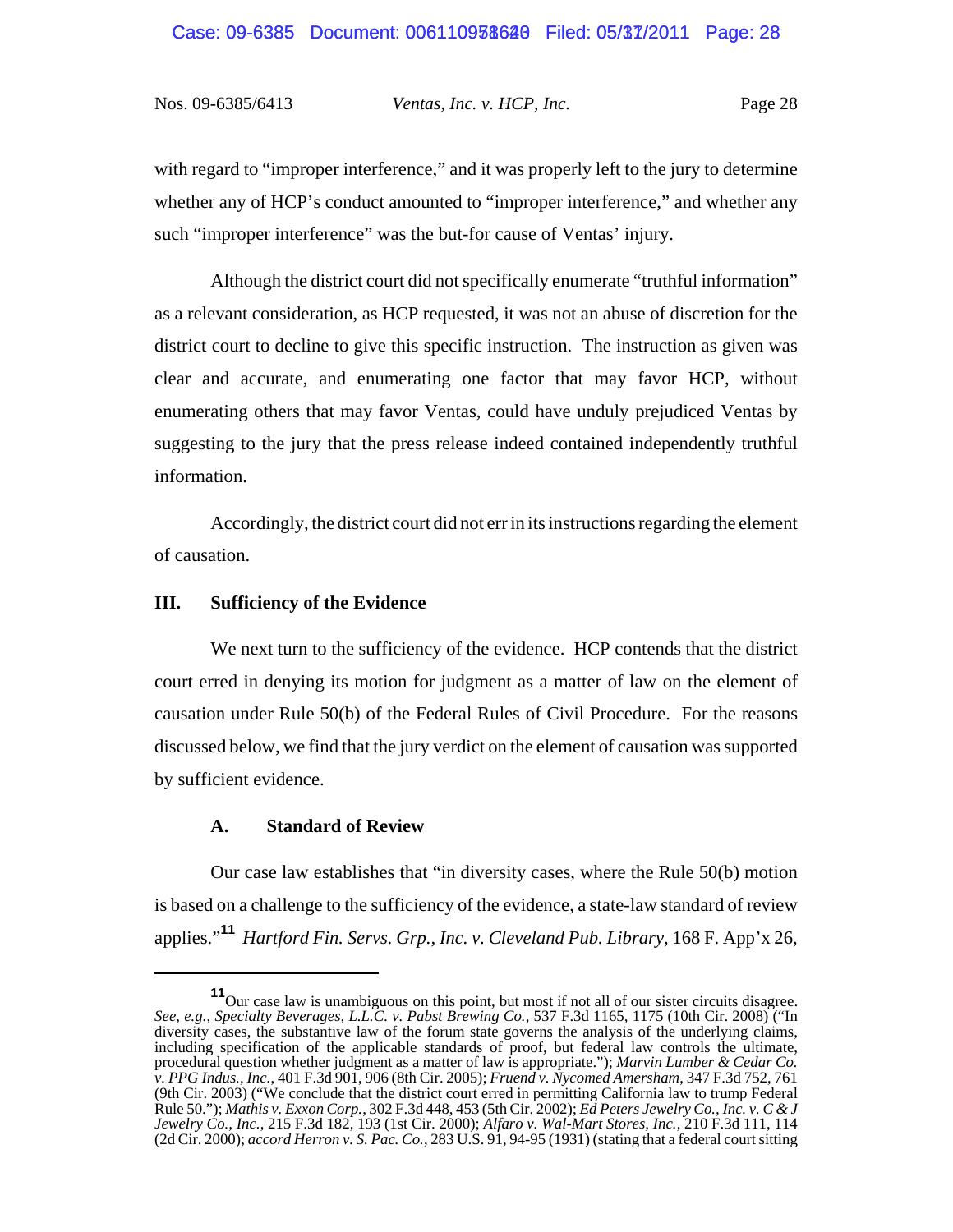with regard to "improper interference," and it was properly left to the jury to determine whether any of HCP's conduct amounted to "improper interference," and whether any such "improper interference" was the but-for cause of Ventas' injury.

Although the district court did not specifically enumerate "truthful information" as a relevant consideration, as HCP requested, it was not an abuse of discretion for the district court to decline to give this specific instruction. The instruction as given was clear and accurate, and enumerating one factor that may favor HCP, without enumerating others that may favor Ventas, could have unduly prejudiced Ventas by suggesting to the jury that the press release indeed contained independently truthful information.

Accordingly, the district court did not err in its instructions regarding the element of causation.

## III. Sufficiency of the Evidence

We next turn to the sufficiency of the evidence. HCP contends that the district court erred in denying its motion for judgment as a matter of law on the element of causation under Rule 50(b) of the Federal Rules of Civil Procedure. For the reasons discussed below, we find that the jury verdict on the element of causation was supported by sufficient evidence.

### A. Standard of Review

Our case law establishes that "in diversity cases, where the Rule 50(b) motion is based on a challenge to the sufficiency of the evidence, a state-law standard of review applies."[11] *Hartford Fin. Servs. Grp., Inc. v. Cleveland Pub. Library*, 168 F. App'x 26,

---

[11] Our case law is unambiguous on this point, but most if not all of our sister circuits disagree. *See, e.g.*, *Specialty Beverages, L.L.C. v. Pabst Brewing Co.*, 537 F.3d 1165, 1175 (10th Cir. 2008) ("In diversity cases, the substantive law of the forum state governs the analysis of the underlying claims, including specification of the applicable standards of proof, but federal law controls the ultimate, procedural question whether judgment as a matter of law is appropriate."); *Marvin Lumber & Cedar Co. v. PPG Indus., Inc.*, 401 F.3d 901, 906 (8th Cir. 2005); *Fruend v. Nycomed Amersham*, 347 F.3d 752, 761 (9th Cir. 2003) ("We conclude that the district court erred in permitting California law to trump Federal Rule 50."); *Mathis v. Exxon Corp.*, 302 F.3d 448, 453 (5th Cir. 2002); *Ed Peters Jewelry Co., Inc. v. C & J Jewelry Co., Inc.*, 215 F.3d 182, 193 (1st Cir. 2000); *Alfaro v. Wal-Mart Stores, Inc.*, 210 F.3d 111, 114 (2d Cir. 2000); *accord Herron v. S. Pac. Co.*, 283 U.S. 91, 94-95 (1931) (stating that a federal court sitting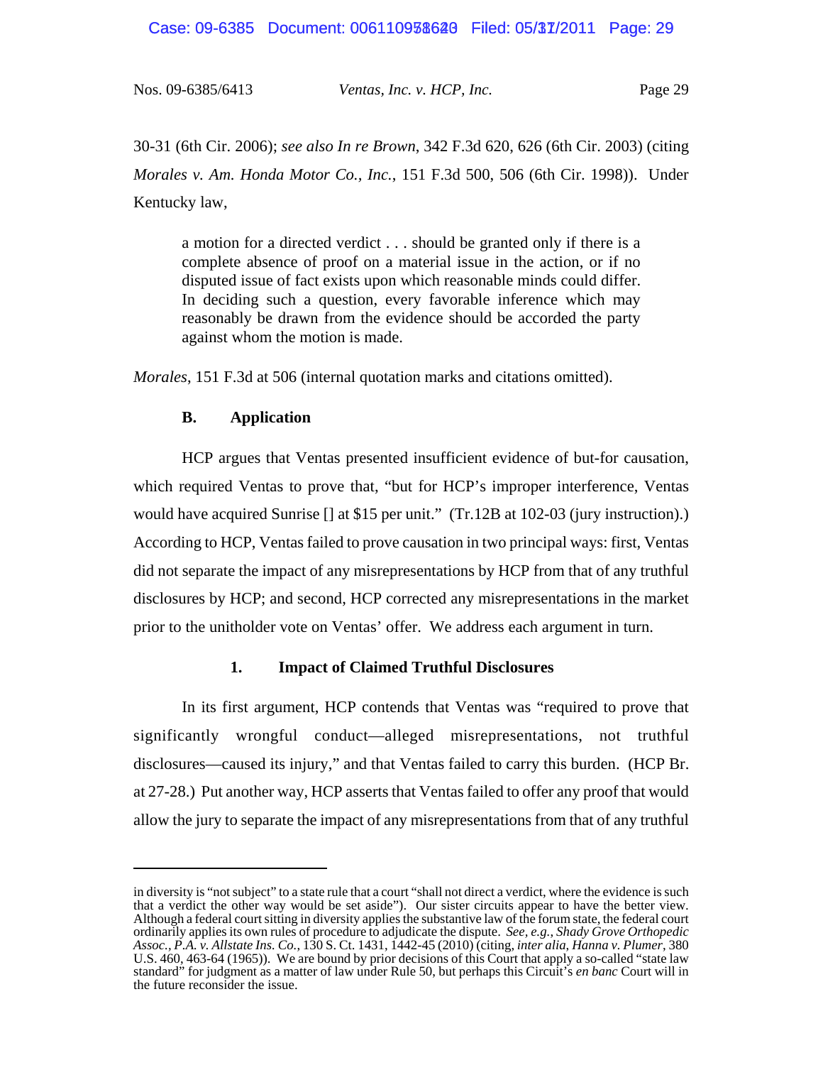30-31 (6th Cir. 2006); *see also In re Brown*, 342 F.3d 620, 626 (6th Cir. 2003) (citing *Morales v. Am. Honda Motor Co., Inc.*, 151 F.3d 500, 506 (6th Cir. 1998)). Under Kentucky law,

> a motion for a directed verdict . . . should be granted only if there is a complete absence of proof on a material issue in the action, or if no disputed issue of fact exists upon which reasonable minds could differ. In deciding such a question, every favorable inference which may reasonably be drawn from the evidence should be accorded the party against whom the motion is made.

*Morales*, 151 F.3d at 506 (internal quotation marks and citations omitted).

### B. Application

HCP argues that Ventas presented insufficient evidence of but-for causation, which required Ventas to prove that, "but for HCP's improper interference, Ventas would have acquired Sunrise [] at $15 per unit." (Tr.12B at 102-03 (jury instruction).) According to HCP, Ventas failed to prove causation in two principal ways: first, Ventas did not separate the impact of any misrepresentations by HCP from that of any truthful disclosures by HCP; and second, HCP corrected any misrepresentations in the market prior to the unitholder vote on Ventas' offer. We address each argument in turn.

#### 1. Impact of Claimed Truthful Disclosures

In its first argument, HCP contends that Ventas was "required to prove that significantly wrongful conduct—alleged misrepresentations, not truthful disclosures—caused its injury," and that Ventas failed to carry this burden. (HCP Br. at 27-28.) Put another way, HCP asserts that Ventas failed to offer any proof that would allow the jury to separate the impact of any misrepresentations from that of any truthful

---

in diversity is "not subject" to a state rule that a court "shall not direct a verdict, where the evidence is such that a verdict the other way would be set aside"). Our sister circuits appear to have the better view. Although a federal court sitting in diversity applies the substantive law of the forum state, the federal court ordinarily applies its own rules of procedure to adjudicate the dispute. *See, e.g.*, *Shady Grove Orthopedic Assoc., P.A. v. Allstate Ins. Co.*, 130 S. Ct. 1431, 1442-45 (2010) (citing, *inter alia*, *Hanna v. Plumer*, 380 U.S. 460, 463-64 (1965)). We are bound by prior decisions of this Court that apply a so-called "state law standard" for judgment as a matter of law under Rule 50, but perhaps this Circuit's *en banc* Court will in the future reconsider the issue.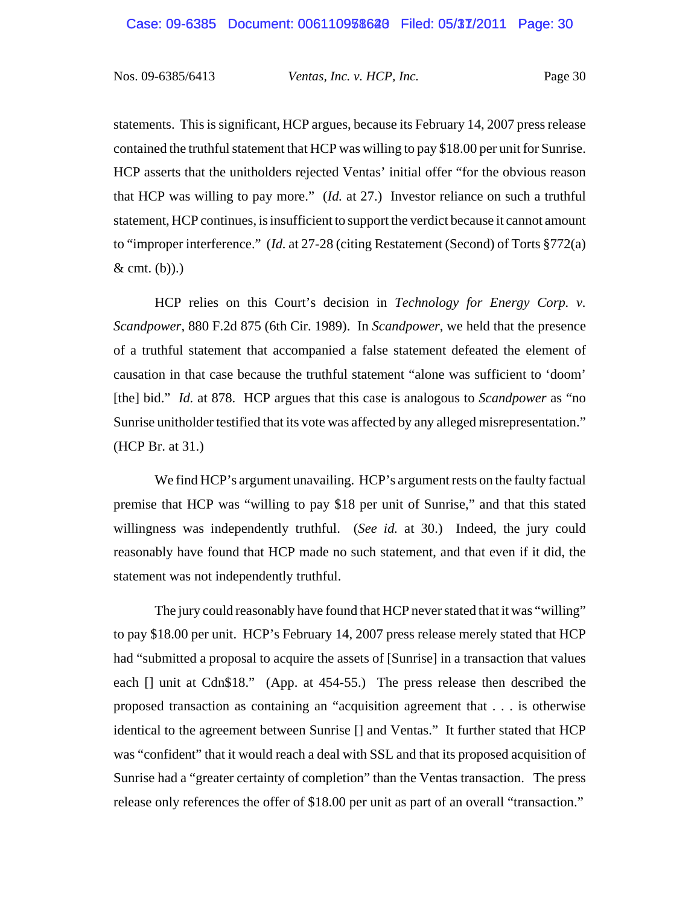statements. This is significant, HCP argues, because its February 14, 2007 press release contained the truthful statement that HCP was willing to pay $18.00 per unit for Sunrise. HCP asserts that the unitholders rejected Ventas' initial offer "for the obvious reason that HCP was willing to pay more." (*Id.* at 27.) Investor reliance on such a truthful statement, HCP continues, is insufficient to support the verdict because it cannot amount to "improper interference." (*Id.* at 27-28 (citing Restatement (Second) of Torts §772(a) & cmt. (b)).)

HCP relies on this Court's decision in *Technology for Energy Corp. v. Scandpower*, 880 F.2d 875 (6th Cir. 1989). In *Scandpower*, we held that the presence of a truthful statement that accompanied a false statement defeated the element of causation in that case because the truthful statement "alone was sufficient to 'doom' [the] bid." *Id.* at 878. HCP argues that this case is analogous to *Scandpower* as "no Sunrise unitholder testified that its vote was affected by any alleged misrepresentation." (HCP Br. at 31.)

We find HCP's argument unavailing. HCP's argument rests on the faulty factual premise that HCP was "willing to pay $18 per unit of Sunrise," and that this stated willingness was independently truthful. (*See id.* at 30.) Indeed, the jury could reasonably have found that HCP made no such statement, and that even if it did, the statement was not independently truthful.

The jury could reasonably have found that HCP never stated that it was "willing" to pay $18.00 per unit. HCP's February 14, 2007 press release merely stated that HCP had "submitted a proposal to acquire the assets of [Sunrise] in a transaction that values each [] unit at Cdn$18." (App. at 454-55.) The press release then described the proposed transaction as containing an "acquisition agreement that . . . is otherwise identical to the agreement between Sunrise [] and Ventas." It further stated that HCP was "confident" that it would reach a deal with SSL and that its proposed acquisition of Sunrise had a "greater certainty of completion" than the Ventas transaction. The press release only references the offer of $18.00 per unit as part of an overall "transaction."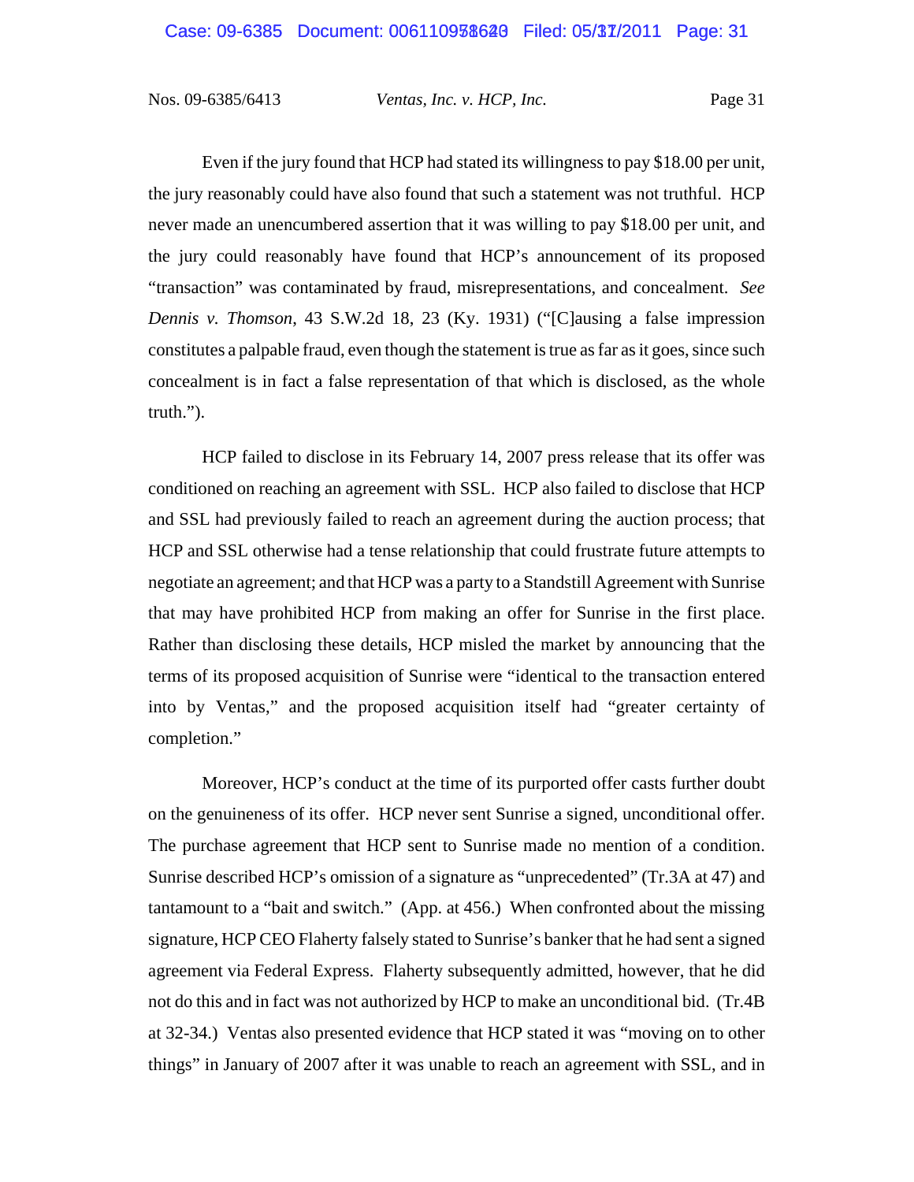Even if the jury found that HCP had stated its willingness to pay $18.00 per unit, the jury reasonably could have also found that such a statement was not truthful. HCP never made an unencumbered assertion that it was willing to pay $18.00 per unit, and the jury could reasonably have found that HCP's announcement of its proposed "transaction" was contaminated by fraud, misrepresentations, and concealment. *See Dennis v. Thomson*, 43 S.W.2d 18, 23 (Ky. 1931) ("[C]ausing a false impression constitutes a palpable fraud, even though the statement is true as far as it goes, since such concealment is in fact a false representation of that which is disclosed, as the whole truth.").

HCP failed to disclose in its February 14, 2007 press release that its offer was conditioned on reaching an agreement with SSL. HCP also failed to disclose that HCP and SSL had previously failed to reach an agreement during the auction process; that HCP and SSL otherwise had a tense relationship that could frustrate future attempts to negotiate an agreement; and that HCP was a party to a Standstill Agreement with Sunrise that may have prohibited HCP from making an offer for Sunrise in the first place. Rather than disclosing these details, HCP misled the market by announcing that the terms of its proposed acquisition of Sunrise were "identical to the transaction entered into by Ventas," and the proposed acquisition itself had "greater certainty of completion."

Moreover, HCP's conduct at the time of its purported offer casts further doubt on the genuineness of its offer. HCP never sent Sunrise a signed, unconditional offer. The purchase agreement that HCP sent to Sunrise made no mention of a condition. Sunrise described HCP's omission of a signature as "unprecedented" (Tr.3A at 47) and tantamount to a "bait and switch." (App. at 456.) When confronted about the missing signature, HCP CEO Flaherty falsely stated to Sunrise's banker that he had sent a signed agreement via Federal Express. Flaherty subsequently admitted, however, that he did not do this and in fact was not authorized by HCP to make an unconditional bid. (Tr.4B at 32-34.) Ventas also presented evidence that HCP stated it was "moving on to other things" in January of 2007 after it was unable to reach an agreement with SSL, and in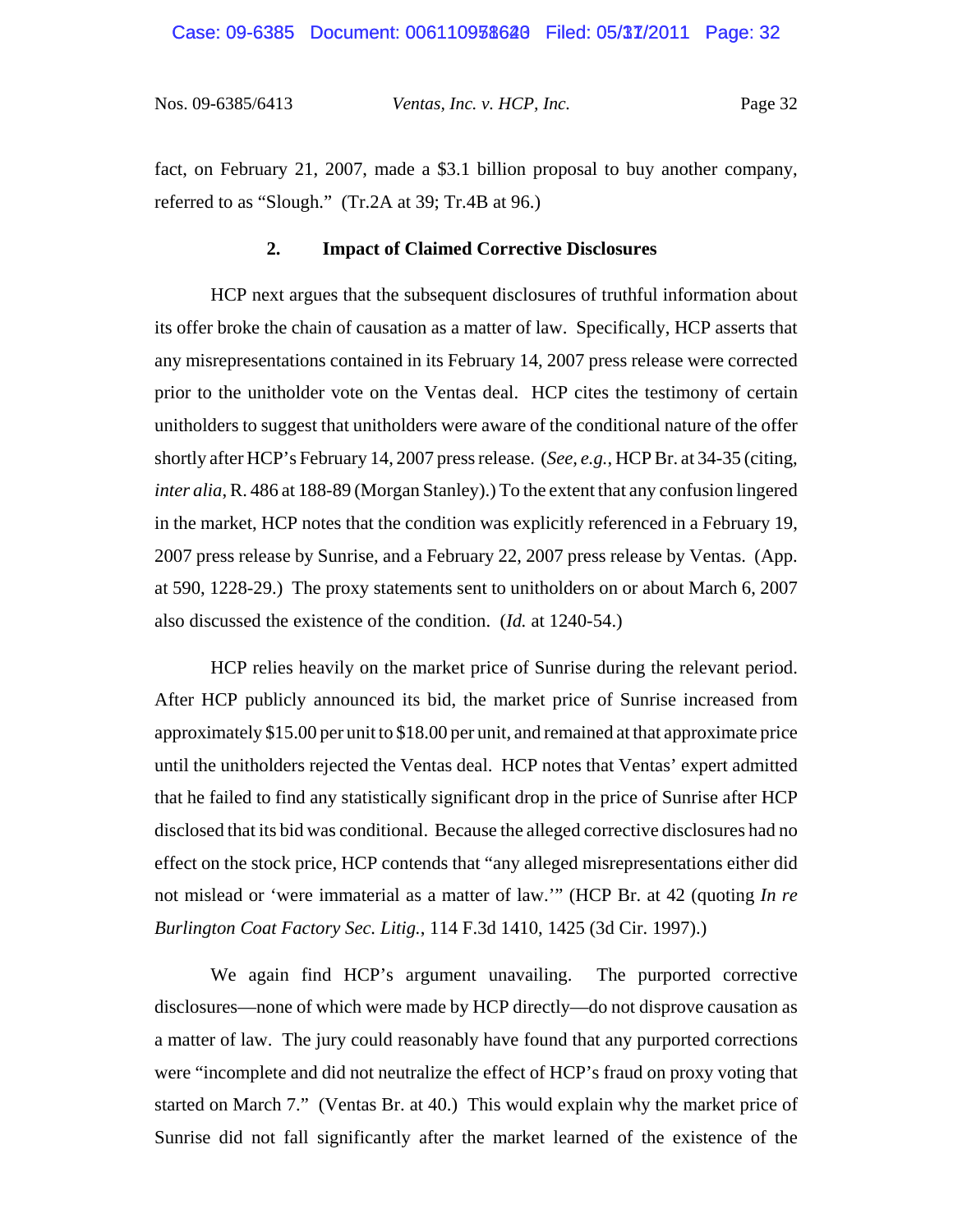fact, on February 21, 2007, made a $3.1 billion proposal to buy another company, referred to as "Slough." (Tr.2A at 39; Tr.4B at 96.)

### 2. Impact of Claimed Corrective Disclosures

HCP next argues that the subsequent disclosures of truthful information about its offer broke the chain of causation as a matter of law. Specifically, HCP asserts that any misrepresentations contained in its February 14, 2007 press release were corrected prior to the unitholder vote on the Ventas deal. HCP cites the testimony of certain unitholders to suggest that unitholders were aware of the conditional nature of the offer shortly after HCP's February 14, 2007 press release. (*See, e.g.*, HCP Br. at 34-35 (citing, *inter alia*, R. 486 at 188-89 (Morgan Stanley).) To the extent that any confusion lingered in the market, HCP notes that the condition was explicitly referenced in a February 19, 2007 press release by Sunrise, and a February 22, 2007 press release by Ventas. (App. at 590, 1228-29.) The proxy statements sent to unitholders on or about March 6, 2007 also discussed the existence of the condition. (*Id.* at 1240-54.)

HCP relies heavily on the market price of Sunrise during the relevant period. After HCP publicly announced its bid, the market price of Sunrise increased from approximately $15.00 per unit to $18.00 per unit, and remained at that approximate price until the unitholders rejected the Ventas deal. HCP notes that Ventas' expert admitted that he failed to find any statistically significant drop in the price of Sunrise after HCP disclosed that its bid was conditional. Because the alleged corrective disclosures had no effect on the stock price, HCP contends that "any alleged misrepresentations either did not mislead or 'were immaterial as a matter of law.'" (HCP Br. at 42 (quoting *In re Burlington Coat Factory Sec. Litig.*, 114 F.3d 1410, 1425 (3d Cir. 1997).)

We again find HCP's argument unavailing. The purported corrective disclosures—none of which were made by HCP directly—do not disprove causation as a matter of law. The jury could reasonably have found that any purported corrections were "incomplete and did not neutralize the effect of HCP's fraud on proxy voting that started on March 7." (Ventas Br. at 40.) This would explain why the market price of Sunrise did not fall significantly after the market learned of the existence of the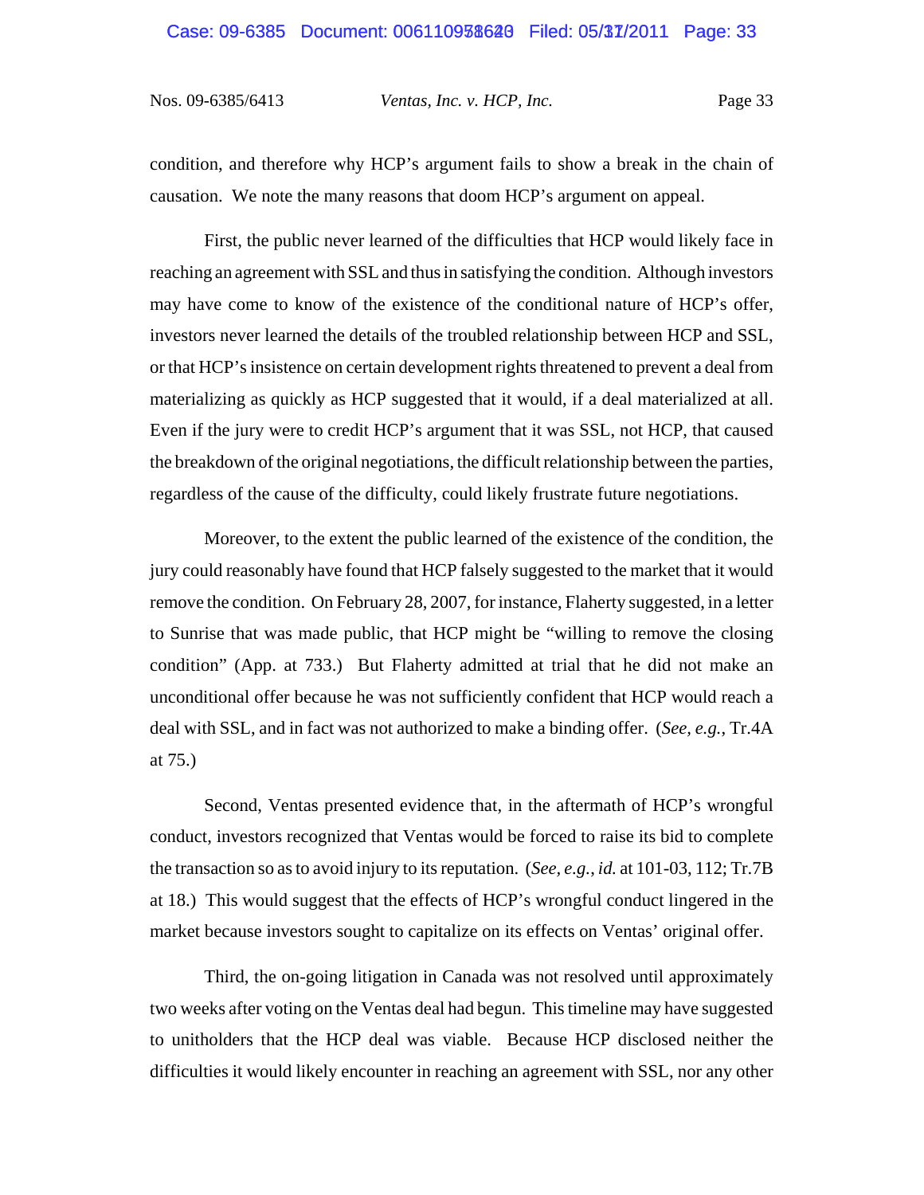condition, and therefore why HCP's argument fails to show a break in the chain of causation. We note the many reasons that doom HCP's argument on appeal.

First, the public never learned of the difficulties that HCP would likely face in reaching an agreement with SSL and thus in satisfying the condition. Although investors may have come to know of the existence of the conditional nature of HCP's offer, investors never learned the details of the troubled relationship between HCP and SSL, or that HCP's insistence on certain development rights threatened to prevent a deal from materializing as quickly as HCP suggested that it would, if a deal materialized at all. Even if the jury were to credit HCP's argument that it was SSL, not HCP, that caused the breakdown of the original negotiations, the difficult relationship between the parties, regardless of the cause of the difficulty, could likely frustrate future negotiations.

Moreover, to the extent the public learned of the existence of the condition, the jury could reasonably have found that HCP falsely suggested to the market that it would remove the condition. On February 28, 2007, for instance, Flaherty suggested, in a letter to Sunrise that was made public, that HCP might be "willing to remove the closing condition" (App. at 733.) But Flaherty admitted at trial that he did not make an unconditional offer because he was not sufficiently confident that HCP would reach a deal with SSL, and in fact was not authorized to make a binding offer. (*See, e.g.*, Tr.4A at 75.)

Second, Ventas presented evidence that, in the aftermath of HCP's wrongful conduct, investors recognized that Ventas would be forced to raise its bid to complete the transaction so as to avoid injury to its reputation. (*See, e.g.*, *id.* at 101-03, 112; Tr.7B at 18.) This would suggest that the effects of HCP's wrongful conduct lingered in the market because investors sought to capitalize on its effects on Ventas' original offer.

Third, the on-going litigation in Canada was not resolved until approximately two weeks after voting on the Ventas deal had begun. This timeline may have suggested to unitholders that the HCP deal was viable. Because HCP disclosed neither the difficulties it would likely encounter in reaching an agreement with SSL, nor any other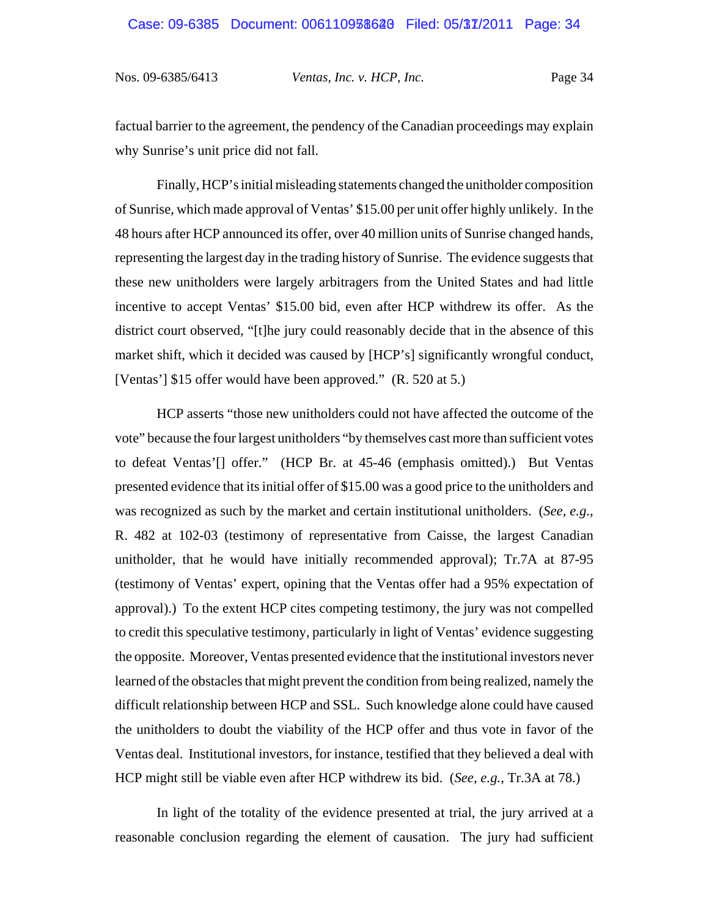factual barrier to the agreement, the pendency of the Canadian proceedings may explain why Sunrise's unit price did not fall.

Finally, HCP's initial misleading statements changed the unitholder composition of Sunrise, which made approval of Ventas' $15.00 per unit offer highly unlikely. In the 48 hours after HCP announced its offer, over 40 million units of Sunrise changed hands, representing the largest day in the trading history of Sunrise. The evidence suggests that these new unitholders were largely arbitragers from the United States and had little incentive to accept Ventas' $15.00 bid, even after HCP withdrew its offer. As the district court observed, "[t]he jury could reasonably decide that in the absence of this market shift, which it decided was caused by [HCP's] significantly wrongful conduct, [Ventas'] $15 offer would have been approved." (R. 520 at 5.)

HCP asserts "those new unitholders could not have affected the outcome of the vote" because the four largest unitholders "by themselves cast more than sufficient votes to defeat Ventas'[] offer." (HCP Br. at 45-46 (emphasis omitted).) But Ventas presented evidence that its initial offer of $15.00 was a good price to the unitholders and was recognized as such by the market and certain institutional unitholders. (*See, e.g.*, R. 482 at 102-03 (testimony of representative from Caisse, the largest Canadian unitholder, that he would have initially recommended approval); Tr.7A at 87-95 (testimony of Ventas' expert, opining that the Ventas offer had a 95% expectation of approval).) To the extent HCP cites competing testimony, the jury was not compelled to credit this speculative testimony, particularly in light of Ventas' evidence suggesting the opposite. Moreover, Ventas presented evidence that the institutional investors never learned of the obstacles that might prevent the condition from being realized, namely the difficult relationship between HCP and SSL. Such knowledge alone could have caused the unitholders to doubt the viability of the HCP offer and thus vote in favor of the Ventas deal. Institutional investors, for instance, testified that they believed a deal with HCP might still be viable even after HCP withdrew its bid. (*See, e.g.*, Tr.3A at 78.)

In light of the totality of the evidence presented at trial, the jury arrived at a reasonable conclusion regarding the element of causation. The jury had sufficient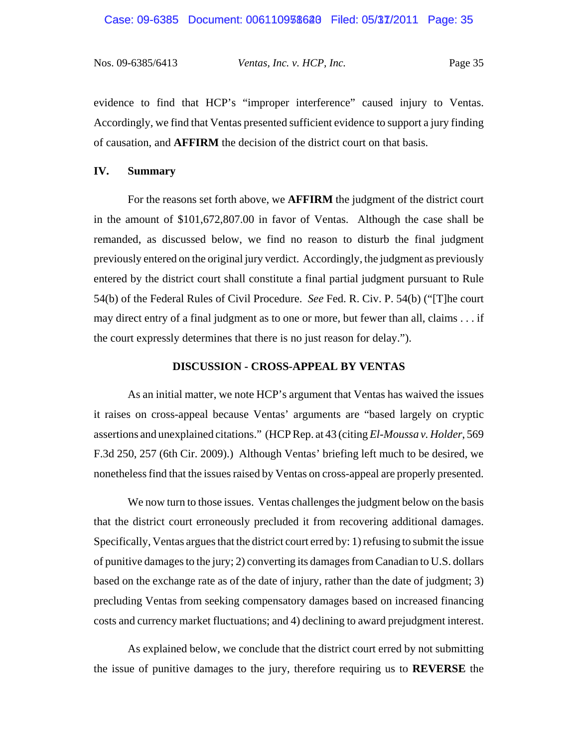evidence to find that HCP's "improper interference" caused injury to Ventas. Accordingly, we find that Ventas presented sufficient evidence to support a jury finding of causation, and **AFFIRM** the decision of the district court on that basis.

## IV. Summary

For the reasons set forth above, we **AFFIRM** the judgment of the district court in the amount of $101,672,807.00 in favor of Ventas. Although the case shall be remanded, as discussed below, we find no reason to disturb the final judgment previously entered on the original jury verdict. Accordingly, the judgment as previously entered by the district court shall constitute a final partial judgment pursuant to Rule 54(b) of the Federal Rules of Civil Procedure. *See* Fed. R. Civ. P. 54(b) ("[T]he court may direct entry of a final judgment as to one or more, but fewer than all, claims . . . if the court expressly determines that there is no just reason for delay.").

## DISCUSSION - CROSS-APPEAL BY VENTAS

As an initial matter, we note HCP's argument that Ventas has waived the issues it raises on cross-appeal because Ventas' arguments are "based largely on cryptic assertions and unexplained citations." (HCP Rep. at 43 (citing *El-Moussa v. Holder*, 569 F.3d 250, 257 (6th Cir. 2009).) Although Ventas' briefing left much to be desired, we nonetheless find that the issues raised by Ventas on cross-appeal are properly presented.

We now turn to those issues. Ventas challenges the judgment below on the basis that the district court erroneously precluded it from recovering additional damages. Specifically, Ventas argues that the district court erred by: 1) refusing to submit the issue of punitive damages to the jury; 2) converting its damages from Canadian to U.S. dollars based on the exchange rate as of the date of injury, rather than the date of judgment; 3) precluding Ventas from seeking compensatory damages based on increased financing costs and currency market fluctuations; and 4) declining to award prejudgment interest.

As explained below, we conclude that the district court erred by not submitting the issue of punitive damages to the jury, therefore requiring us to **REVERSE** the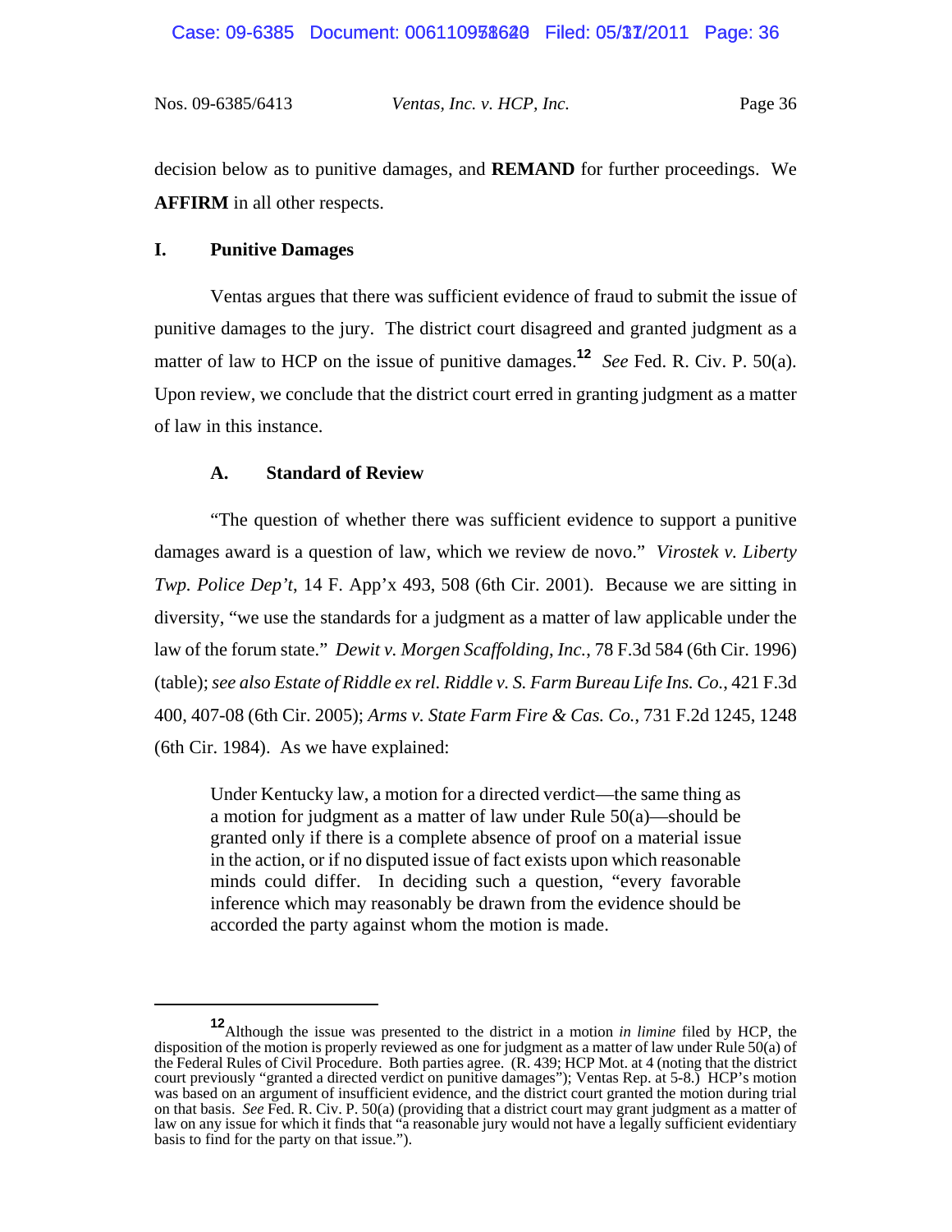decision below as to punitive damages, and **REMAND** for further proceedings. We **AFFIRM** in all other respects.

## I. Punitive Damages

Ventas argues that there was sufficient evidence of fraud to submit the issue of punitive damages to the jury. The district court disagreed and granted judgment as a matter of law to HCP on the issue of punitive damages.[12] *See* Fed. R. Civ. P. 50(a). Upon review, we conclude that the district court erred in granting judgment as a matter of law in this instance.

### A. Standard of Review

"The question of whether there was sufficient evidence to support a punitive damages award is a question of law, which we review de novo." *Virostek v. Liberty Twp. Police Dep't*, 14 F. App'x 493, 508 (6th Cir. 2001). Because we are sitting in diversity, "we use the standards for a judgment as a matter of law applicable under the law of the forum state." *Dewit v. Morgen Scaffolding, Inc.*, 78 F.3d 584 (6th Cir. 1996) (table); *see also Estate of Riddle ex rel. Riddle v. S. Farm Bureau Life Ins. Co.*, 421 F.3d 400, 407-08 (6th Cir. 2005); *Arms v. State Farm Fire & Cas. Co.*, 731 F.2d 1245, 1248 (6th Cir. 1984). As we have explained:

> Under Kentucky law, a motion for a directed verdict—the same thing as a motion for judgment as a matter of law under Rule 50(a)—should be granted only if there is a complete absence of proof on a material issue in the action, or if no disputed issue of fact exists upon which reasonable minds could differ. In deciding such a question, "every favorable inference which may reasonably be drawn from the evidence should be accorded the party against whom the motion is made.

---

[12] Although the issue was presented to the district in a motion *in limine* filed by HCP, the disposition of the motion is properly reviewed as one for judgment as a matter of law under Rule 50(a) of the Federal Rules of Civil Procedure. Both parties agree. (R. 439; HCP Mot. at 4 (noting that the district court previously "granted a directed verdict on punitive damages"); Ventas Rep. at 5-8.) HCP's motion was based on an argument of insufficient evidence, and the district court granted the motion during trial on that basis. *See* Fed. R. Civ. P. 50(a) (providing that a district court may grant judgment as a matter of law on any issue for which it finds that "a reasonable jury would not have a legally sufficient evidentiary basis to find for the party on that issue.").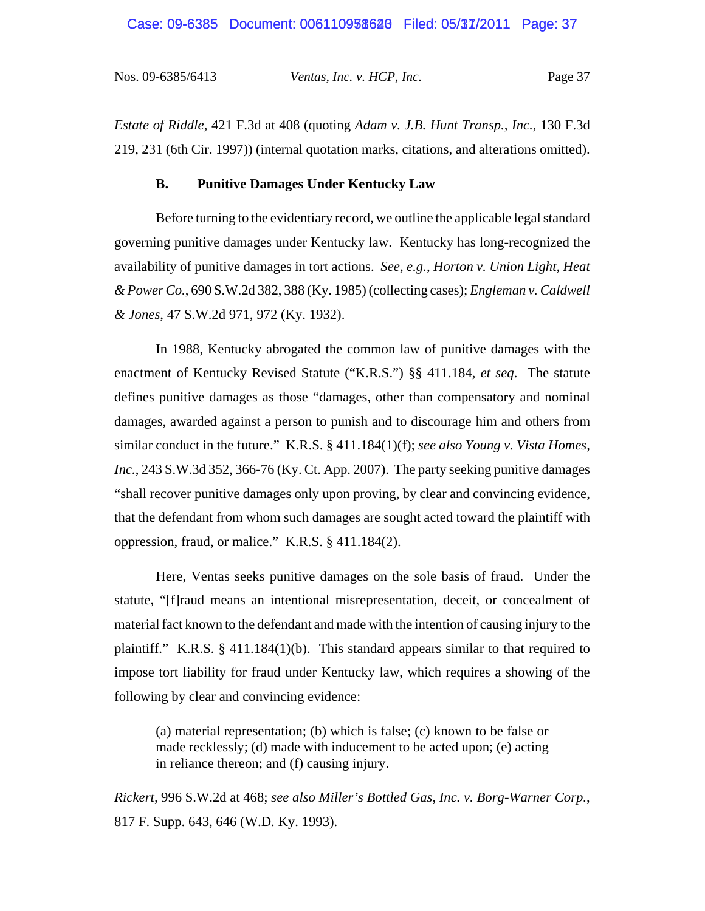*Estate of Riddle*, 421 F.3d at 408 (quoting *Adam v. J.B. Hunt Transp., Inc.*, 130 F.3d 219, 231 (6th Cir. 1997)) (internal quotation marks, citations, and alterations omitted).

### B. Punitive Damages Under Kentucky Law

Before turning to the evidentiary record, we outline the applicable legal standard governing punitive damages under Kentucky law. Kentucky has long-recognized the availability of punitive damages in tort actions. *See, e.g.*, *Horton v. Union Light, Heat & Power Co.*, 690 S.W.2d 382, 388 (Ky. 1985) (collecting cases); *Engleman v. Caldwell & Jones*, 47 S.W.2d 971, 972 (Ky. 1932).

In 1988, Kentucky abrogated the common law of punitive damages with the enactment of Kentucky Revised Statute ("K.R.S.") §§ 411.184, *et seq*. The statute defines punitive damages as those "damages, other than compensatory and nominal damages, awarded against a person to punish and to discourage him and others from similar conduct in the future." K.R.S. § 411.184(1)(f); *see also Young v. Vista Homes, Inc.*, 243 S.W.3d 352, 366-76 (Ky. Ct. App. 2007). The party seeking punitive damages "shall recover punitive damages only upon proving, by clear and convincing evidence, that the defendant from whom such damages are sought acted toward the plaintiff with oppression, fraud, or malice." K.R.S. § 411.184(2).

Here, Ventas seeks punitive damages on the sole basis of fraud. Under the statute, "[f]raud means an intentional misrepresentation, deceit, or concealment of material fact known to the defendant and made with the intention of causing injury to the plaintiff." K.R.S. § 411.184(1)(b). This standard appears similar to that required to impose tort liability for fraud under Kentucky law, which requires a showing of the following by clear and convincing evidence:

> (a) material representation; (b) which is false; (c) known to be false or made recklessly; (d) made with inducement to be acted upon; (e) acting in reliance thereon; and (f) causing injury.

*Rickert,* 996 S.W.2d at 468; *see also Miller's Bottled Gas, Inc. v. Borg-Warner Corp.*, 817 F. Supp. 643, 646 (W.D. Ky. 1993).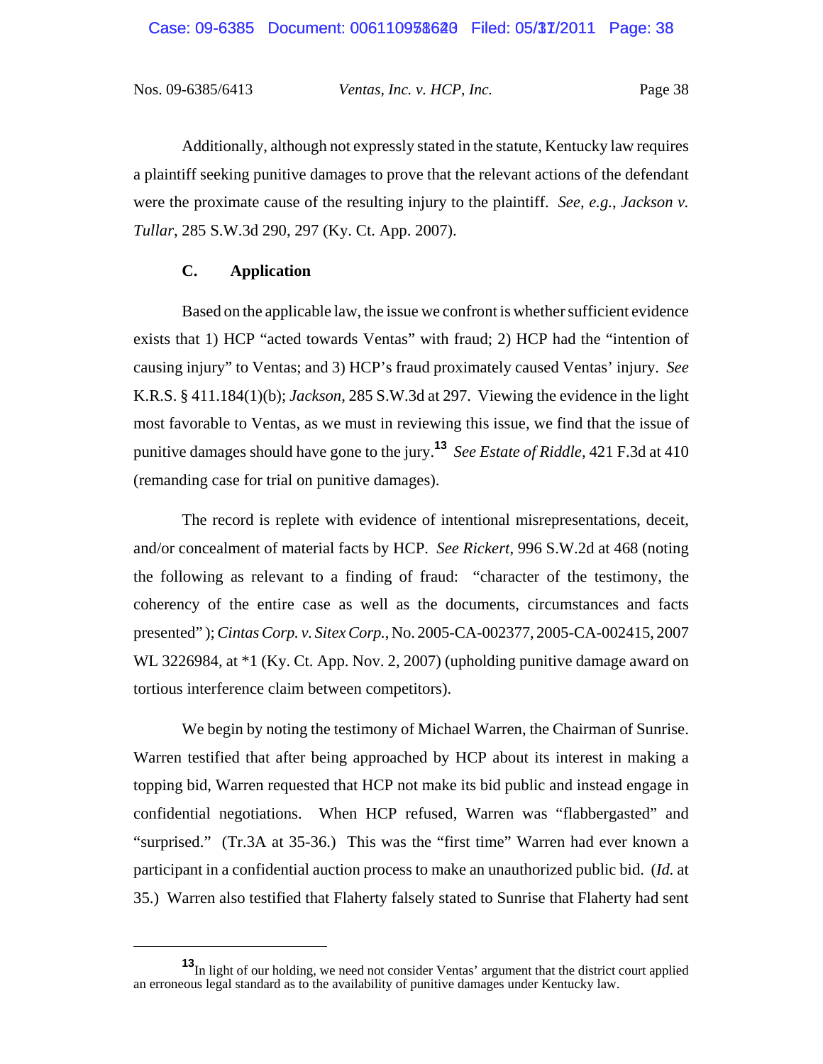Additionally, although not expressly stated in the statute, Kentucky law requires a plaintiff seeking punitive damages to prove that the relevant actions of the defendant were the proximate cause of the resulting injury to the plaintiff. *See, e.g.*, *Jackson v. Tullar*, 285 S.W.3d 290, 297 (Ky. Ct. App. 2007).

### C. Application

Based on the applicable law, the issue we confront is whether sufficient evidence exists that 1) HCP "acted towards Ventas" with fraud; 2) HCP had the "intention of causing injury" to Ventas; and 3) HCP's fraud proximately caused Ventas' injury. *See* K.R.S. § 411.184(1)(b); *Jackson*, 285 S.W.3d at 297. Viewing the evidence in the light most favorable to Ventas, as we must in reviewing this issue, we find that the issue of punitive damages should have gone to the jury.[13] *See Estate of Riddle*, 421 F.3d at 410 (remanding case for trial on punitive damages).

The record is replete with evidence of intentional misrepresentations, deceit, and/or concealment of material facts by HCP. *See Rickert*, 996 S.W.2d at 468 (noting the following as relevant to a finding of fraud: "character of the testimony, the coherency of the entire case as well as the documents, circumstances and facts presented"); *Cintas Corp. v. Sitex Corp.*, No. 2005-CA-002377, 2005-CA-002415, 2007 WL 3226984, at *1 (Ky. Ct. App. Nov. 2, 2007) (upholding punitive damage award on tortious interference claim between competitors).

We begin by noting the testimony of Michael Warren, the Chairman of Sunrise. Warren testified that after being approached by HCP about its interest in making a topping bid, Warren requested that HCP not make its bid public and instead engage in confidential negotiations. When HCP refused, Warren was "flabbergasted" and "surprised." (Tr.3A at 35-36.) This was the "first time" Warren had ever known a participant in a confidential auction process to make an unauthorized public bid. (*Id.* at 35.) Warren also testified that Flaherty falsely stated to Sunrise that Flaherty had sent

---

[13] In light of our holding, we need not consider Ventas' argument that the district court applied an erroneous legal standard as to the availability of punitive damages under Kentucky law.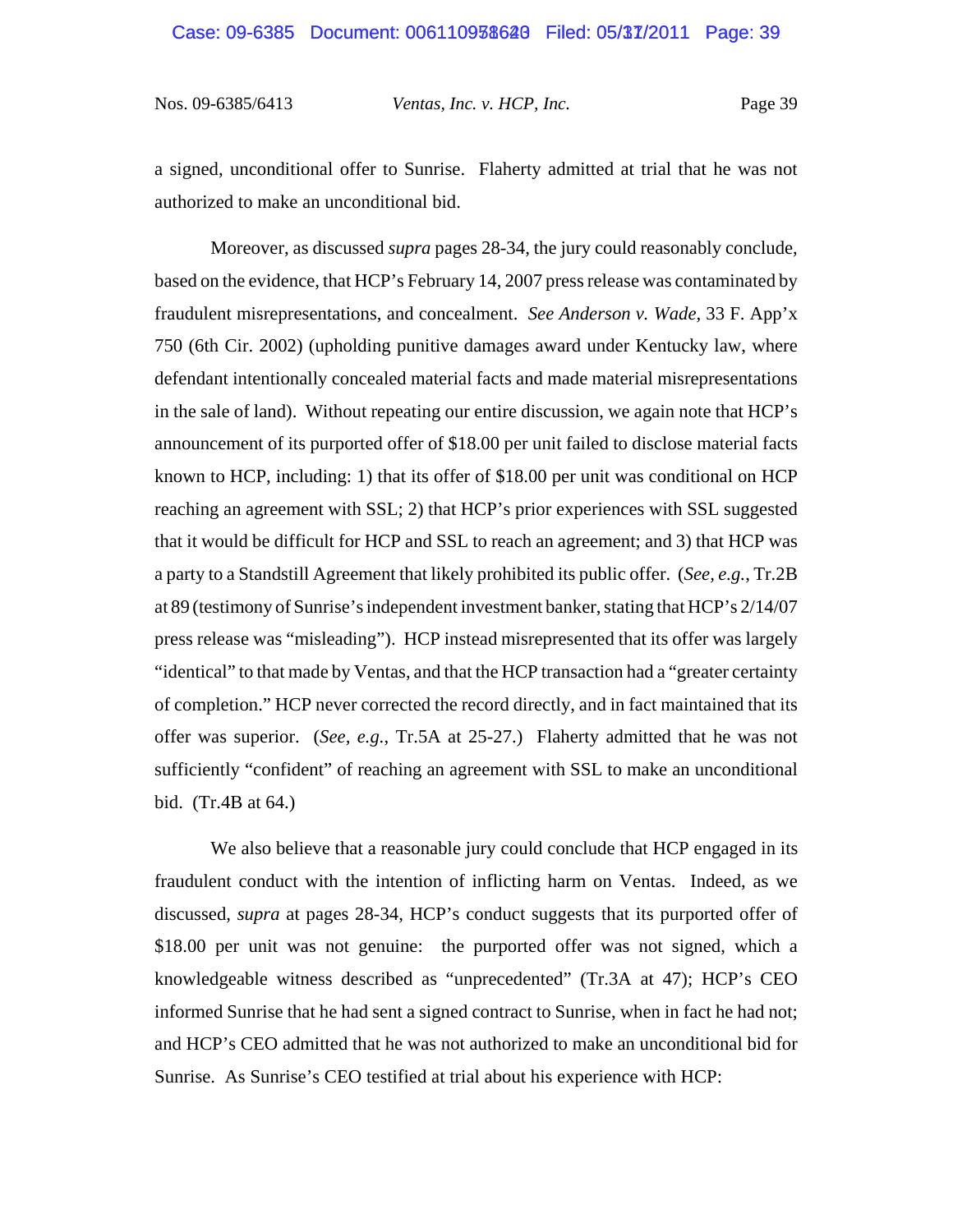a signed, unconditional offer to Sunrise. Flaherty admitted at trial that he was not authorized to make an unconditional bid.

Moreover, as discussed *supra* pages 28-34, the jury could reasonably conclude, based on the evidence, that HCP's February 14, 2007 press release was contaminated by fraudulent misrepresentations, and concealment. *See Anderson v. Wade*, 33 F. App'x 750 (6th Cir. 2002) (upholding punitive damages award under Kentucky law, where defendant intentionally concealed material facts and made material misrepresentations in the sale of land). Without repeating our entire discussion, we again note that HCP's announcement of its purported offer of $18.00 per unit failed to disclose material facts known to HCP, including: 1) that its offer of $18.00 per unit was conditional on HCP reaching an agreement with SSL; 2) that HCP's prior experiences with SSL suggested that it would be difficult for HCP and SSL to reach an agreement; and 3) that HCP was a party to a Standstill Agreement that likely prohibited its public offer. (*See, e.g.*, Tr.2B at 89 (testimony of Sunrise's independent investment banker, stating that HCP's 2/14/07 press release was "misleading"). HCP instead misrepresented that its offer was largely "identical" to that made by Ventas, and that the HCP transaction had a "greater certainty of completion." HCP never corrected the record directly, and in fact maintained that its offer was superior. (*See, e.g.*, Tr.5A at 25-27.) Flaherty admitted that he was not sufficiently "confident" of reaching an agreement with SSL to make an unconditional bid. (Tr.4B at 64.)

We also believe that a reasonable jury could conclude that HCP engaged in its fraudulent conduct with the intention of inflicting harm on Ventas. Indeed, as we discussed, *supra* at pages 28-34, HCP's conduct suggests that its purported offer of $18.00 per unit was not genuine: the purported offer was not signed, which a knowledgeable witness described as "unprecedented" (Tr.3A at 47); HCP's CEO informed Sunrise that he had sent a signed contract to Sunrise, when in fact he had not; and HCP's CEO admitted that he was not authorized to make an unconditional bid for Sunrise. As Sunrise's CEO testified at trial about his experience with HCP: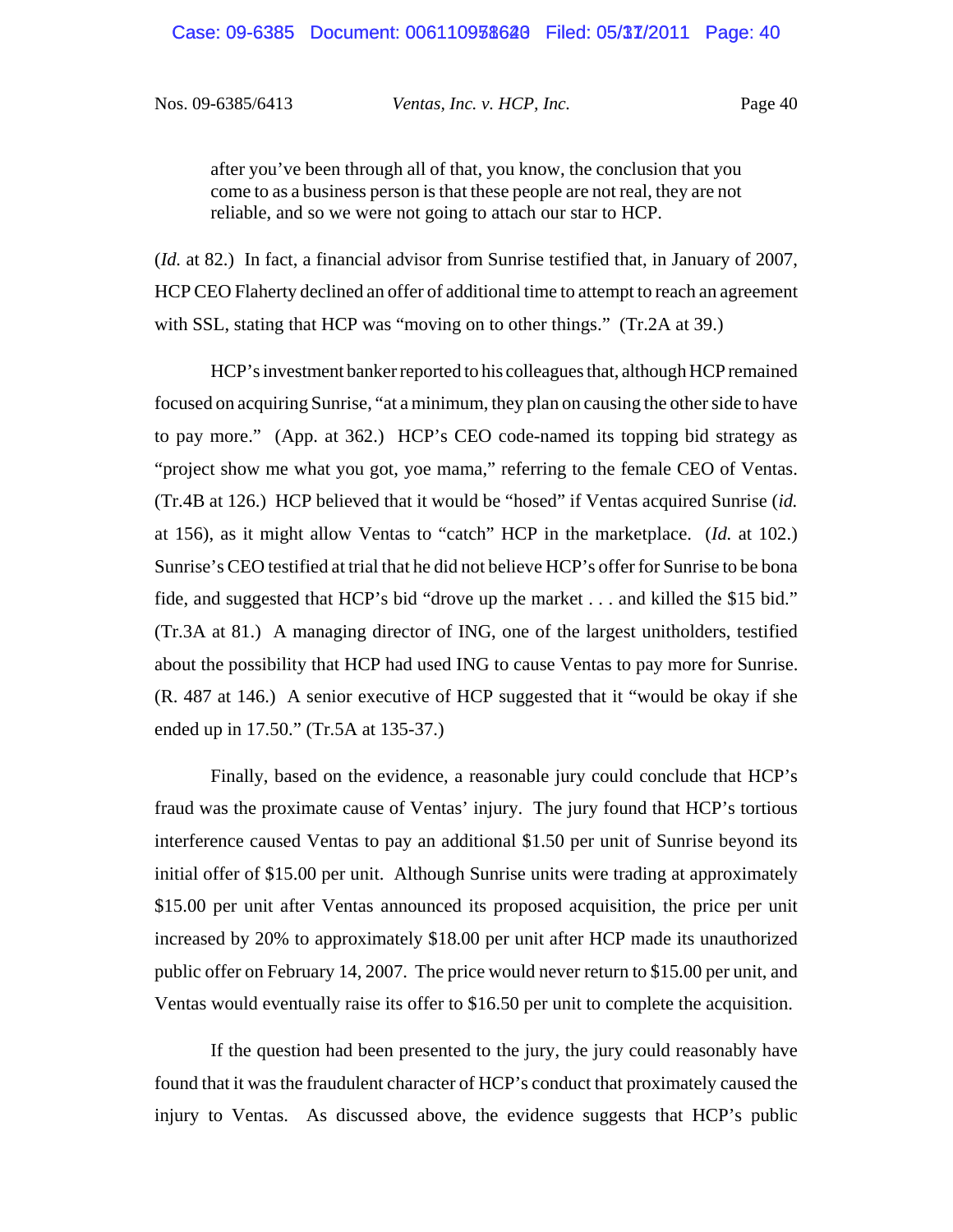> after you've been through all of that, you know, the conclusion that you come to as a business person is that these people are not real, they are not reliable, and so we were not going to attach our star to HCP.

(*Id.* at 82.) In fact, a financial advisor from Sunrise testified that, in January of 2007, HCP CEO Flaherty declined an offer of additional time to attempt to reach an agreement with SSL, stating that HCP was "moving on to other things." (Tr.2A at 39.)

HCP's investment banker reported to his colleagues that, although HCP remained focused on acquiring Sunrise, "at a minimum, they plan on causing the other side to have to pay more." (App. at 362.) HCP's CEO code-named its topping bid strategy as "project show me what you got, yoe mama," referring to the female CEO of Ventas. (Tr.4B at 126.) HCP believed that it would be "hosed" if Ventas acquired Sunrise (*id.* at 156), as it might allow Ventas to "catch" HCP in the marketplace. (*Id.* at 102.) Sunrise's CEO testified at trial that he did not believe HCP's offer for Sunrise to be bona fide, and suggested that HCP's bid "drove up the market . . . and killed the $15 bid." (Tr.3A at 81.) A managing director of ING, one of the largest unitholders, testified about the possibility that HCP had used ING to cause Ventas to pay more for Sunrise. (R. 487 at 146.) A senior executive of HCP suggested that it "would be okay if she ended up in 17.50." (Tr.5A at 135-37.)

Finally, based on the evidence, a reasonable jury could conclude that HCP's fraud was the proximate cause of Ventas' injury. The jury found that HCP's tortious interference caused Ventas to pay an additional $1.50 per unit of Sunrise beyond its initial offer of $15.00 per unit. Although Sunrise units were trading at approximately $15.00 per unit after Ventas announced its proposed acquisition, the price per unit increased by 20% to approximately $18.00 per unit after HCP made its unauthorized public offer on February 14, 2007. The price would never return to $15.00 per unit, and Ventas would eventually raise its offer to $16.50 per unit to complete the acquisition.

If the question had been presented to the jury, the jury could reasonably have found that it was the fraudulent character of HCP's conduct that proximately caused the injury to Ventas. As discussed above, the evidence suggests that HCP's public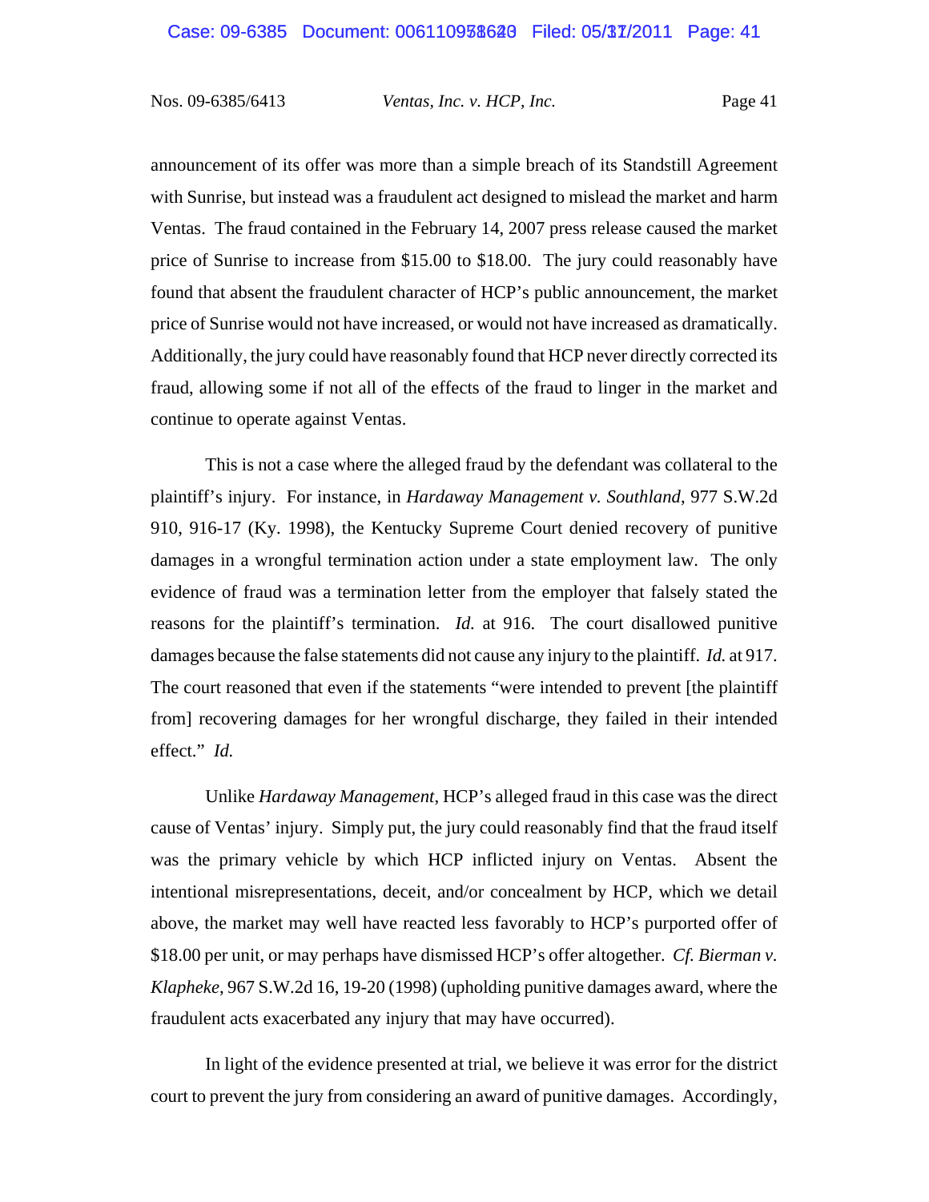announcement of its offer was more than a simple breach of its Standstill Agreement with Sunrise, but instead was a fraudulent act designed to mislead the market and harm Ventas. The fraud contained in the February 14, 2007 press release caused the market price of Sunrise to increase from $15.00 to $18.00. The jury could reasonably have found that absent the fraudulent character of HCP's public announcement, the market price of Sunrise would not have increased, or would not have increased as dramatically. Additionally, the jury could have reasonably found that HCP never directly corrected its fraud, allowing some if not all of the effects of the fraud to linger in the market and continue to operate against Ventas.

This is not a case where the alleged fraud by the defendant was collateral to the plaintiff's injury. For instance, in *Hardaway Management v. Southland*, 977 S.W.2d 910, 916-17 (Ky. 1998), the Kentucky Supreme Court denied recovery of punitive damages in a wrongful termination action under a state employment law. The only evidence of fraud was a termination letter from the employer that falsely stated the reasons for the plaintiff's termination. *Id.* at 916. The court disallowed punitive damages because the false statements did not cause any injury to the plaintiff. *Id.* at 917. The court reasoned that even if the statements "were intended to prevent [the plaintiff from] recovering damages for her wrongful discharge, they failed in their intended effect." *Id.*

Unlike *Hardaway Management*, HCP's alleged fraud in this case was the direct cause of Ventas' injury. Simply put, the jury could reasonably find that the fraud itself was the primary vehicle by which HCP inflicted injury on Ventas. Absent the intentional misrepresentations, deceit, and/or concealment by HCP, which we detail above, the market may well have reacted less favorably to HCP's purported offer of $18.00 per unit, or may perhaps have dismissed HCP's offer altogether. *Cf. Bierman v. Klapheke*, 967 S.W.2d 16, 19-20 (1998) (upholding punitive damages award, where the fraudulent acts exacerbated any injury that may have occurred).

In light of the evidence presented at trial, we believe it was error for the district court to prevent the jury from considering an award of punitive damages. Accordingly,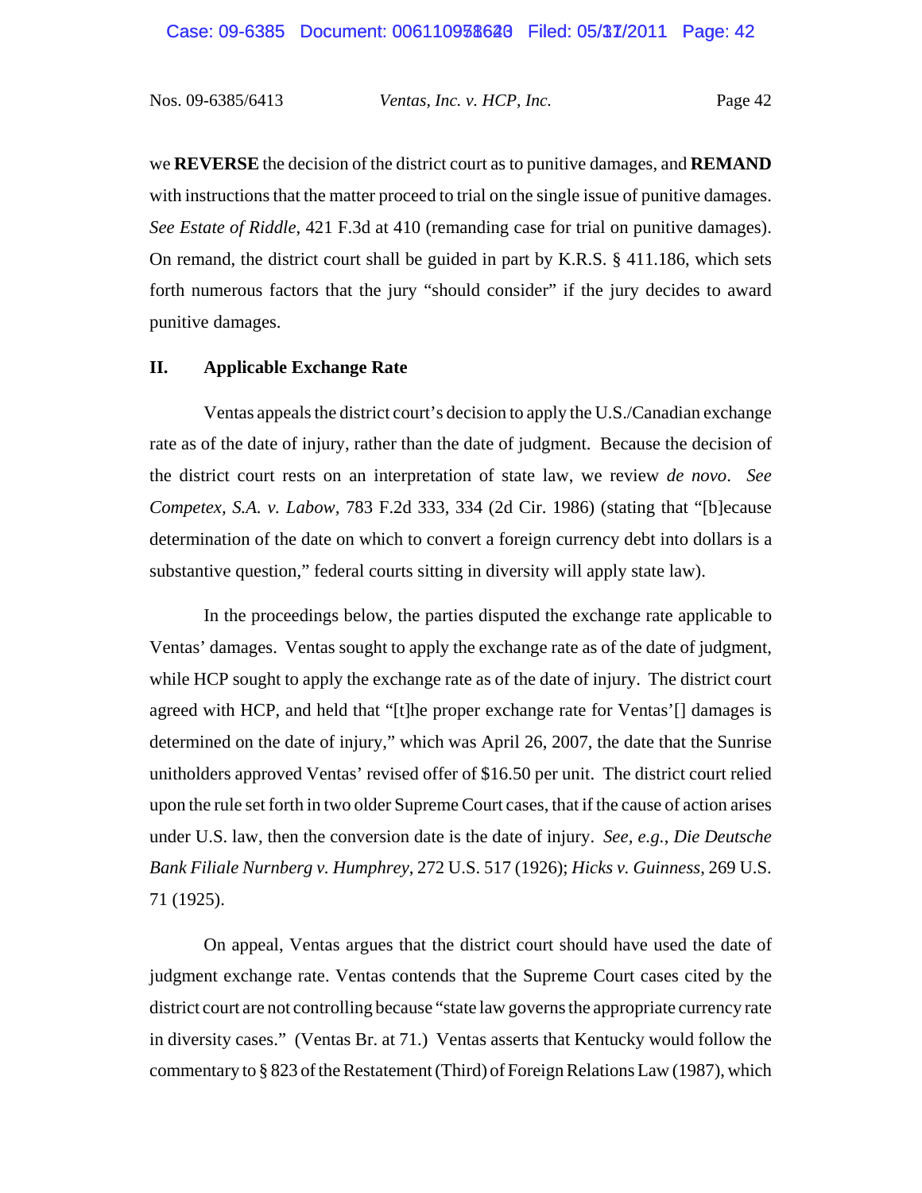we **REVERSE** the decision of the district court as to punitive damages, and **REMAND** with instructions that the matter proceed to trial on the single issue of punitive damages. *See Estate of Riddle*, 421 F.3d at 410 (remanding case for trial on punitive damages). On remand, the district court shall be guided in part by K.R.S. § 411.186, which sets forth numerous factors that the jury "should consider" if the jury decides to award punitive damages.

## II. Applicable Exchange Rate

Ventas appeals the district court's decision to apply the U.S./Canadian exchange rate as of the date of injury, rather than the date of judgment. Because the decision of the district court rests on an interpretation of state law, we review *de novo*. *See Competex, S.A. v. Labow*, 783 F.2d 333, 334 (2d Cir. 1986) (stating that "[b]ecause determination of the date on which to convert a foreign currency debt into dollars is a substantive question," federal courts sitting in diversity will apply state law).

In the proceedings below, the parties disputed the exchange rate applicable to Ventas' damages. Ventas sought to apply the exchange rate as of the date of judgment, while HCP sought to apply the exchange rate as of the date of injury. The district court agreed with HCP, and held that "[t]he proper exchange rate for Ventas'[] damages is determined on the date of injury," which was April 26, 2007, the date that the Sunrise unitholders approved Ventas' revised offer of $16.50 per unit. The district court relied upon the rule set forth in two older Supreme Court cases, that if the cause of action arises under U.S. law, then the conversion date is the date of injury. *See, e.g.*, *Die Deutsche Bank Filiale Nurnberg v. Humphrey*, 272 U.S. 517 (1926); *Hicks v. Guinness*, 269 U.S. 71 (1925).

On appeal, Ventas argues that the district court should have used the date of judgment exchange rate. Ventas contends that the Supreme Court cases cited by the district court are not controlling because "state law governs the appropriate currency rate in diversity cases." (Ventas Br. at 71.) Ventas asserts that Kentucky would follow the commentary to § 823 of the Restatement (Third) of Foreign Relations Law (1987), which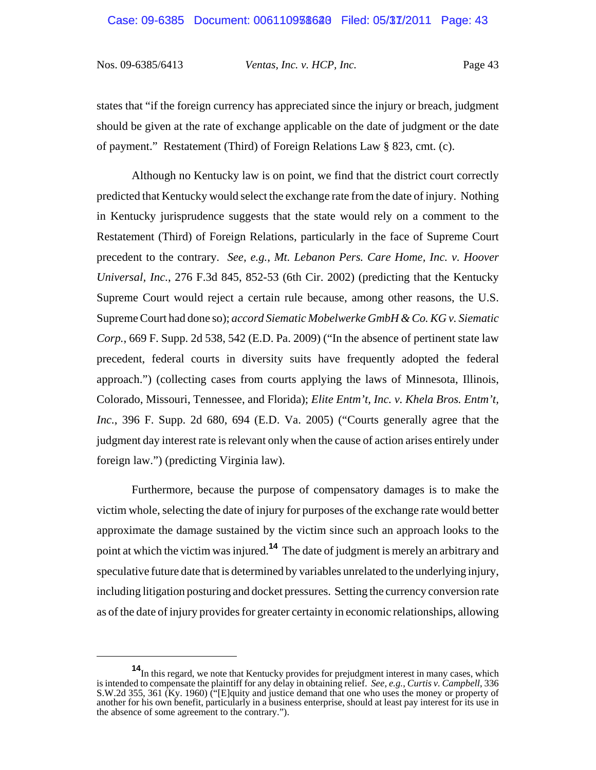states that "if the foreign currency has appreciated since the injury or breach, judgment should be given at the rate of exchange applicable on the date of judgment or the date of payment." Restatement (Third) of Foreign Relations Law § 823, cmt. (c).

Although no Kentucky law is on point, we find that the district court correctly predicted that Kentucky would select the exchange rate from the date of injury. Nothing in Kentucky jurisprudence suggests that the state would rely on a comment to the Restatement (Third) of Foreign Relations, particularly in the face of Supreme Court precedent to the contrary. *See, e.g.*, *Mt. Lebanon Pers. Care Home, Inc. v. Hoover Universal, Inc.*, 276 F.3d 845, 852-53 (6th Cir. 2002) (predicting that the Kentucky Supreme Court would reject a certain rule because, among other reasons, the U.S. Supreme Court had done so); *accord Siematic Mobelwerke GmbH & Co. KG v. Siematic Corp.*, 669 F. Supp. 2d 538, 542 (E.D. Pa. 2009) ("In the absence of pertinent state law precedent, federal courts in diversity suits have frequently adopted the federal approach.") (collecting cases from courts applying the laws of Minnesota, Illinois, Colorado, Missouri, Tennessee, and Florida); *Elite Entm't, Inc. v. Khela Bros. Entm't, Inc.*, 396 F. Supp. 2d 680, 694 (E.D. Va. 2005) ("Courts generally agree that the judgment day interest rate is relevant only when the cause of action arises entirely under foreign law.") (predicting Virginia law).

Furthermore, because the purpose of compensatory damages is to make the victim whole, selecting the date of injury for purposes of the exchange rate would better approximate the damage sustained by the victim since such an approach looks to the point at which the victim was injured.[14] The date of judgment is merely an arbitrary and speculative future date that is determined by variables unrelated to the underlying injury, including litigation posturing and docket pressures. Setting the currency conversion rate as of the date of injury provides for greater certainty in economic relationships, allowing

---

[14] In this regard, we note that Kentucky provides for prejudgment interest in many cases, which is intended to compensate the plaintiff for any delay in obtaining relief. *See, e.g.*, *Curtis v. Campbell*, 336 S.W.2d 355, 361 (Ky. 1960) ("[E]quity and justice demand that one who uses the money or property of another for his own benefit, particularly in a business enterprise, should at least pay interest for its use in the absence of some agreement to the contrary.").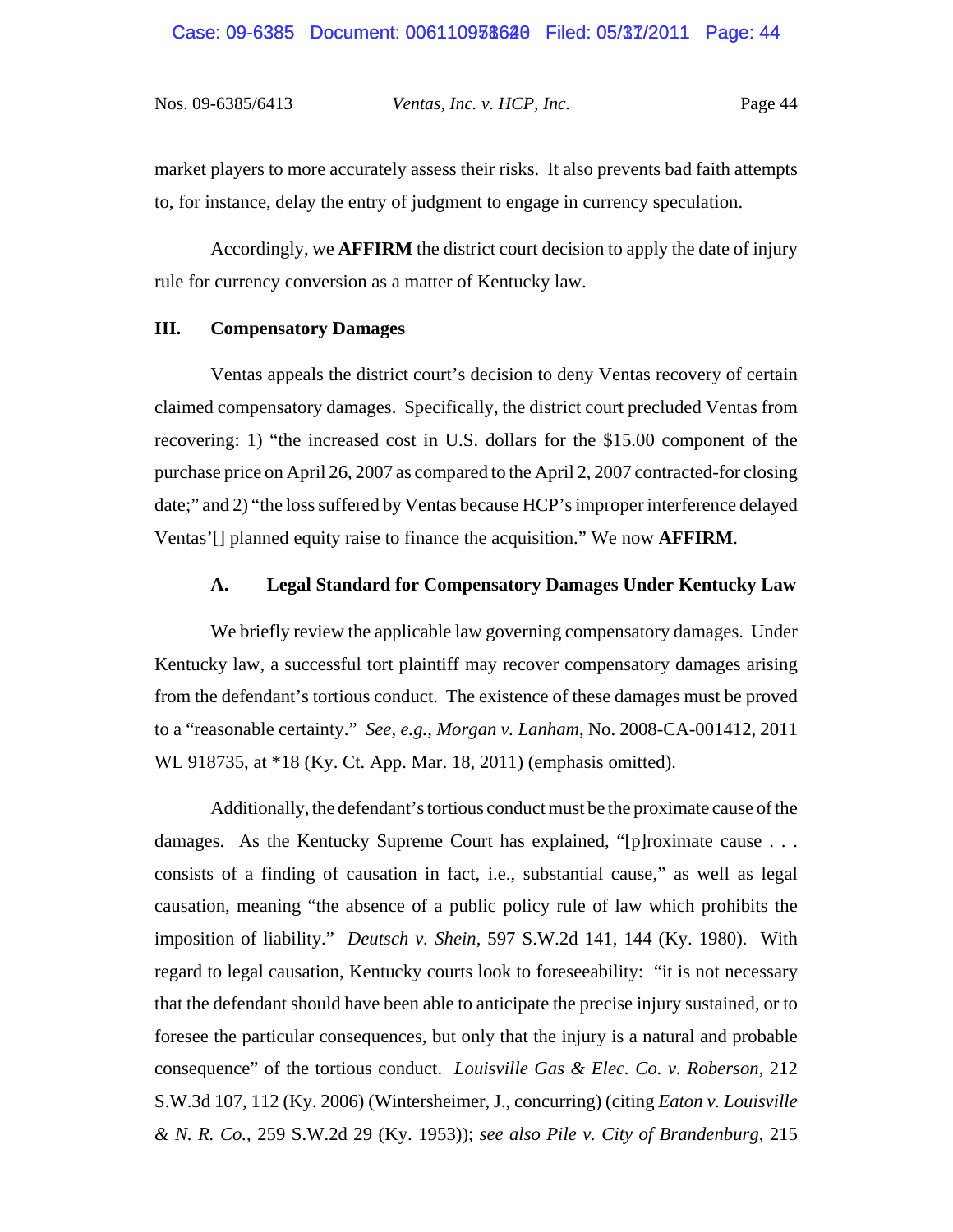market players to more accurately assess their risks. It also prevents bad faith attempts to, for instance, delay the entry of judgment to engage in currency speculation.

Accordingly, we **AFFIRM** the district court decision to apply the date of injury rule for currency conversion as a matter of Kentucky law.

## III. Compensatory Damages

Ventas appeals the district court's decision to deny Ventas recovery of certain claimed compensatory damages. Specifically, the district court precluded Ventas from recovering: 1) "the increased cost in U.S. dollars for the $15.00 component of the purchase price on April 26, 2007 as compared to the April 2, 2007 contracted-for closing date;" and 2) "the loss suffered by Ventas because HCP's improper interference delayed Ventas'[] planned equity raise to finance the acquisition." We now **AFFIRM**.

### A. Legal Standard for Compensatory Damages Under Kentucky Law

We briefly review the applicable law governing compensatory damages. Under Kentucky law, a successful tort plaintiff may recover compensatory damages arising from the defendant's tortious conduct. The existence of these damages must be proved to a "reasonable certainty." *See, e.g.*, *Morgan v. Lanham*, No. 2008-CA-001412, 2011 WL 918735, at *18 (Ky. Ct. App. Mar. 18, 2011) (emphasis omitted).

Additionally, the defendant's tortious conduct must be the proximate cause of the damages. As the Kentucky Supreme Court has explained, "[p]roximate cause . . . consists of a finding of causation in fact, i.e., substantial cause," as well as legal causation, meaning "the absence of a public policy rule of law which prohibits the imposition of liability." *Deutsch v. Shein*, 597 S.W.2d 141, 144 (Ky. 1980). With regard to legal causation, Kentucky courts look to foreseeability: "it is not necessary that the defendant should have been able to anticipate the precise injury sustained, or to foresee the particular consequences, but only that the injury is a natural and probable consequence" of the tortious conduct. *Louisville Gas & Elec. Co. v. Roberson*, 212 S.W.3d 107, 112 (Ky. 2006) (Wintersheimer, J., concurring) (citing *Eaton v. Louisville & N. R. Co.*, 259 S.W.2d 29 (Ky. 1953)); *see also Pile v. City of Brandenburg*, 215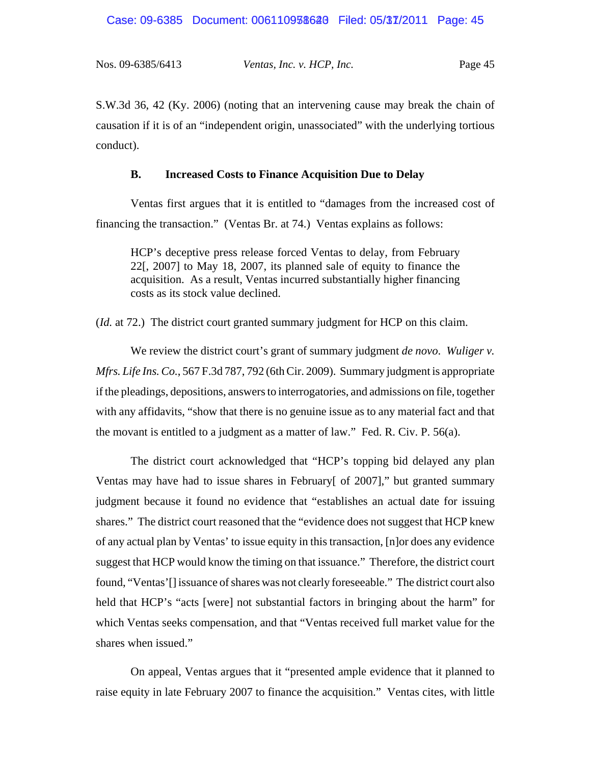S.W.3d 36, 42 (Ky. 2006) (noting that an intervening cause may break the chain of causation if it is of an "independent origin, unassociated" with the underlying tortious conduct).

### B. Increased Costs to Finance Acquisition Due to Delay

Ventas first argues that it is entitled to "damages from the increased cost of financing the transaction." (Ventas Br. at 74.) Ventas explains as follows:

> HCP's deceptive press release forced Ventas to delay, from February 22[, 2007] to May 18, 2007, its planned sale of equity to finance the acquisition. As a result, Ventas incurred substantially higher financing costs as its stock value declined.

(*Id.* at 72.) The district court granted summary judgment for HCP on this claim.

We review the district court's grant of summary judgment *de novo*. *Wuliger v. Mfrs. Life Ins. Co.*, 567 F.3d 787, 792 (6th Cir. 2009). Summary judgment is appropriate if the pleadings, depositions, answers to interrogatories, and admissions on file, together with any affidavits, "show that there is no genuine issue as to any material fact and that the movant is entitled to a judgment as a matter of law." Fed. R. Civ. P. 56(a).

The district court acknowledged that "HCP's topping bid delayed any plan Ventas may have had to issue shares in February[ of 2007]," but granted summary judgment because it found no evidence that "establishes an actual date for issuing shares." The district court reasoned that the "evidence does not suggest that HCP knew of any actual plan by Ventas' to issue equity in this transaction, [n]or does any evidence suggest that HCP would know the timing on that issuance." Therefore, the district court found, "Ventas'[] issuance of shares was not clearly foreseeable." The district court also held that HCP's "acts [were] not substantial factors in bringing about the harm" for which Ventas seeks compensation, and that "Ventas received full market value for the shares when issued."

On appeal, Ventas argues that it "presented ample evidence that it planned to raise equity in late February 2007 to finance the acquisition." Ventas cites, with little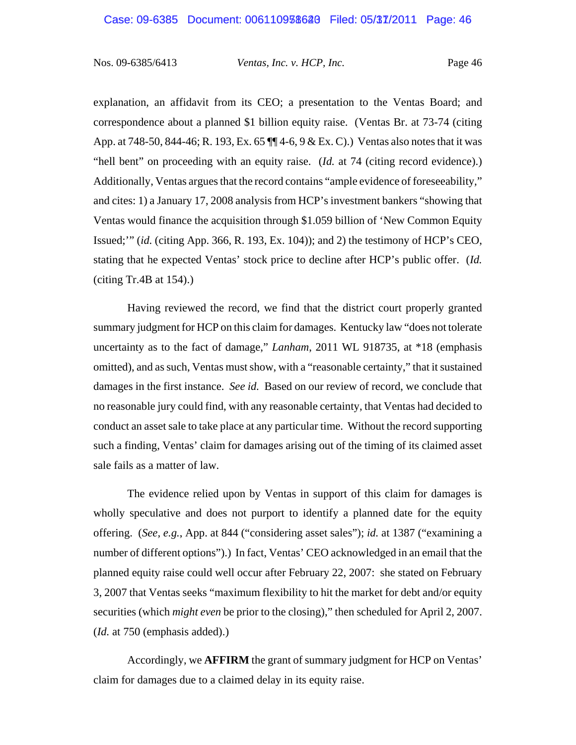explanation, an affidavit from its CEO; a presentation to the Ventas Board; and correspondence about a planned $1 billion equity raise. (Ventas Br. at 73-74 (citing App. at 748-50, 844-46; R. 193, Ex. 65 ¶¶ 4-6, 9 & Ex. C).) Ventas also notes that it was "hell bent" on proceeding with an equity raise. (*Id.* at 74 (citing record evidence).) Additionally, Ventas argues that the record contains "ample evidence of foreseeability," and cites: 1) a January 17, 2008 analysis from HCP's investment bankers "showing that Ventas would finance the acquisition through $1.059 billion of 'New Common Equity Issued;'" (*id.* (citing App. 366, R. 193, Ex. 104)); and 2) the testimony of HCP's CEO, stating that he expected Ventas' stock price to decline after HCP's public offer. (*Id.* (citing Tr.4B at 154).)

Having reviewed the record, we find that the district court properly granted summary judgment for HCP on this claim for damages. Kentucky law "does not tolerate uncertainty as to the fact of damage," *Lanham*, 2011 WL 918735, at *18 (emphasis omitted), and as such, Ventas must show, with a "reasonable certainty," that it sustained damages in the first instance. *See id.* Based on our review of record, we conclude that no reasonable jury could find, with any reasonable certainty, that Ventas had decided to conduct an asset sale to take place at any particular time. Without the record supporting such a finding, Ventas' claim for damages arising out of the timing of its claimed asset sale fails as a matter of law.

The evidence relied upon by Ventas in support of this claim for damages is wholly speculative and does not purport to identify a planned date for the equity offering. (*See, e.g.*, App. at 844 ("considering asset sales"); *id.* at 1387 ("examining a number of different options").) In fact, Ventas' CEO acknowledged in an email that the planned equity raise could well occur after February 22, 2007: she stated on February 3, 2007 that Ventas seeks "maximum flexibility to hit the market for debt and/or equity securities (which *might even* be prior to the closing)," then scheduled for April 2, 2007. (*Id.* at 750 (emphasis added).)

Accordingly, we **AFFIRM** the grant of summary judgment for HCP on Ventas' claim for damages due to a claimed delay in its equity raise.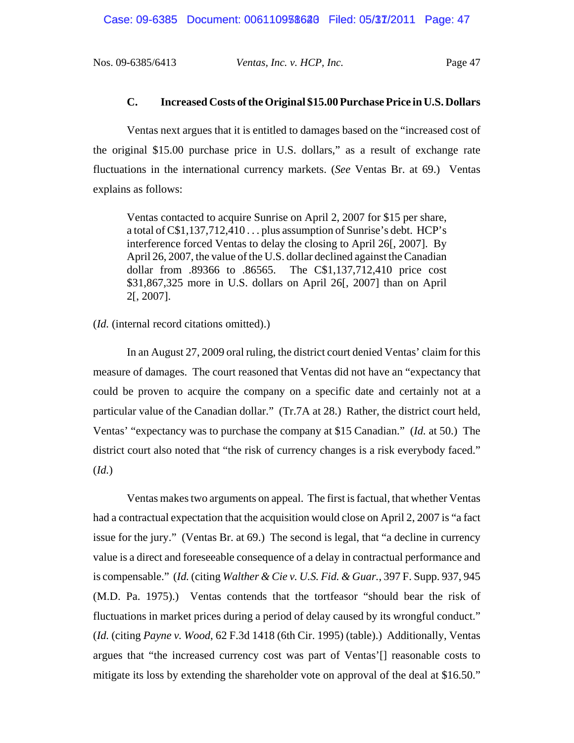### C. Increased Costs of the Original $15.00 Purchase Price in U.S. Dollars

Ventas next argues that it is entitled to damages based on the "increased cost of the original $15.00 purchase price in U.S. dollars," as a result of exchange rate fluctuations in the international currency markets. (*See* Ventas Br. at 69.) Ventas explains as follows:

> Ventas contacted to acquire Sunrise on April 2, 2007 for $15 per share, a total of C$1,137,712,410 . . . plus assumption of Sunrise's debt. HCP's interference forced Ventas to delay the closing to April 26[, 2007]. By April 26, 2007, the value of the U.S. dollar declined against the Canadian dollar from .89366 to .86565. The C$1,137,712,410 price cost $31,867,325 more in U.S. dollars on April 26[, 2007] than on April 2[, 2007].

(*Id.* (internal record citations omitted).)

In an August 27, 2009 oral ruling, the district court denied Ventas' claim for this measure of damages. The court reasoned that Ventas did not have an "expectancy that could be proven to acquire the company on a specific date and certainly not at a particular value of the Canadian dollar." (Tr.7A at 28.) Rather, the district court held, Ventas' "expectancy was to purchase the company at $15 Canadian." (*Id.* at 50.) The district court also noted that "the risk of currency changes is a risk everybody faced." (*Id.*)

Ventas makes two arguments on appeal. The first is factual, that whether Ventas had a contractual expectation that the acquisition would close on April 2, 2007 is "a fact issue for the jury." (Ventas Br. at 69.) The second is legal, that "a decline in currency value is a direct and foreseeable consequence of a delay in contractual performance and is compensable." (*Id.* (citing *Walther & Cie v. U.S. Fid. & Guar.*, 397 F. Supp. 937, 945 (M.D. Pa. 1975).) Ventas contends that the tortfeasor "should bear the risk of fluctuations in market prices during a period of delay caused by its wrongful conduct." (*Id.* (citing *Payne v. Wood*, 62 F.3d 1418 (6th Cir. 1995) (table).) Additionally, Ventas argues that "the increased currency cost was part of Ventas'[] reasonable costs to mitigate its loss by extending the shareholder vote on approval of the deal at $16.50."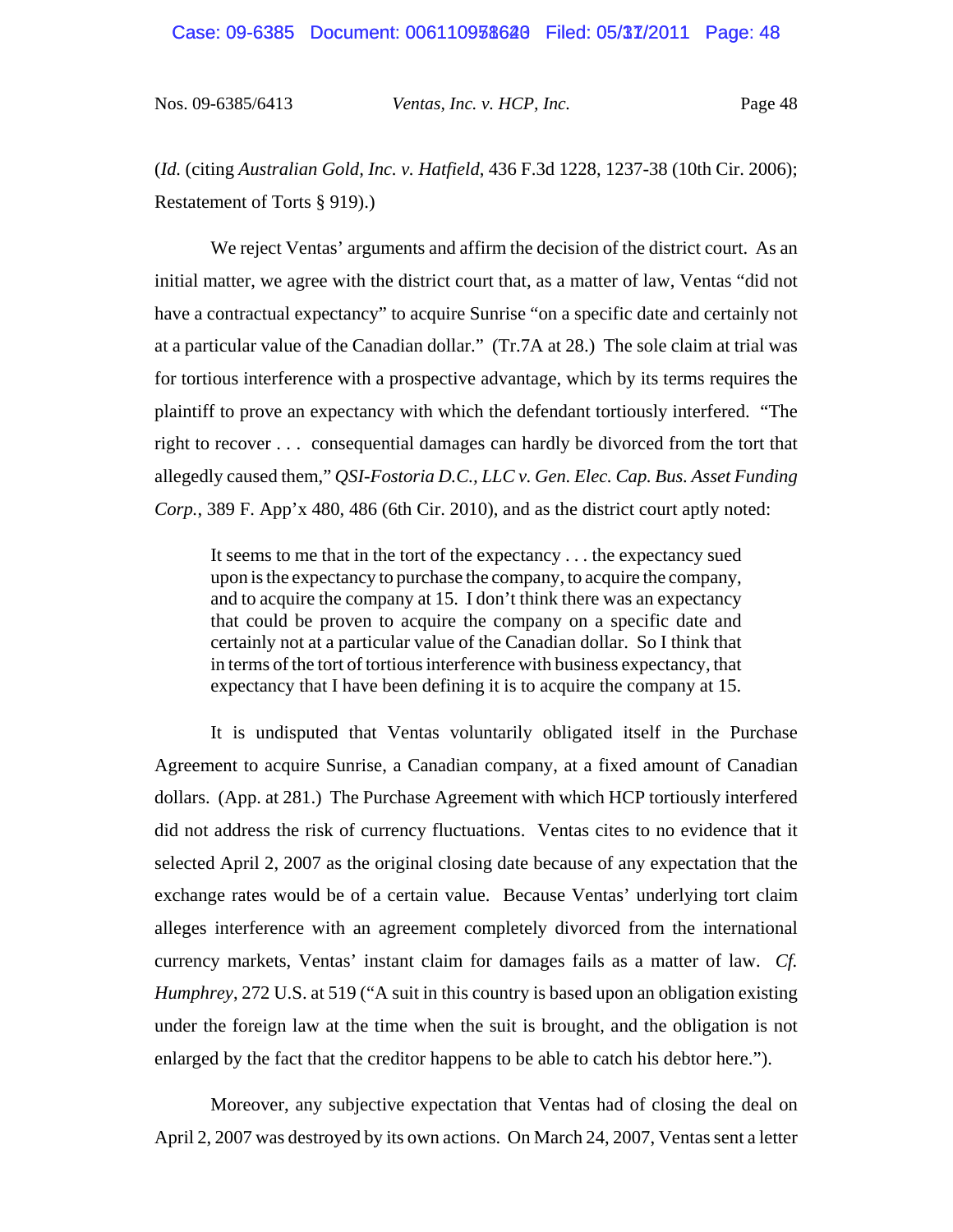(*Id.* (citing *Australian Gold, Inc. v. Hatfield*, 436 F.3d 1228, 1237-38 (10th Cir. 2006); Restatement of Torts § 919).)

We reject Ventas' arguments and affirm the decision of the district court. As an initial matter, we agree with the district court that, as a matter of law, Ventas "did not have a contractual expectancy" to acquire Sunrise "on a specific date and certainly not at a particular value of the Canadian dollar." (Tr.7A at 28.) The sole claim at trial was for tortious interference with a prospective advantage, which by its terms requires the plaintiff to prove an expectancy with which the defendant tortiously interfered. "The right to recover . . . consequential damages can hardly be divorced from the tort that allegedly caused them," *QSI-Fostoria D.C., LLC v. Gen. Elec. Cap. Bus. Asset Funding Corp.*, 389 F. App'x 480, 486 (6th Cir. 2010), and as the district court aptly noted:

> It seems to me that in the tort of the expectancy . . . the expectancy sued upon is the expectancy to purchase the company, to acquire the company, and to acquire the company at 15. I don't think there was an expectancy that could be proven to acquire the company on a specific date and certainly not at a particular value of the Canadian dollar. So I think that in terms of the tort of tortious interference with business expectancy, that expectancy that I have been defining it is to acquire the company at 15.

It is undisputed that Ventas voluntarily obligated itself in the Purchase Agreement to acquire Sunrise, a Canadian company, at a fixed amount of Canadian dollars. (App. at 281.) The Purchase Agreement with which HCP tortiously interfered did not address the risk of currency fluctuations. Ventas cites to no evidence that it selected April 2, 2007 as the original closing date because of any expectation that the exchange rates would be of a certain value. Because Ventas' underlying tort claim alleges interference with an agreement completely divorced from the international currency markets, Ventas' instant claim for damages fails as a matter of law. *Cf. Humphrey*, 272 U.S. at 519 ("A suit in this country is based upon an obligation existing under the foreign law at the time when the suit is brought, and the obligation is not enlarged by the fact that the creditor happens to be able to catch his debtor here.").

Moreover, any subjective expectation that Ventas had of closing the deal on April 2, 2007 was destroyed by its own actions. On March 24, 2007, Ventas sent a letter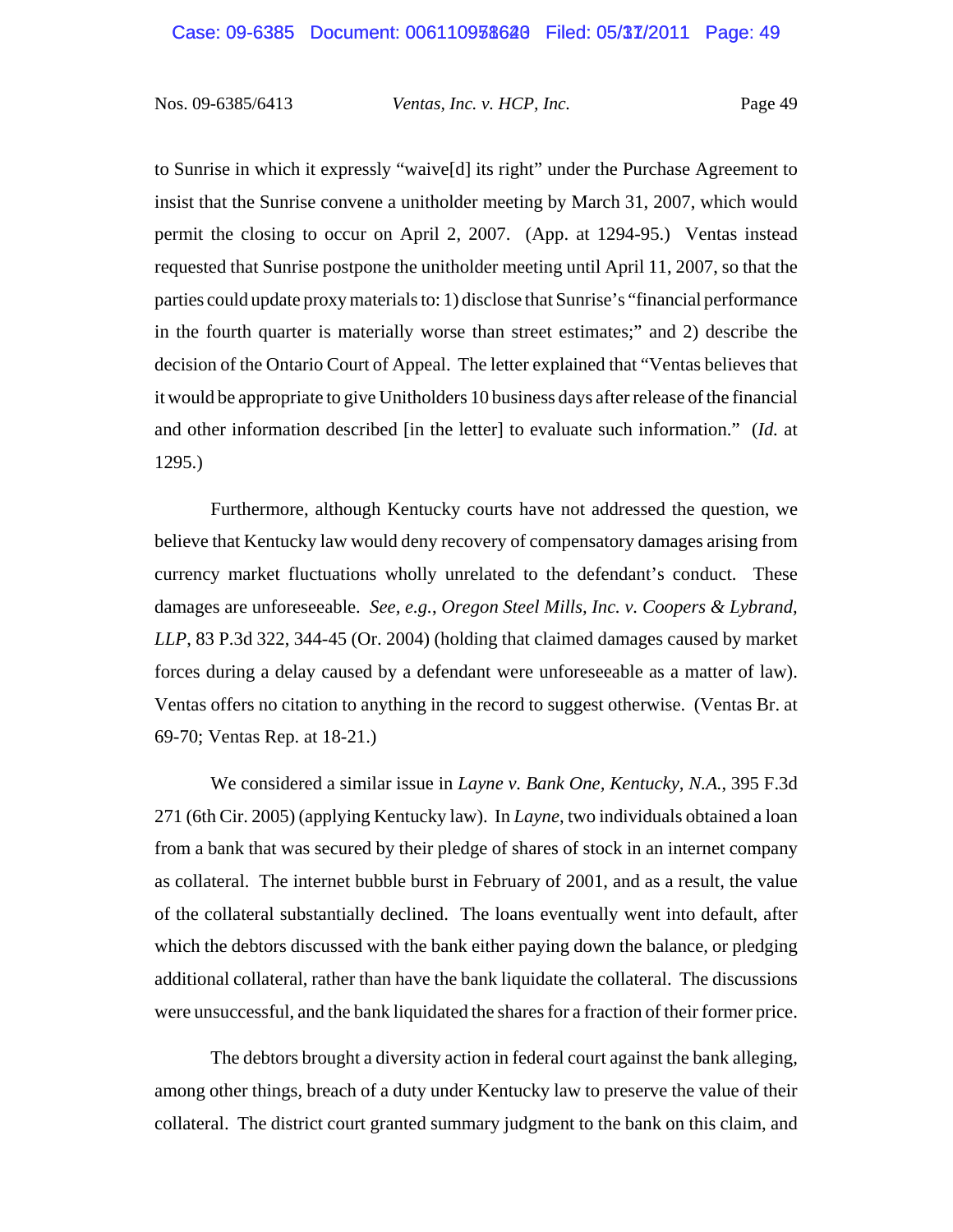to Sunrise in which it expressly "waive[d] its right" under the Purchase Agreement to insist that the Sunrise convene a unitholder meeting by March 31, 2007, which would permit the closing to occur on April 2, 2007. (App. at 1294-95.) Ventas instead requested that Sunrise postpone the unitholder meeting until April 11, 2007, so that the parties could update proxy materials to: 1) disclose that Sunrise's "financial performance in the fourth quarter is materially worse than street estimates;" and 2) describe the decision of the Ontario Court of Appeal. The letter explained that "Ventas believes that it would be appropriate to give Unitholders 10 business days after release of the financial and other information described [in the letter] to evaluate such information." (*Id.* at 1295.)

Furthermore, although Kentucky courts have not addressed the question, we believe that Kentucky law would deny recovery of compensatory damages arising from currency market fluctuations wholly unrelated to the defendant's conduct. These damages are unforeseeable. *See, e.g.*, *Oregon Steel Mills, Inc. v. Coopers & Lybrand, LLP*, 83 P.3d 322, 344-45 (Or. 2004) (holding that claimed damages caused by market forces during a delay caused by a defendant were unforeseeable as a matter of law). Ventas offers no citation to anything in the record to suggest otherwise. (Ventas Br. at 69-70; Ventas Rep. at 18-21.)

We considered a similar issue in *Layne v. Bank One, Kentucky, N.A.*, 395 F.3d 271 (6th Cir. 2005) (applying Kentucky law). In *Layne*, two individuals obtained a loan from a bank that was secured by their pledge of shares of stock in an internet company as collateral. The internet bubble burst in February of 2001, and as a result, the value of the collateral substantially declined. The loans eventually went into default, after which the debtors discussed with the bank either paying down the balance, or pledging additional collateral, rather than have the bank liquidate the collateral. The discussions were unsuccessful, and the bank liquidated the shares for a fraction of their former price.

The debtors brought a diversity action in federal court against the bank alleging, among other things, breach of a duty under Kentucky law to preserve the value of their collateral. The district court granted summary judgment to the bank on this claim, and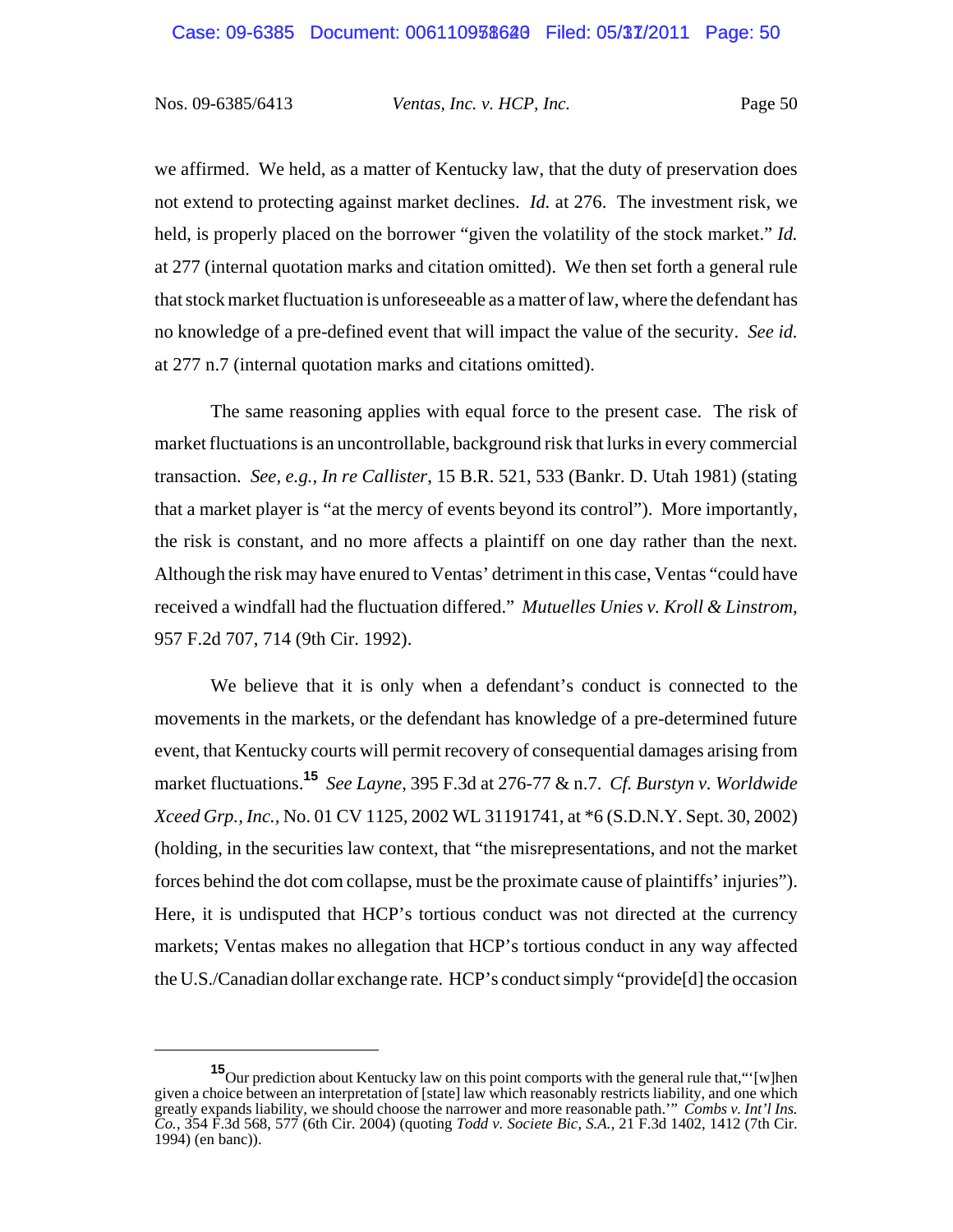we affirmed. We held, as a matter of Kentucky law, that the duty of preservation does not extend to protecting against market declines. *Id.* at 276. The investment risk, we held, is properly placed on the borrower "given the volatility of the stock market." *Id.* at 277 (internal quotation marks and citation omitted). We then set forth a general rule that stock market fluctuation is unforeseeable as a matter of law, where the defendant has no knowledge of a pre-defined event that will impact the value of the security. *See id.* at 277 n.7 (internal quotation marks and citations omitted).

The same reasoning applies with equal force to the present case. The risk of market fluctuations is an uncontrollable, background risk that lurks in every commercial transaction. *See, e.g.*, *In re Callister*, 15 B.R. 521, 533 (Bankr. D. Utah 1981) (stating that a market player is "at the mercy of events beyond its control"). More importantly, the risk is constant, and no more affects a plaintiff on one day rather than the next. Although the risk may have enured to Ventas' detriment in this case, Ventas "could have received a windfall had the fluctuation differed." *Mutuelles Unies v. Kroll & Linstrom*, 957 F.2d 707, 714 (9th Cir. 1992).

We believe that it is only when a defendant's conduct is connected to the movements in the markets, or the defendant has knowledge of a pre-determined future event, that Kentucky courts will permit recovery of consequential damages arising from market fluctuations.[15] *See Layne*, 395 F.3d at 276-77 & n.7. *Cf. Burstyn v. Worldwide Xceed Grp., Inc.*, No. 01 CV 1125, 2002 WL 31191741, at *6 (S.D.N.Y. Sept. 30, 2002) (holding, in the securities law context, that "the misrepresentations, and not the market forces behind the dot com collapse, must be the proximate cause of plaintiffs' injuries"). Here, it is undisputed that HCP's tortious conduct was not directed at the currency markets; Ventas makes no allegation that HCP's tortious conduct in any way affected the U.S./Canadian dollar exchange rate. HCP's conduct simply "provide[d] the occasion

---

[15] Our prediction about Kentucky law on this point comports with the general rule that, "'[w]hen given a choice between an interpretation of [state] law which reasonably restricts liability, and one which greatly expands liability, we should choose the narrower and more reasonable path.'" *Combs v. Int'l Ins. Co.*, 354 F.3d 568, 577 (6th Cir. 2004) (quoting *Todd v. Societe Bic, S.A.*, 21 F.3d 1402, 1412 (7th Cir. 1994) (en banc)).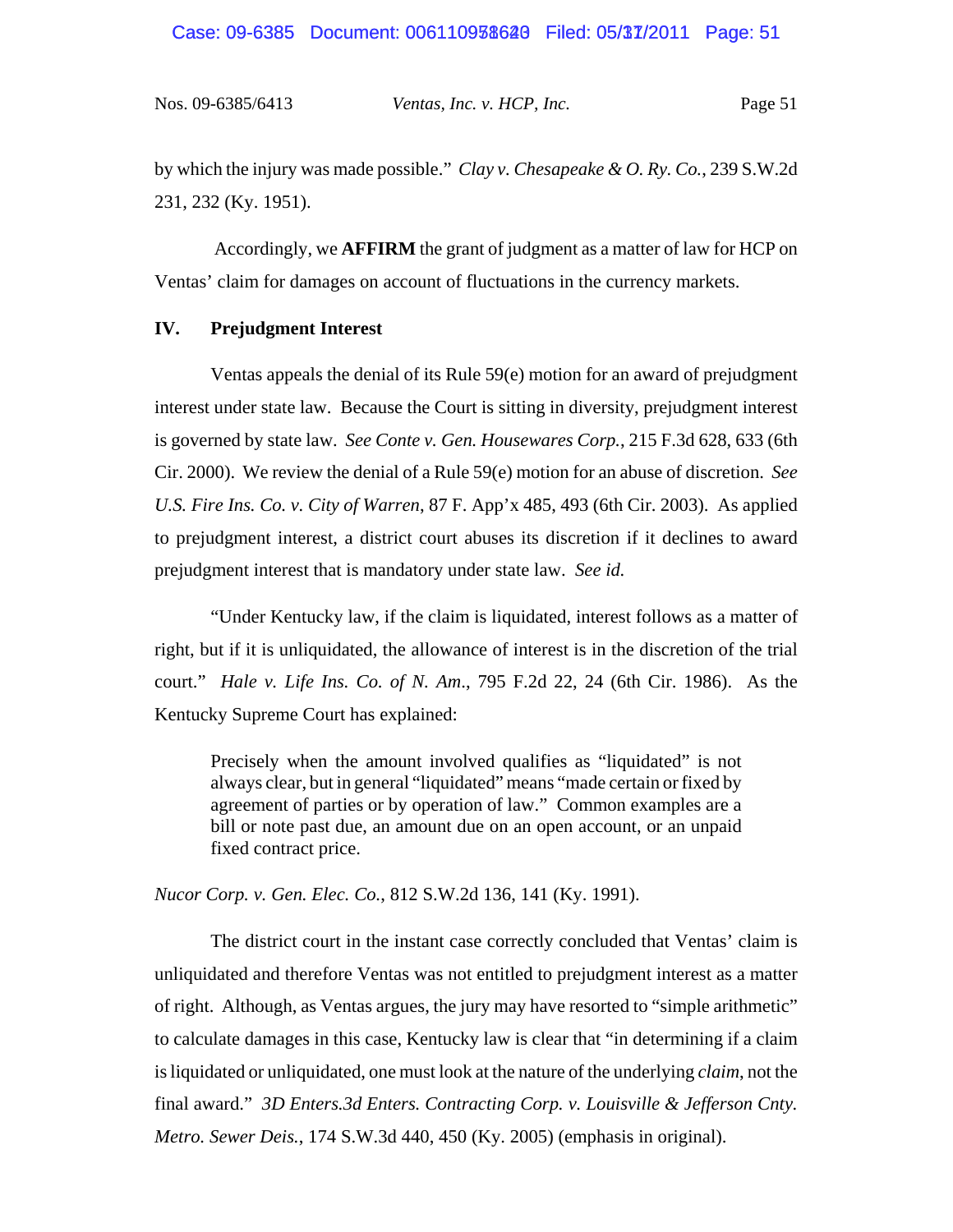by which the injury was made possible." *Clay v. Chesapeake & O. Ry. Co.*, 239 S.W.2d 231, 232 (Ky. 1951).

Accordingly, we **AFFIRM** the grant of judgment as a matter of law for HCP on Ventas' claim for damages on account of fluctuations in the currency markets.

## IV. Prejudgment Interest

Ventas appeals the denial of its Rule 59(e) motion for an award of prejudgment interest under state law. Because the Court is sitting in diversity, prejudgment interest is governed by state law. *See Conte v. Gen. Housewares Corp.*, 215 F.3d 628, 633 (6th Cir. 2000). We review the denial of a Rule 59(e) motion for an abuse of discretion. *See U.S. Fire Ins. Co. v. City of Warren*, 87 F. App'x 485, 493 (6th Cir. 2003). As applied to prejudgment interest, a district court abuses its discretion if it declines to award prejudgment interest that is mandatory under state law. *See id.*

"Under Kentucky law, if the claim is liquidated, interest follows as a matter of right, but if it is unliquidated, the allowance of interest is in the discretion of the trial court." *Hale v. Life Ins. Co. of N. Am.*, 795 F.2d 22, 24 (6th Cir. 1986). As the Kentucky Supreme Court has explained:

> Precisely when the amount involved qualifies as "liquidated" is not always clear, but in general "liquidated" means "made certain or fixed by agreement of parties or by operation of law." Common examples are a bill or note past due, an amount due on an open account, or an unpaid fixed contract price.

*Nucor Corp. v. Gen. Elec. Co.*, 812 S.W.2d 136, 141 (Ky. 1991).

The district court in the instant case correctly concluded that Ventas' claim is unliquidated and therefore Ventas was not entitled to prejudgment interest as a matter of right. Although, as Ventas argues, the jury may have resorted to "simple arithmetic" to calculate damages in this case, Kentucky law is clear that "in determining if a claim is liquidated or unliquidated, one must look at the nature of the underlying *claim*, not the final award." *3D Enters.3d Enters. Contracting Corp. v. Louisville & Jefferson Cnty. Metro. Sewer Deis.*, 174 S.W.3d 440, 450 (Ky. 2005) (emphasis in original).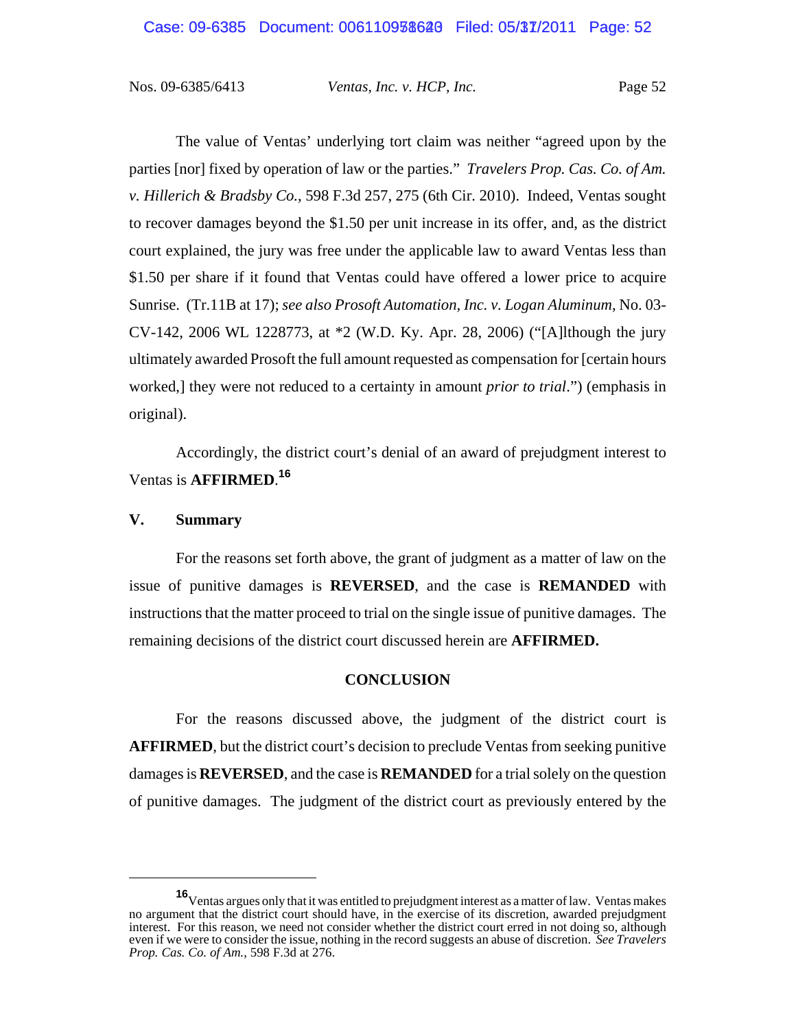The value of Ventas' underlying tort claim was neither "agreed upon by the parties [nor] fixed by operation of law or the parties." *Travelers Prop. Cas. Co. of Am. v. Hillerich & Bradsby Co.*, 598 F.3d 257, 275 (6th Cir. 2010). Indeed, Ventas sought to recover damages beyond the $1.50 per unit increase in its offer, and, as the district court explained, the jury was free under the applicable law to award Ventas less than $1.50 per share if it found that Ventas could have offered a lower price to acquire Sunrise. (Tr.11B at 17); *see also Prosoft Automation, Inc. v. Logan Aluminum*, No. 03-CV-142, 2006 WL 1228773, at *2 (W.D. Ky. Apr. 28, 2006) ("[A]lthough the jury ultimately awarded Prosoft the full amount requested as compensation for [certain hours worked,] they were not reduced to a certainty in amount *prior to trial*.") (emphasis in original).

Accordingly, the district court's denial of an award of prejudgment interest to Ventas is **AFFIRMED**.[16]

## V. Summary

For the reasons set forth above, the grant of judgment as a matter of law on the issue of punitive damages is **REVERSED**, and the case is **REMANDED** with instructions that the matter proceed to trial on the single issue of punitive damages. The remaining decisions of the district court discussed herein are **AFFIRMED.**

## CONCLUSION

For the reasons discussed above, the judgment of the district court is **AFFIRMED**, but the district court's decision to preclude Ventas from seeking punitive damages is **REVERSED**, and the case is **REMANDED** for a trial solely on the question of punitive damages. The judgment of the district court as previously entered by the

---

[16] Ventas argues only that it was entitled to prejudgment interest as a matter of law. Ventas makes no argument that the district court should have, in the exercise of its discretion, awarded prejudgment interest. For this reason, we need not consider whether the district court erred in not doing so, although even if we were to consider the issue, nothing in the record suggests an abuse of discretion. *See Travelers Prop. Cas. Co. of Am.*, 598 F.3d at 276.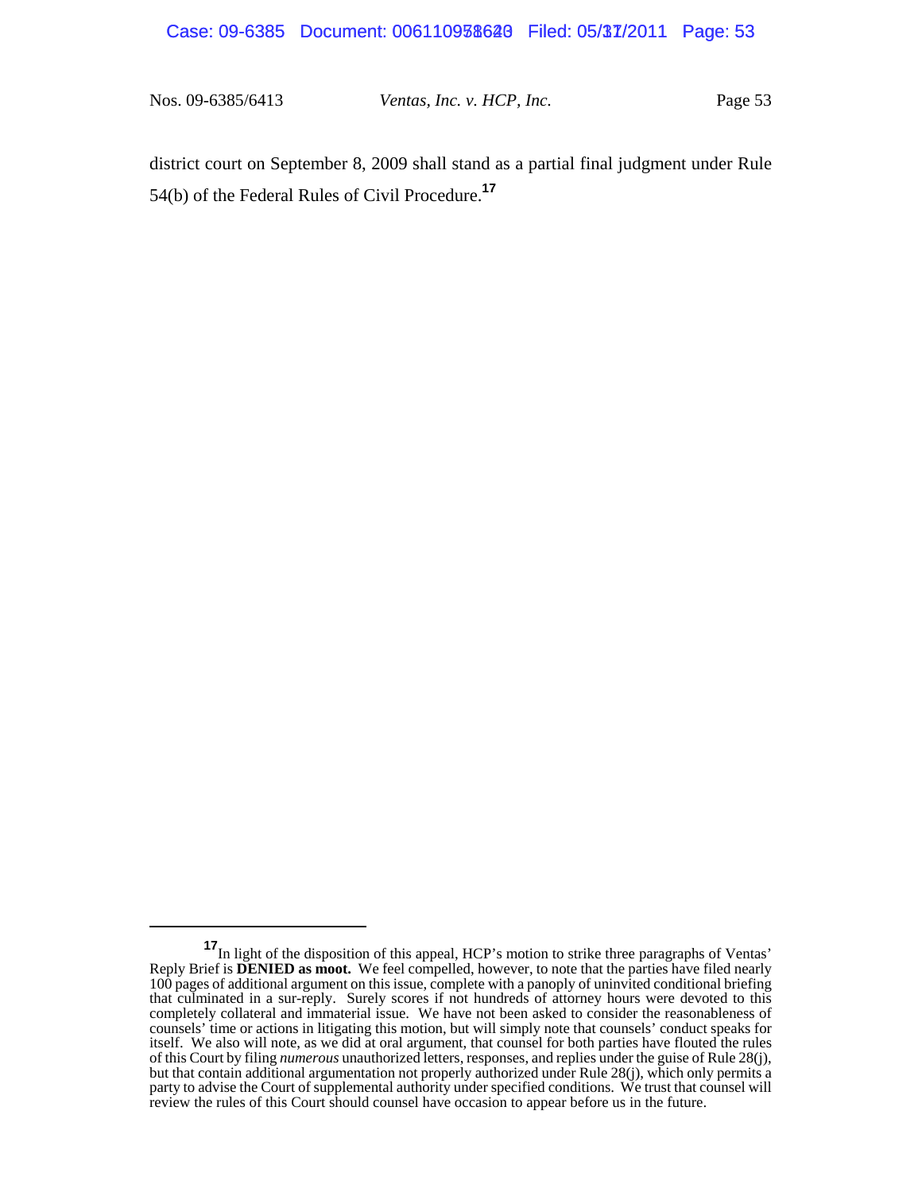district court on September 8, 2009 shall stand as a partial final judgment under Rule 54(b) of the Federal Rules of Civil Procedure.[17]

---

[17] In light of the disposition of this appeal, HCP's motion to strike three paragraphs of Ventas' Reply Brief is **DENIED as moot.** We feel compelled, however, to note that the parties have filed nearly 100 pages of additional argument on this issue, complete with a panoply of uninvited conditional briefing that culminated in a sur-reply. Surely scores if not hundreds of attorney hours were devoted to this completely collateral and immaterial issue. We have not been asked to consider the reasonableness of counsels' time or actions in litigating this motion, but will simply note that counsels' conduct speaks for itself. We also will note, as we did at oral argument, that counsel for both parties have flouted the rules of this Court by filing *numerous* unauthorized letters, responses, and replies under the guise of Rule 28(j), but that contain additional argumentation not properly authorized under Rule 28(j), which only permits a party to advise the Court of supplemental authority under specified conditions. We trust that counsel will review the rules of this Court should counsel have occasion to appear before us in the future.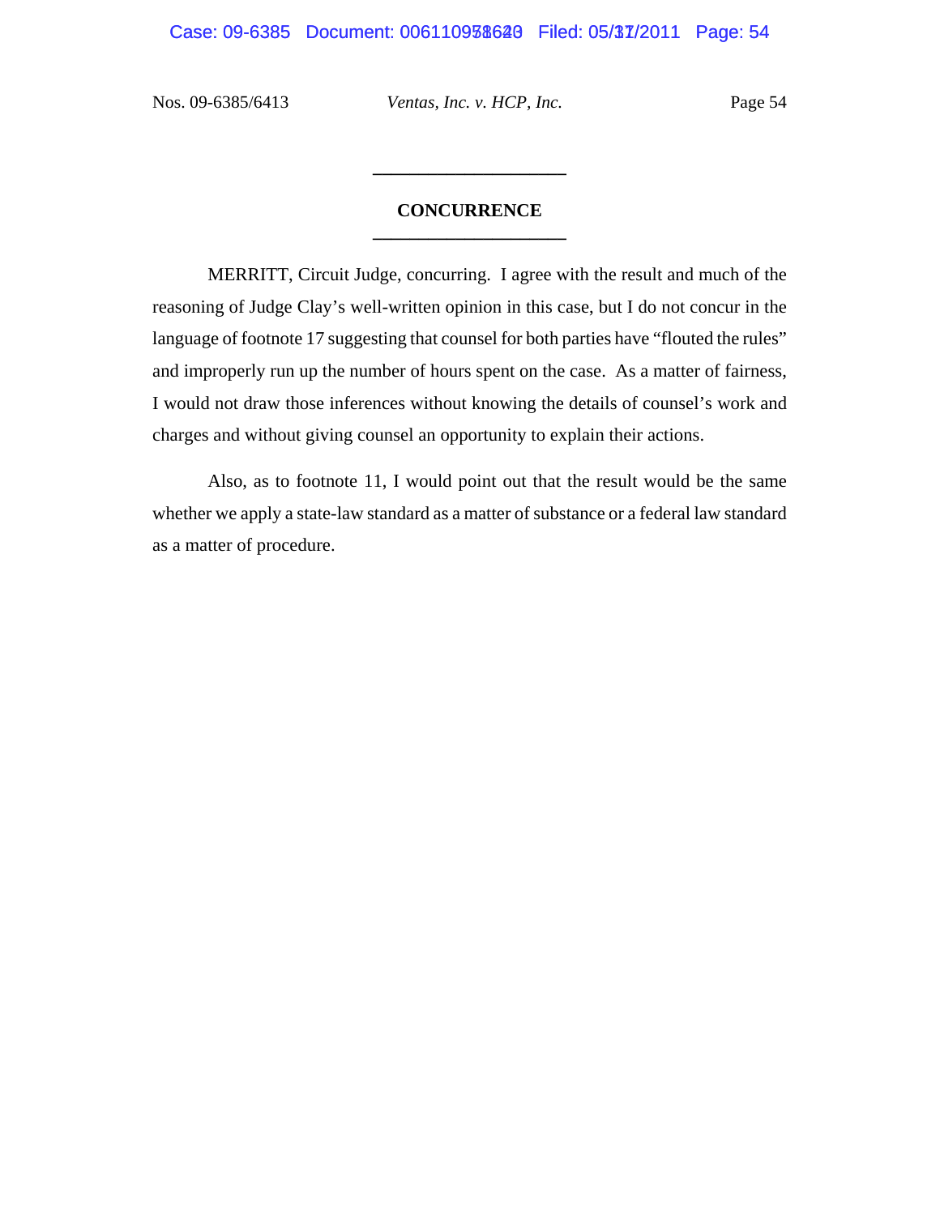## CONCURRENCE

MERRITT, Circuit Judge, concurring. I agree with the result and much of the reasoning of Judge Clay's well-written opinion in this case, but I do not concur in the language of footnote 17 suggesting that counsel for both parties have "flouted the rules" and improperly run up the number of hours spent on the case. As a matter of fairness, I would not draw those inferences without knowing the details of counsel's work and charges and without giving counsel an opportunity to explain their actions.

Also, as to footnote 11, I would point out that the result would be the same whether we apply a state-law standard as a matter of substance or a federal law standard as a matter of procedure.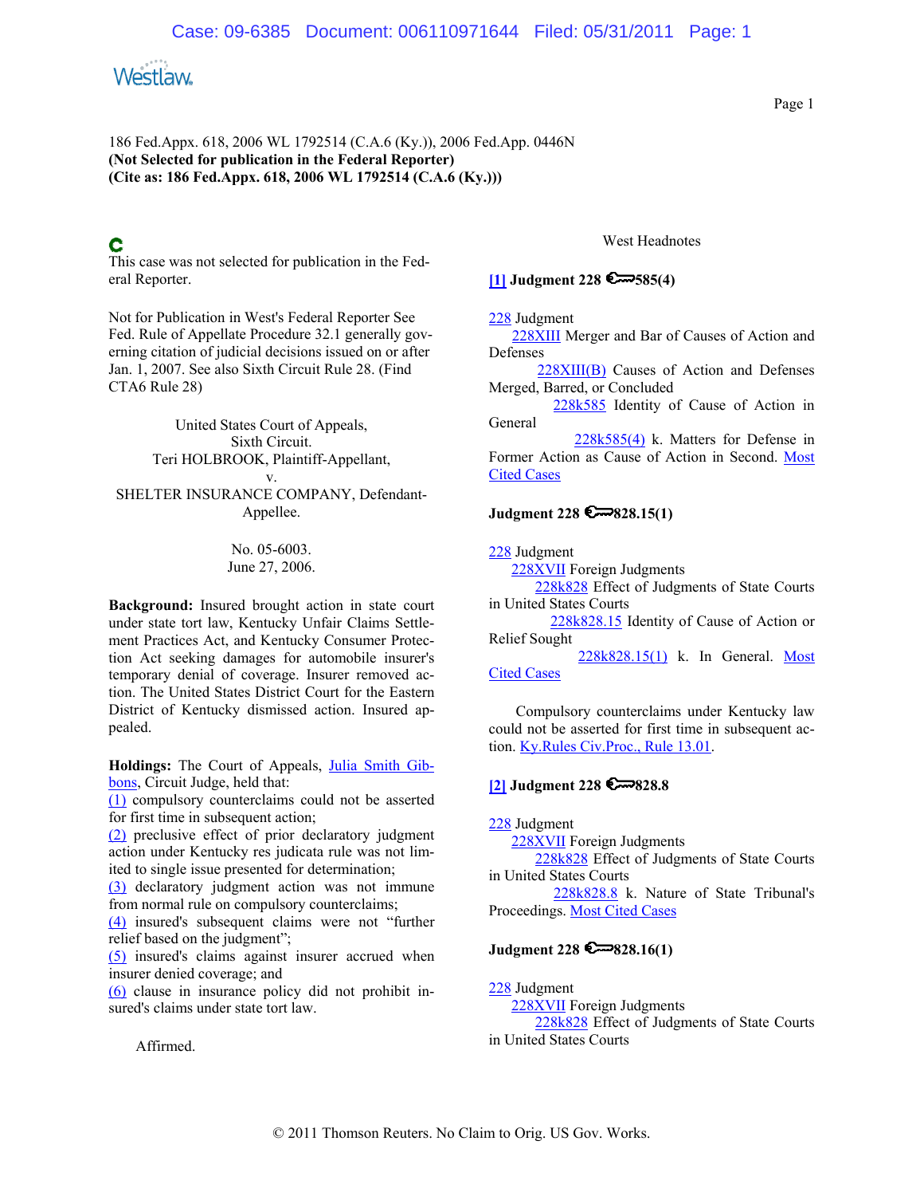186 Fed.Appx. 618, 2006 WL 1792514 (C.A.6 (Ky.)), 2006 Fed.App. 0446N
**(Not Selected for publication in the Federal Reporter)**
**(Cite as: 186 Fed.Appx. 618, 2006 WL 1792514 (C.A.6 (Ky.)))**

This case was not selected for publication in the Federal Reporter.

Not for Publication in West's Federal Reporter See Fed. Rule of Appellate Procedure 32.1 generally governing citation of judicial decisions issued on or after Jan. 1, 2007. See also Sixth Circuit Rule 28. (Find CTA6 Rule 28)

United States Court of Appeals,
Sixth Circuit.
Teri HOLBROOK, Plaintiff-Appellant,
v.
SHELTER INSURANCE COMPANY, Defendant-Appellee.

No. 05-6003.
June 27, 2006.

**Background:** Insured brought action in state court under state tort law, Kentucky Unfair Claims Settlement Practices Act, and Kentucky Consumer Protection Act seeking damages for automobile insurer's temporary denial of coverage. Insurer removed action. The United States District Court for the Eastern District of Kentucky dismissed action. Insured appealed.

**Holdings:** The Court of Appeals, Julia Smith Gibbons, Circuit Judge, held that:
(1) compulsory counterclaims could not be asserted for first time in subsequent action;
(2) preclusive effect of prior declaratory judgment action under Kentucky res judicata rule was not limited to single issue presented for determination;
(3) declaratory judgment action was not immune from normal rule on compulsory counterclaims;
(4) insured's subsequent claims were not "further relief based on the judgment";
(5) insured's claims against insurer accrued when insurer denied coverage; and
(6) clause in insurance policy did not prohibit insured's claims under state tort law.

Affirmed.

West Headnotes

**[1] Judgment 228 585(4)**

228 Judgment
228XIII Merger and Bar of Causes of Action and Defenses
228XIII(B) Causes of Action and Defenses Merged, Barred, or Concluded
228k585 Identity of Cause of Action in General
228k585(4) k. Matters for Defense in Former Action as Cause of Action in Second. Most Cited Cases

**Judgment 228 828.15(1)**

228 Judgment
228XVII Foreign Judgments
228k828 Effect of Judgments of State Courts in United States Courts
228k828.15 Identity of Cause of Action or Relief Sought
228k828.15(1) k. In General. Most Cited Cases

Compulsory counterclaims under Kentucky law could not be asserted for first time in subsequent action. Ky.Rules Civ.Proc., Rule 13.01.

**[2] Judgment 228 828.8**

228 Judgment
228XVII Foreign Judgments
228k828 Effect of Judgments of State Courts in United States Courts
228k828.8 k. Nature of State Tribunal's Proceedings. Most Cited Cases

**Judgment 228 828.16(1)**

228 Judgment
228XVII Foreign Judgments
228k828 Effect of Judgments of State Courts in United States Courts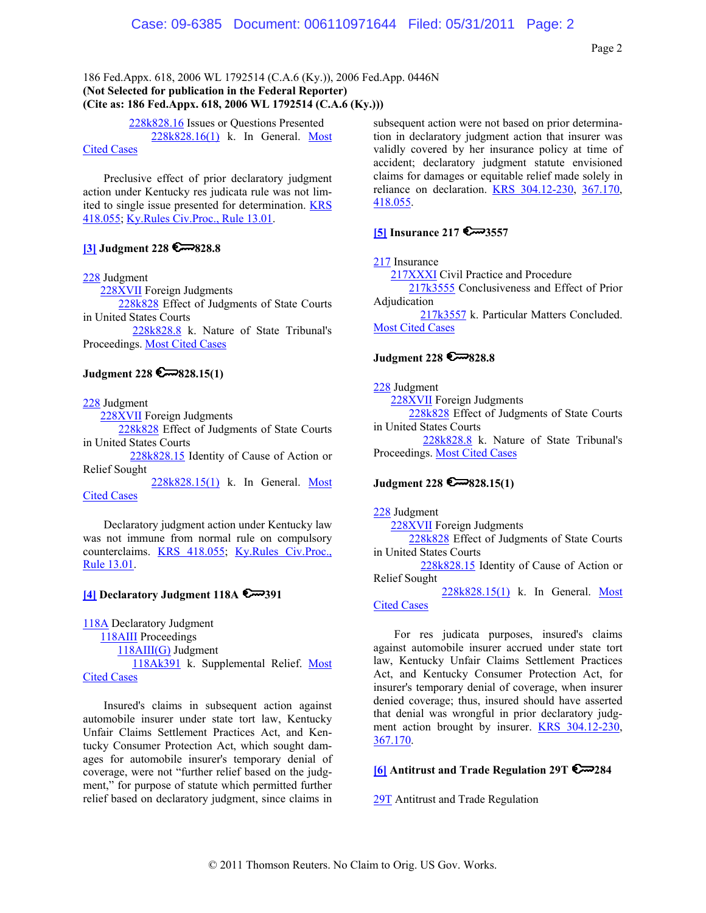186 Fed.Appx. 618, 2006 WL 1792514 (C.A.6 (Ky.)), 2006 Fed.App. 0446N
**(Not Selected for publication in the Federal Reporter)**
**(Cite as: 186 Fed.Appx. 618, 2006 WL 1792514 (C.A.6 (Ky.)))**

228k828.16 Issues or Questions Presented
228k828.16(1) k. In General. Most Cited Cases

Preclusive effect of prior declaratory judgment action under Kentucky res judicata rule was not limited to single issue presented for determination. KRS 418.055; Ky.Rules Civ.Proc., Rule 13.01.

**[3] Judgment 228 🔑828.8**

228 Judgment
228XVII Foreign Judgments
228k828 Effect of Judgments of State Courts in United States Courts
228k828.8 k. Nature of State Tribunal's Proceedings. Most Cited Cases

**Judgment 228 🔑828.15(1)**

228 Judgment
228XVII Foreign Judgments
228k828 Effect of Judgments of State Courts in United States Courts
228k828.15 Identity of Cause of Action or Relief Sought
228k828.15(1) k. In General. Most Cited Cases

Declaratory judgment action under Kentucky law was not immune from normal rule on compulsory counterclaims. KRS 418.055; Ky.Rules Civ.Proc., Rule 13.01.

**[4] Declaratory Judgment 118A 🔑391**

118A Declaratory Judgment
118AIII Proceedings
118AIII(G) Judgment
118Ak391 k. Supplemental Relief. Most Cited Cases

Insured's claims in subsequent action against automobile insurer under state tort law, Kentucky Unfair Claims Settlement Practices Act, and Kentucky Consumer Protection Act, which sought damages for automobile insurer's temporary denial of coverage, were not "further relief based on the judgment," for purpose of statute which permitted further relief based on declaratory judgment, since claims in subsequent action were not based on prior determination in declaratory judgment action that insurer was validly covered by her insurance policy at time of accident; declaratory judgment statute envisioned claims for damages or equitable relief made solely in reliance on declaration. KRS 304.12-230, 367.170, 418.055.

**[5] Insurance 217 🔑3557**

217 Insurance
217XXXI Civil Practice and Procedure
217k3555 Conclusiveness and Effect of Prior Adjudication
217k3557 k. Particular Matters Concluded. Most Cited Cases

**Judgment 228 🔑828.8**

228 Judgment
228XVII Foreign Judgments
228k828 Effect of Judgments of State Courts in United States Courts
228k828.8 k. Nature of State Tribunal's Proceedings. Most Cited Cases

**Judgment 228 🔑828.15(1)**

228 Judgment
228XVII Foreign Judgments
228k828 Effect of Judgments of State Courts in United States Courts
228k828.15 Identity of Cause of Action or Relief Sought
228k828.15(1) k. In General. Most Cited Cases

For res judicata purposes, insured's claims against automobile insurer accrued under state tort law, Kentucky Unfair Claims Settlement Practices Act, and Kentucky Consumer Protection Act, for insurer's temporary denial of coverage, when insurer denied coverage; thus, insured should have asserted that denial was wrongful in prior declaratory judgment action brought by insurer. KRS 304.12-230, 367.170.

**[6] Antitrust and Trade Regulation 29T 🔑284**

29T Antitrust and Trade Regulation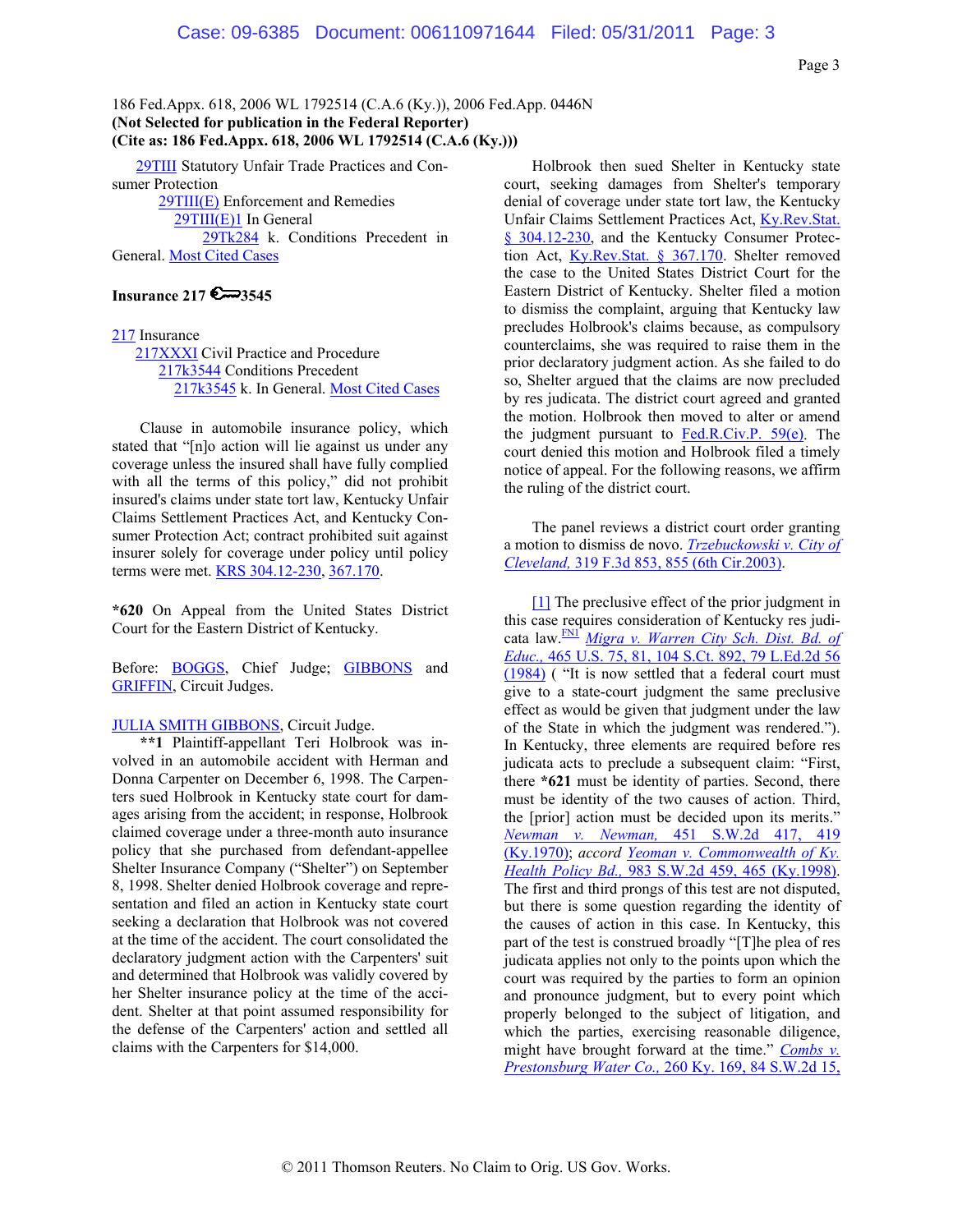186 Fed.Appx. 618, 2006 WL 1792514 (C.A.6 (Ky.)), 2006 Fed.App. 0446N
**(Not Selected for publication in the Federal Reporter)**
**(Cite as: 186 Fed.Appx. 618, 2006 WL 1792514 (C.A.6 (Ky.)))**

29TIII Statutory Unfair Trade Practices and Consumer Protection
29TIII(E) Enforcement and Remedies
29TIII(E)1 In General
29Tk284 k. Conditions Precedent in General. Most Cited Cases

**Insurance 217 3545**

217 Insurance
217XXXI Civil Practice and Procedure
217k3544 Conditions Precedent
217k3545 k. In General. Most Cited Cases

Clause in automobile insurance policy, which stated that "[n]o action will lie against us under any coverage unless the insured shall have fully complied with all the terms of this policy," did not prohibit insured's claims under state tort law, Kentucky Unfair Claims Settlement Practices Act, and Kentucky Consumer Protection Act; contract prohibited suit against insurer solely for coverage under policy until policy terms were met. KRS 304.12-230, 367.170.

**\*620** On Appeal from the United States District Court for the Eastern District of Kentucky.

Before: BOGGS, Chief Judge; GIBBONS and GRIFFIN, Circuit Judges.

JULIA SMITH GIBBONS, Circuit Judge.

**\*\*1** Plaintiff-appellant Teri Holbrook was involved in an automobile accident with Herman and Donna Carpenter on December 6, 1998. The Carpenters sued Holbrook in Kentucky state court for damages arising from the accident; in response, Holbrook claimed coverage under a three-month auto insurance policy that she purchased from defendant-appellee Shelter Insurance Company ("Shelter") on September 8, 1998. Shelter denied Holbrook coverage and representation and filed an action in Kentucky state court seeking a declaration that Holbrook was not covered at the time of the accident. The court consolidated the declaratory judgment action with the Carpenters' suit and determined that Holbrook was validly covered by her Shelter insurance policy at the time of the accident. Shelter at that point assumed responsibility for the defense of the Carpenters' action and settled all claims with the Carpenters for $14,000.

Holbrook then sued Shelter in Kentucky state court, seeking damages from Shelter's temporary denial of coverage under state tort law, the Kentucky Unfair Claims Settlement Practices Act, Ky.Rev.Stat. § 304.12-230, and the Kentucky Consumer Protection Act, Ky.Rev.Stat. § 367.170. Shelter removed the case to the United States District Court for the Eastern District of Kentucky. Shelter filed a motion to dismiss the complaint, arguing that Kentucky law precludes Holbrook's claims because, as compulsory counterclaims, she was required to raise them in the prior declaratory judgment action. As she failed to do so, Shelter argued that the claims are now precluded by res judicata. The district court agreed and granted the motion. Holbrook then moved to alter or amend the judgment pursuant to Fed.R.Civ.P. 59(e). The court denied this motion and Holbrook filed a timely notice of appeal. For the following reasons, we affirm the ruling of the district court.

The panel reviews a district court order granting a motion to dismiss de novo. *Trzebuckowski v. City of Cleveland,* 319 F.3d 853, 855 (6th Cir.2003).

[1] The preclusive effect of the prior judgment in this case requires consideration of Kentucky res judicata law.[FN1] *Migra v. Warren City Sch. Dist. Bd. of Educ.,* 465 U.S. 75, 81, 104 S.Ct. 892, 79 L.Ed.2d 56 (1984) ( "It is now settled that a federal court must give to a state-court judgment the same preclusive effect as would be given that judgment under the law of the State in which the judgment was rendered."). In Kentucky, three elements are required before res judicata acts to preclude a subsequent claim: "First, there **\*621** must be identity of parties. Second, there must be identity of the two causes of action. Third, the [prior] action must be decided upon its merits." *Newman v. Newman,* 451 S.W.2d 417, 419 (Ky.1970); *accord Yeoman v. Commonwealth of Ky. Health Policy Bd.,* 983 S.W.2d 459, 465 (Ky.1998). The first and third prongs of this test are not disputed, but there is some question regarding the identity of the causes of action in this case. In Kentucky, this part of the test is construed broadly "[T]he plea of res judicata applies not only to the points upon which the court was required by the parties to form an opinion and pronounce judgment, but to every point which properly belonged to the subject of litigation, and which the parties, exercising reasonable diligence, might have brought forward at the time." *Combs v. Prestonsburg Water Co.,* 260 Ky. 169, 84 S.W.2d 15,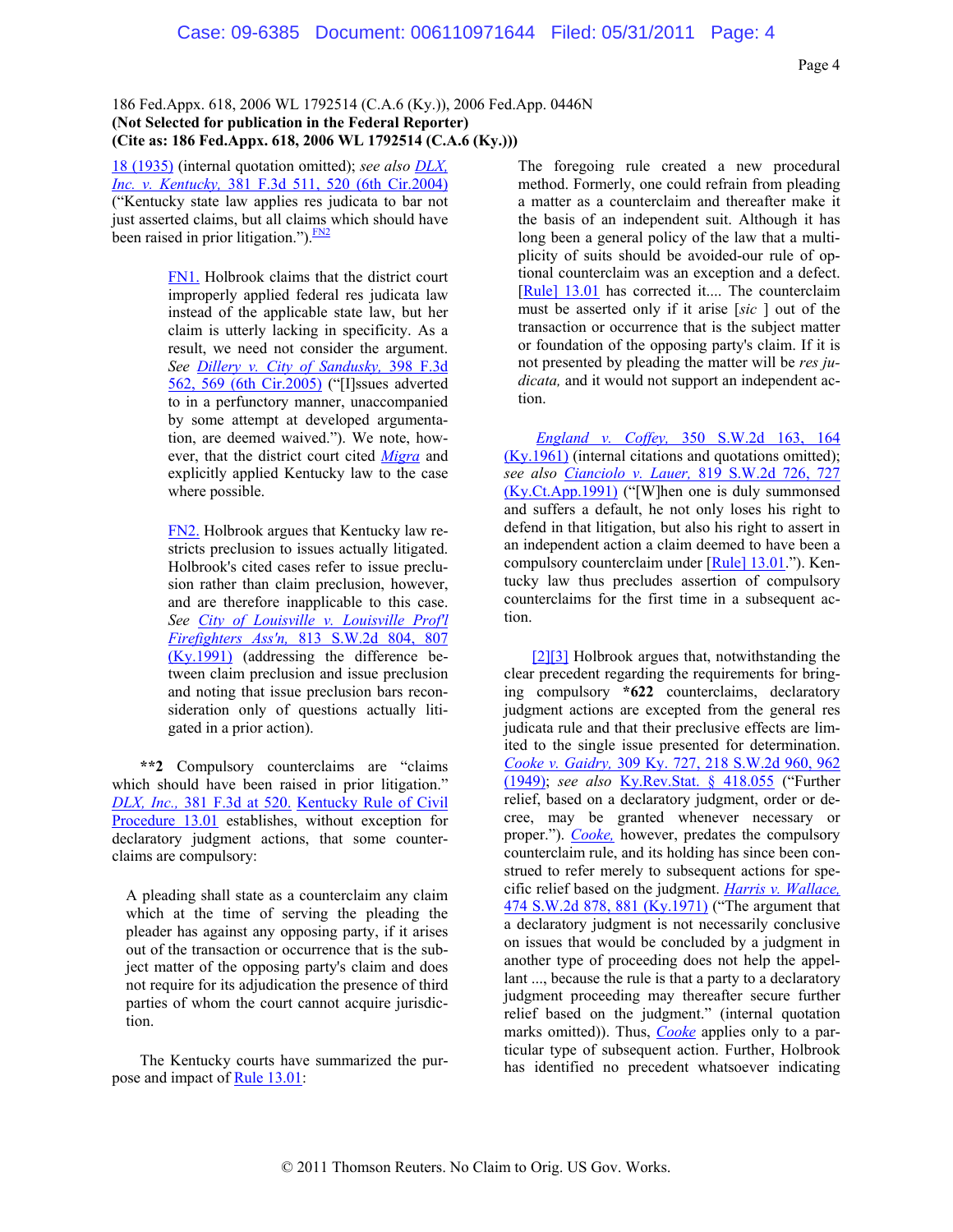18 (1935) (internal quotation omitted); *see also* *DLX, Inc. v. Kentucky,* 381 F.3d 511, 520 (6th Cir.2004) ("Kentucky state law applies res judicata to bar not just asserted claims, but all claims which should have been raised in prior litigation.").[FN2]

> FN1. Holbrook claims that the district court improperly applied federal res judicata law instead of the applicable state law, but her claim is utterly lacking in specificity. As a result, we need not consider the argument. *See* *Dillery v. City of Sandusky,* 398 F.3d 562, 569 (6th Cir.2005) ("[I]ssues adverted to in a perfunctory manner, unaccompanied by some attempt at developed argumentation, are deemed waived."). We note, however, that the district court cited *Migra* and explicitly applied Kentucky law to the case where possible.

> FN2. Holbrook argues that Kentucky law restricts preclusion to issues actually litigated. Holbrook's cited cases refer to issue preclusion rather than claim preclusion, however, and are therefore inapplicable to this case. *See* *City of Louisville v. Louisville Prof'l Firefighters Ass'n,* 813 S.W.2d 804, 807 (Ky.1991) (addressing the difference between claim preclusion and issue preclusion and noting that issue preclusion bars reconsideration only of questions actually litigated in a prior action).

**\*\*2** Compulsory counterclaims are "claims which should have been raised in prior litigation." *DLX, Inc.,* 381 F.3d at 520. Kentucky Rule of Civil Procedure 13.01 establishes, without exception for declaratory judgment actions, that some counterclaims are compulsory:

> A pleading shall state as a counterclaim any claim which at the time of serving the pleading the pleader has against any opposing party, if it arises out of the transaction or occurrence that is the subject matter of the opposing party's claim and does not require for its adjudication the presence of third parties of whom the court cannot acquire jurisdiction.

The Kentucky courts have summarized the purpose and impact of Rule 13.01:

> The foregoing rule created a new procedural method. Formerly, one could refrain from pleading a matter as a counterclaim and thereafter make it the basis of an independent suit. Although it has long been a general policy of the law that a multiplicity of suits should be avoided-our rule of optional counterclaim was an exception and a defect. [Rule] 13.01 has corrected it.... The counterclaim must be asserted only if it arise [*sic* ] out of the transaction or occurrence that is the subject matter or foundation of the opposing party's claim. If it is not presented by pleading the matter will be *res judicata,* and it would not support an independent action.

*England v. Coffey,* 350 S.W.2d 163, 164 (Ky.1961) (internal citations and quotations omitted); *see also* *Cianciolo v. Lauer,* 819 S.W.2d 726, 727 (Ky.Ct.App.1991) ("[W]hen one is duly summonsed and suffers a default, he not only loses his right to defend in that litigation, but also his right to assert in an independent action a claim deemed to have been a compulsory counterclaim under [Rule] 13.01."). Kentucky law thus precludes assertion of compulsory counterclaims for the first time in a subsequent action.

[2][3] Holbrook argues that, notwithstanding the clear precedent regarding the requirements for bringing compulsory **\*622** counterclaims, declaratory judgment actions are excepted from the general res judicata rule and that their preclusive effects are limited to the single issue presented for determination. *Cooke v. Gaidry,* 309 Ky. 727, 218 S.W.2d 960, 962 (1949); *see also* Ky.Rev.Stat. § 418.055 ("Further relief, based on a declaratory judgment, order or decree, may be granted whenever necessary or proper."). *Cooke,* however, predates the compulsory counterclaim rule, and its holding has since been construed to refer merely to subsequent actions for specific relief based on the judgment. *Harris v. Wallace,* 474 S.W.2d 878, 881 (Ky.1971) ("The argument that a declaratory judgment is not necessarily conclusive on issues that would be concluded by a judgment in another type of proceeding does not help the appellant ..., because the rule is that a party to a declaratory judgment proceeding may thereafter secure further relief based on the judgment." (internal quotation marks omitted)). Thus, *Cooke* applies only to a particular type of subsequent action. Further, Holbrook has identified no precedent whatsoever indicating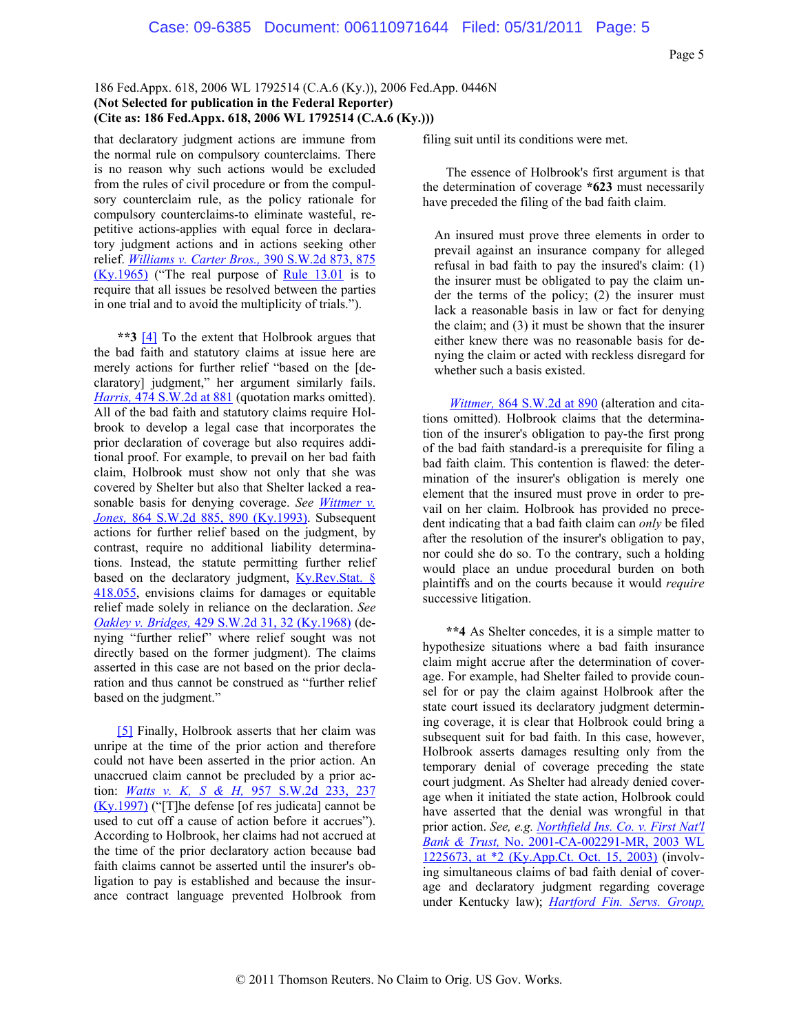that declaratory judgment actions are immune from the normal rule on compulsory counterclaims. There is no reason why such actions would be excluded from the rules of civil procedure or from the compulsory counterclaim rule, as the policy rationale for compulsory counterclaims-to eliminate wasteful, repetitive actions-applies with equal force in declaratory judgment actions and in actions seeking other relief. *Williams v. Carter Bros.,* 390 S.W.2d 873, 875 (Ky.1965) ("The real purpose of Rule 13.01 is to require that all issues be resolved between the parties in one trial and to avoid the multiplicity of trials.").

**\*\*3** [4] To the extent that Holbrook argues that the bad faith and statutory claims at issue here are merely actions for further relief "based on the [declaratory] judgment," her argument similarly fails. *Harris,* 474 S.W.2d at 881 (quotation marks omitted). All of the bad faith and statutory claims require Holbrook to develop a legal case that incorporates the prior declaration of coverage but also requires additional proof. For example, to prevail on her bad faith claim, Holbrook must show not only that she was covered by Shelter but also that Shelter lacked a reasonable basis for denying coverage. *See Wittmer v. Jones,* 864 S.W.2d 885, 890 (Ky.1993). Subsequent actions for further relief based on the judgment, by contrast, require no additional liability determinations. Instead, the statute permitting further relief based on the declaratory judgment, Ky.Rev.Stat. § 418.055, envisions claims for damages or equitable relief made solely in reliance on the declaration. *See Oakley v. Bridges,* 429 S.W.2d 31, 32 (Ky.1968) (denying "further relief" where relief sought was not directly based on the former judgment). The claims asserted in this case are not based on the prior declaration and thus cannot be construed as "further relief based on the judgment."

[5] Finally, Holbrook asserts that her claim was unripe at the time of the prior action and therefore could not have been asserted in the prior action. An unaccrued claim cannot be precluded by a prior action: *Watts v. K, S & H,* 957 S.W.2d 233, 237 (Ky.1997) ("[T]he defense [of res judicata] cannot be used to cut off a cause of action before it accrues"). According to Holbrook, her claims had not accrued at the time of the prior declaratory action because bad faith claims cannot be asserted until the insurer's obligation to pay is established and because the insurance contract language prevented Holbrook from filing suit until its conditions were met.

The essence of Holbrook's first argument is that the determination of coverage **\*623** must necessarily have preceded the filing of the bad faith claim.

> An insured must prove three elements in order to prevail against an insurance company for alleged refusal in bad faith to pay the insured's claim: (1) the insurer must be obligated to pay the claim under the terms of the policy; (2) the insurer must lack a reasonable basis in law or fact for denying the claim; and (3) it must be shown that the insurer either knew there was no reasonable basis for denying the claim or acted with reckless disregard for whether such a basis existed.

*Wittmer,* 864 S.W.2d at 890 (alteration and citations omitted). Holbrook claims that the determination of the insurer's obligation to pay-the first prong of the bad faith standard-is a prerequisite for filing a bad faith claim. This contention is flawed: the determination of the insurer's obligation is merely one element that the insured must prove in order to prevail on her claim. Holbrook has provided no precedent indicating that a bad faith claim can *only* be filed after the resolution of the insurer's obligation to pay, nor could she do so. To the contrary, such a holding would place an undue procedural burden on both plaintiffs and on the courts because it would *require* successive litigation.

**\*\*4** As Shelter concedes, it is a simple matter to hypothesize situations where a bad faith insurance claim might accrue after the determination of coverage. For example, had Shelter failed to provide counsel for or pay the claim against Holbrook after the state court issued its declaratory judgment determining coverage, it is clear that Holbrook could bring a subsequent suit for bad faith. In this case, however, Holbrook asserts damages resulting only from the temporary denial of coverage preceding the state court judgment. As Shelter had already denied coverage when it initiated the state action, Holbrook could have asserted that the denial was wrongful in that prior action. *See, e.g. Northfield Ins. Co. v. First Nat'l Bank & Trust,* No. 2001-CA-002291-MR, 2003 WL 1225673, at \*2 (Ky.App.Ct. Oct. 15, 2003) (involving simultaneous claims of bad faith denial of coverage and declaratory judgment regarding coverage under Kentucky law); *Hartford Fin. Servs. Group,*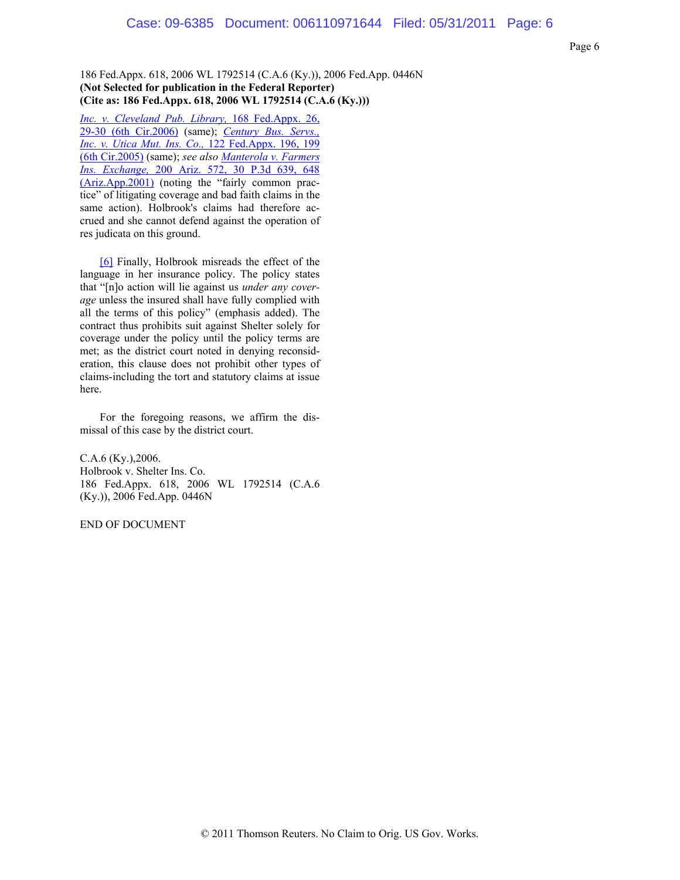186 Fed.Appx. 618, 2006 WL 1792514 (C.A.6 (Ky.)), 2006 Fed.App. 0446N
**(Not Selected for publication in the Federal Reporter)**
**(Cite as: 186 Fed.Appx. 618, 2006 WL 1792514 (C.A.6 (Ky.)))**

*Inc. v. Cleveland Pub. Library,* 168 Fed.Appx. 26, 29-30 (6th Cir.2006) (same); *Century Bus. Servs., Inc. v. Utica Mut. Ins. Co.,* 122 Fed.Appx. 196, 199 (6th Cir.2005) (same); *see also Manterola v. Farmers Ins. Exchange,* 200 Ariz. 572, 30 P.3d 639, 648 (Ariz.App.2001) (noting the "fairly common practice" of litigating coverage and bad faith claims in the same action). Holbrook's claims had therefore accrued and she cannot defend against the operation of res judicata on this ground.

[6] Finally, Holbrook misreads the effect of the language in her insurance policy. The policy states that "[n]o action will lie against us *under any coverage* unless the insured shall have fully complied with all the terms of this policy" (emphasis added). The contract thus prohibits suit against Shelter solely for coverage under the policy until the policy terms are met; as the district court noted in denying reconsideration, this clause does not prohibit other types of claims-including the tort and statutory claims at issue here.

For the foregoing reasons, we affirm the dismissal of this case by the district court.

C.A.6 (Ky.),2006.
Holbrook v. Shelter Ins. Co.
186 Fed.Appx. 618, 2006 WL 1792514 (C.A.6 (Ky.)), 2006 Fed.App. 0446N

END OF DOCUMENT